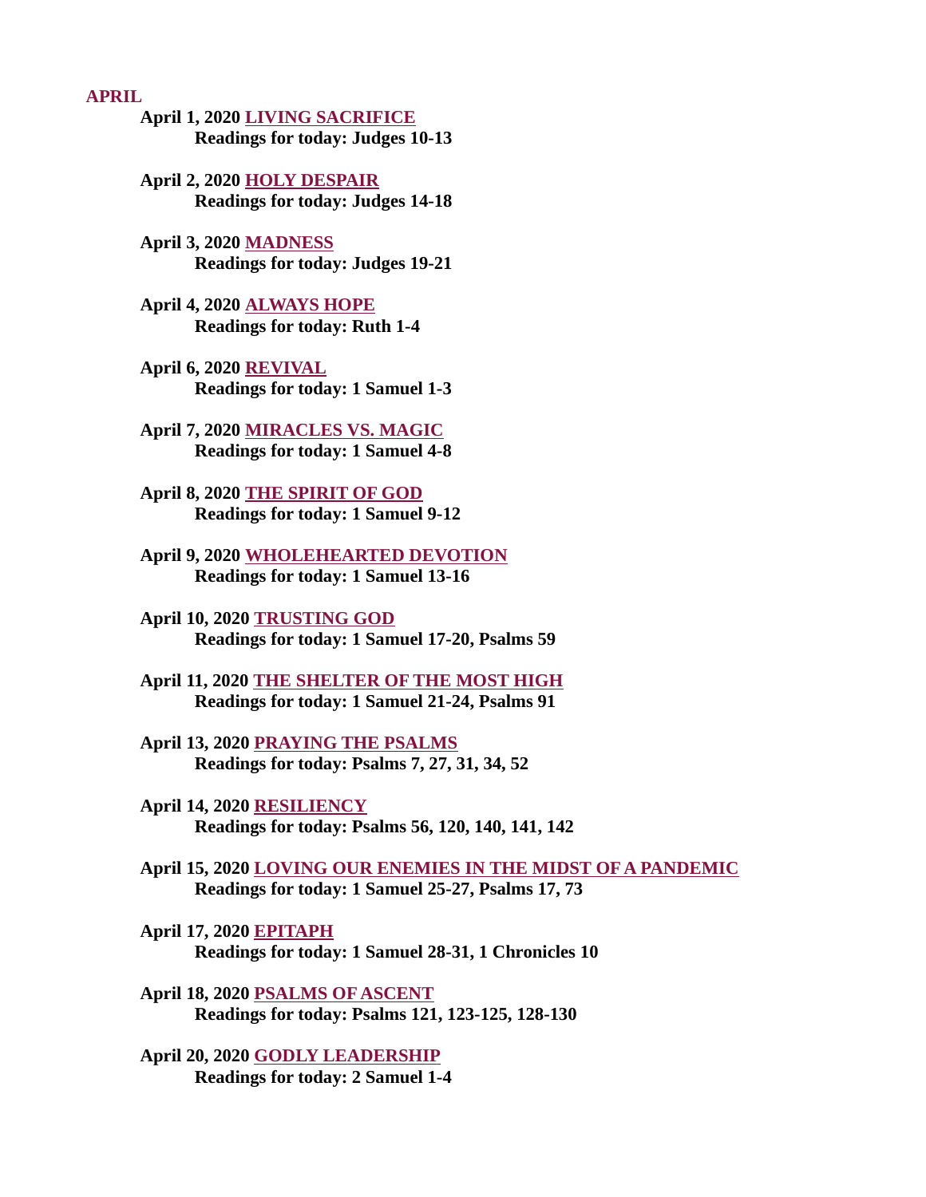## APRIL

**April 1, 2020 LIVING SACRIFICE**
**Readings for today: Judges 10-13**

**April 2, 2020 HOLY DESPAIR**
**Readings for today: Judges 14-18**

**April 3, 2020 MADNESS**
**Readings for today: Judges 19-21**

**April 4, 2020 ALWAYS HOPE**
**Readings for today: Ruth 1-4**

**April 6, 2020 REVIVAL**
**Readings for today: 1 Samuel 1-3**

**April 7, 2020 MIRACLES VS. MAGIC**
**Readings for today: 1 Samuel 4-8**

**April 8, 2020 THE SPIRIT OF GOD**
**Readings for today: 1 Samuel 9-12**

**April 9, 2020 WHOLEHEARTED DEVOTION**
**Readings for today: 1 Samuel 13-16**

**April 10, 2020 TRUSTING GOD**
**Readings for today: 1 Samuel 17-20, Psalms 59**

**April 11, 2020 THE SHELTER OF THE MOST HIGH**
**Readings for today: 1 Samuel 21-24, Psalms 91**

**April 13, 2020 PRAYING THE PSALMS**
**Readings for today: Psalms 7, 27, 31, 34, 52**

**April 14, 2020 RESILIENCY**
**Readings for today: Psalms 56, 120, 140, 141, 142**

**April 15, 2020 LOVING OUR ENEMIES IN THE MIDST OF A PANDEMIC**
**Readings for today: 1 Samuel 25-27, Psalms 17, 73**

**April 17, 2020 EPITAPH**
**Readings for today: 1 Samuel 28-31, 1 Chronicles 10**

**April 18, 2020 PSALMS OF ASCENT**
**Readings for today: Psalms 121, 123-125, 128-130**

**April 20, 2020 GODLY LEADERSHIP**
**Readings for today: 2 Samuel 1-4**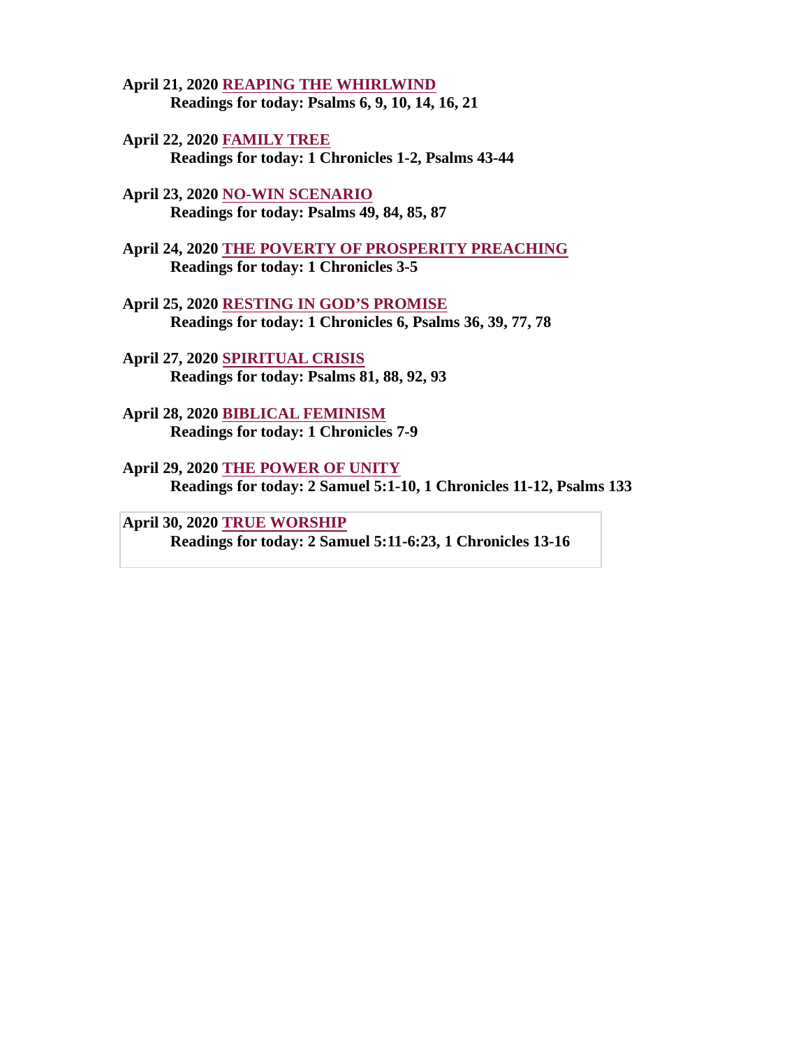**April 21, 2020 REAPING THE WHIRLWIND**
**Readings for today: Psalms 6, 9, 10, 14, 16, 21**

**April 22, 2020 FAMILY TREE**
**Readings for today: 1 Chronicles 1-2, Psalms 43-44**

**April 23, 2020 NO-WIN SCENARIO**
**Readings for today: Psalms 49, 84, 85, 87**

**April 24, 2020 THE POVERTY OF PROSPERITY PREACHING**
**Readings for today: 1 Chronicles 3-5**

**April 25, 2020 RESTING IN GOD'S PROMISE**
**Readings for today: 1 Chronicles 6, Psalms 36, 39, 77, 78**

**April 27, 2020 SPIRITUAL CRISIS**
**Readings for today: Psalms 81, 88, 92, 93**

**April 28, 2020 BIBLICAL FEMINISM**
**Readings for today: 1 Chronicles 7-9**

**April 29, 2020 THE POWER OF UNITY**
**Readings for today: 2 Samuel 5:1-10, 1 Chronicles 11-12, Psalms 133**

**April 30, 2020 TRUE WORSHIP**
**Readings for today: 2 Samuel 5:11-6:23, 1 Chronicles 13-16**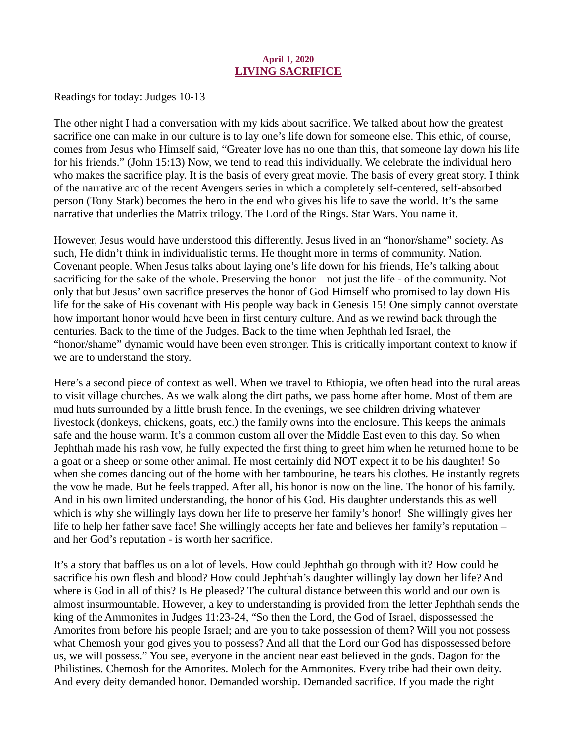**April 1, 2020**

## LIVING SACRIFICE

Readings for today: Judges 10-13

The other night I had a conversation with my kids about sacrifice. We talked about how the greatest sacrifice one can make in our culture is to lay one's life down for someone else. This ethic, of course, comes from Jesus who Himself said, "Greater love has no one than this, that someone lay down his life for his friends." (John 15:13) Now, we tend to read this individually. We celebrate the individual hero who makes the sacrifice play. It is the basis of every great movie. The basis of every great story. I think of the narrative arc of the recent Avengers series in which a completely self-centered, self-absorbed person (Tony Stark) becomes the hero in the end who gives his life to save the world. It's the same narrative that underlies the Matrix trilogy. The Lord of the Rings. Star Wars. You name it.

However, Jesus would have understood this differently. Jesus lived in an "honor/shame" society. As such, He didn't think in individualistic terms. He thought more in terms of community. Nation. Covenant people. When Jesus talks about laying one's life down for his friends, He's talking about sacrificing for the sake of the whole. Preserving the honor – not just the life - of the community. Not only that but Jesus' own sacrifice preserves the honor of God Himself who promised to lay down His life for the sake of His covenant with His people way back in Genesis 15! One simply cannot overstate how important honor would have been in first century culture. And as we rewind back through the centuries. Back to the time of the Judges. Back to the time when Jephthah led Israel, the "honor/shame" dynamic would have been even stronger. This is critically important context to know if we are to understand the story.

Here's a second piece of context as well. When we travel to Ethiopia, we often head into the rural areas to visit village churches. As we walk along the dirt paths, we pass home after home. Most of them are mud huts surrounded by a little brush fence. In the evenings, we see children driving whatever livestock (donkeys, chickens, goats, etc.) the family owns into the enclosure. This keeps the animals safe and the house warm. It's a common custom all over the Middle East even to this day. So when Jephthah made his rash vow, he fully expected the first thing to greet him when he returned home to be a goat or a sheep or some other animal. He most certainly did NOT expect it to be his daughter! So when she comes dancing out of the home with her tambourine, he tears his clothes. He instantly regrets the vow he made. But he feels trapped. After all, his honor is now on the line. The honor of his family. And in his own limited understanding, the honor of his God. His daughter understands this as well which is why she willingly lays down her life to preserve her family's honor! She willingly gives her life to help her father save face! She willingly accepts her fate and believes her family's reputation – and her God's reputation - is worth her sacrifice.

It's a story that baffles us on a lot of levels. How could Jephthah go through with it? How could he sacrifice his own flesh and blood? How could Jephthah's daughter willingly lay down her life? And where is God in all of this? Is He pleased? The cultural distance between this world and our own is almost insurmountable. However, a key to understanding is provided from the letter Jephthah sends the king of the Ammonites in Judges 11:23-24, "So then the Lord, the God of Israel, dispossessed the Amorites from before his people Israel; and are you to take possession of them? Will you not possess what Chemosh your god gives you to possess? And all that the Lord our God has dispossessed before us, we will possess." You see, everyone in the ancient near east believed in the gods. Dagon for the Philistines. Chemosh for the Amorites. Molech for the Ammonites. Every tribe had their own deity. And every deity demanded honor. Demanded worship. Demanded sacrifice. If you made the right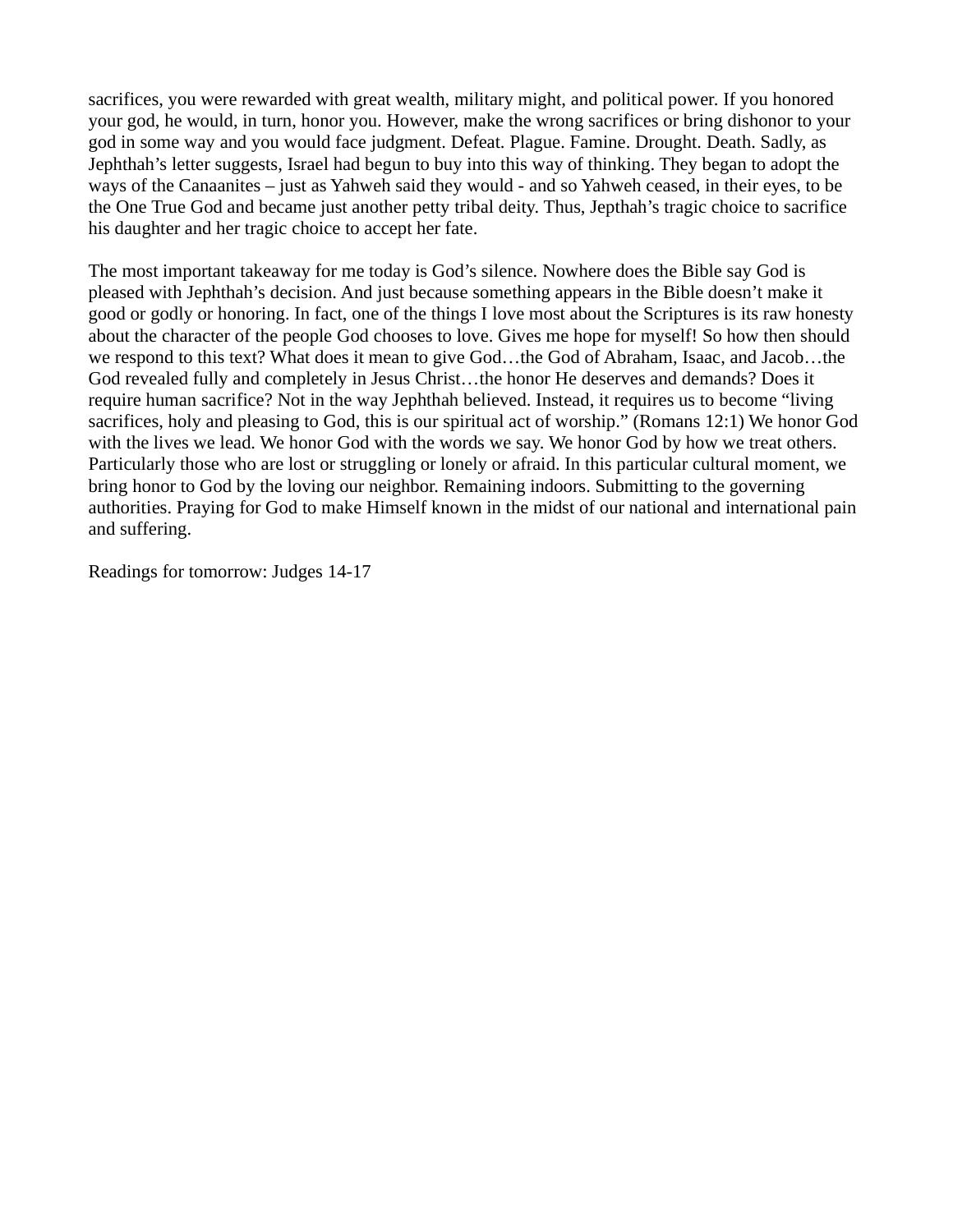sacrifices, you were rewarded with great wealth, military might, and political power. If you honored your god, he would, in turn, honor you. However, make the wrong sacrifices or bring dishonor to your god in some way and you would face judgment. Defeat. Plague. Famine. Drought. Death. Sadly, as Jephthah's letter suggests, Israel had begun to buy into this way of thinking. They began to adopt the ways of the Canaanites – just as Yahweh said they would - and so Yahweh ceased, in their eyes, to be the One True God and became just another petty tribal deity. Thus, Jepthah's tragic choice to sacrifice his daughter and her tragic choice to accept her fate.

The most important takeaway for me today is God's silence. Nowhere does the Bible say God is pleased with Jephthah's decision. And just because something appears in the Bible doesn't make it good or godly or honoring. In fact, one of the things I love most about the Scriptures is its raw honesty about the character of the people God chooses to love. Gives me hope for myself! So how then should we respond to this text? What does it mean to give God…the God of Abraham, Isaac, and Jacob…the God revealed fully and completely in Jesus Christ…the honor He deserves and demands? Does it require human sacrifice? Not in the way Jephthah believed. Instead, it requires us to become "living sacrifices, holy and pleasing to God, this is our spiritual act of worship." (Romans 12:1) We honor God with the lives we lead. We honor God with the words we say. We honor God by how we treat others. Particularly those who are lost or struggling or lonely or afraid. In this particular cultural moment, we bring honor to God by the loving our neighbor. Remaining indoors. Submitting to the governing authorities. Praying for God to make Himself known in the midst of our national and international pain and suffering.

Readings for tomorrow: Judges 14-17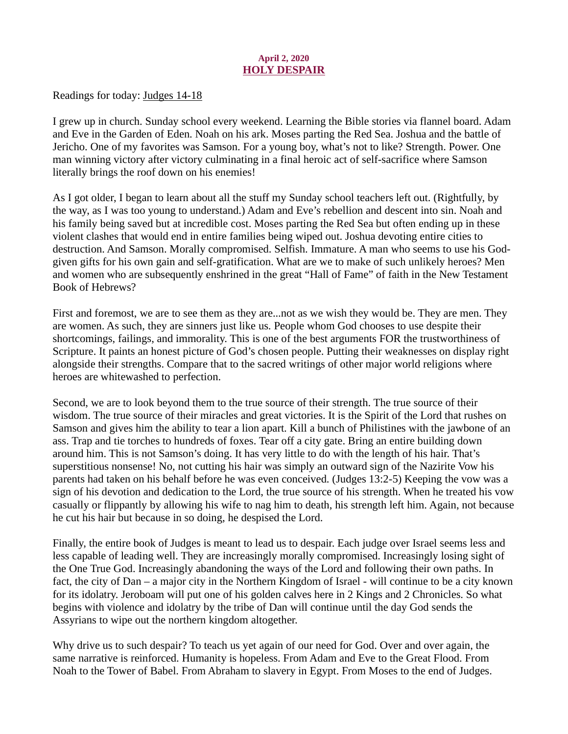**April 2, 2020**

## HOLY DESPAIR

Readings for today: Judges 14-18

I grew up in church. Sunday school every weekend. Learning the Bible stories via flannel board. Adam and Eve in the Garden of Eden. Noah on his ark. Moses parting the Red Sea. Joshua and the battle of Jericho. One of my favorites was Samson. For a young boy, what's not to like? Strength. Power. One man winning victory after victory culminating in a final heroic act of self-sacrifice where Samson literally brings the roof down on his enemies!

As I got older, I began to learn about all the stuff my Sunday school teachers left out. (Rightfully, by the way, as I was too young to understand.) Adam and Eve's rebellion and descent into sin. Noah and his family being saved but at incredible cost. Moses parting the Red Sea but often ending up in these violent clashes that would end in entire families being wiped out. Joshua devoting entire cities to destruction. And Samson. Morally compromised. Selfish. Immature. A man who seems to use his God-given gifts for his own gain and self-gratification. What are we to make of such unlikely heroes? Men and women who are subsequently enshrined in the great "Hall of Fame" of faith in the New Testament Book of Hebrews?

First and foremost, we are to see them as they are...not as we wish they would be. They are men. They are women. As such, they are sinners just like us. People whom God chooses to use despite their shortcomings, failings, and immorality. This is one of the best arguments FOR the trustworthiness of Scripture. It paints an honest picture of God's chosen people. Putting their weaknesses on display right alongside their strengths. Compare that to the sacred writings of other major world religions where heroes are whitewashed to perfection.

Second, we are to look beyond them to the true source of their strength. The true source of their wisdom. The true source of their miracles and great victories. It is the Spirit of the Lord that rushes on Samson and gives him the ability to tear a lion apart. Kill a bunch of Philistines with the jawbone of an ass. Trap and tie torches to hundreds of foxes. Tear off a city gate. Bring an entire building down around him. This is not Samson's doing. It has very little to do with the length of his hair. That's superstitious nonsense! No, not cutting his hair was simply an outward sign of the Nazirite Vow his parents had taken on his behalf before he was even conceived. (Judges 13:2-5) Keeping the vow was a sign of his devotion and dedication to the Lord, the true source of his strength. When he treated his vow casually or flippantly by allowing his wife to nag him to death, his strength left him. Again, not because he cut his hair but because in so doing, he despised the Lord.

Finally, the entire book of Judges is meant to lead us to despair. Each judge over Israel seems less and less capable of leading well. They are increasingly morally compromised. Increasingly losing sight of the One True God. Increasingly abandoning the ways of the Lord and following their own paths. In fact, the city of Dan – a major city in the Northern Kingdom of Israel - will continue to be a city known for its idolatry. Jeroboam will put one of his golden calves here in 2 Kings and 2 Chronicles. So what begins with violence and idolatry by the tribe of Dan will continue until the day God sends the Assyrians to wipe out the northern kingdom altogether.

Why drive us to such despair? To teach us yet again of our need for God. Over and over again, the same narrative is reinforced. Humanity is hopeless. From Adam and Eve to the Great Flood. From Noah to the Tower of Babel. From Abraham to slavery in Egypt. From Moses to the end of Judges.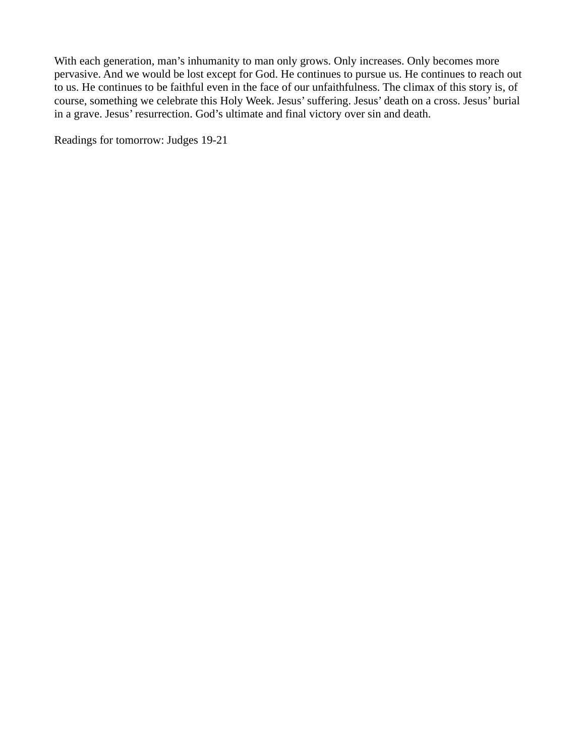With each generation, man's inhumanity to man only grows. Only increases. Only becomes more pervasive. And we would be lost except for God. He continues to pursue us. He continues to reach out to us. He continues to be faithful even in the face of our unfaithfulness. The climax of this story is, of course, something we celebrate this Holy Week. Jesus' suffering. Jesus' death on a cross. Jesus' burial in a grave. Jesus' resurrection. God's ultimate and final victory over sin and death.

Readings for tomorrow: Judges 19-21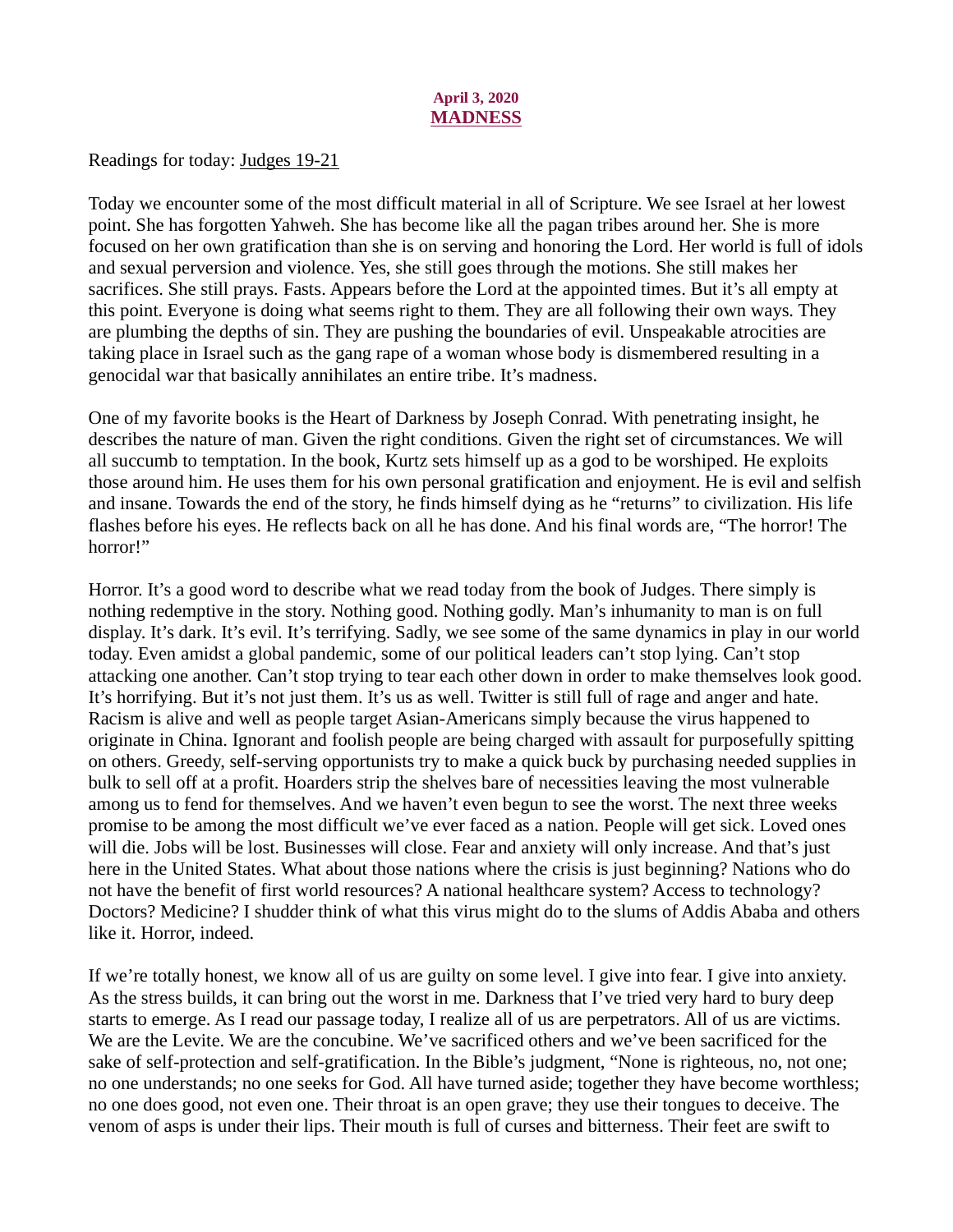**April 3, 2020**

# MADNESS

Readings for today: Judges 19-21

Today we encounter some of the most difficult material in all of Scripture. We see Israel at her lowest point. She has forgotten Yahweh. She has become like all the pagan tribes around her. She is more focused on her own gratification than she is on serving and honoring the Lord. Her world is full of idols and sexual perversion and violence. Yes, she still goes through the motions. She still makes her sacrifices. She still prays. Fasts. Appears before the Lord at the appointed times. But it's all empty at this point. Everyone is doing what seems right to them. They are all following their own ways. They are plumbing the depths of sin. They are pushing the boundaries of evil. Unspeakable atrocities are taking place in Israel such as the gang rape of a woman whose body is dismembered resulting in a genocidal war that basically annihilates an entire tribe. It's madness.

One of my favorite books is the Heart of Darkness by Joseph Conrad. With penetrating insight, he describes the nature of man. Given the right conditions. Given the right set of circumstances. We will all succumb to temptation. In the book, Kurtz sets himself up as a god to be worshiped. He exploits those around him. He uses them for his own personal gratification and enjoyment. He is evil and selfish and insane. Towards the end of the story, he finds himself dying as he "returns" to civilization. His life flashes before his eyes. He reflects back on all he has done. And his final words are, "The horror! The horror!"

Horror. It's a good word to describe what we read today from the book of Judges. There simply is nothing redemptive in the story. Nothing good. Nothing godly. Man's inhumanity to man is on full display. It's dark. It's evil. It's terrifying. Sadly, we see some of the same dynamics in play in our world today. Even amidst a global pandemic, some of our political leaders can't stop lying. Can't stop attacking one another. Can't stop trying to tear each other down in order to make themselves look good. It's horrifying. But it's not just them. It's us as well. Twitter is still full of rage and anger and hate. Racism is alive and well as people target Asian-Americans simply because the virus happened to originate in China. Ignorant and foolish people are being charged with assault for purposefully spitting on others. Greedy, self-serving opportunists try to make a quick buck by purchasing needed supplies in bulk to sell off at a profit. Hoarders strip the shelves bare of necessities leaving the most vulnerable among us to fend for themselves. And we haven't even begun to see the worst. The next three weeks promise to be among the most difficult we've ever faced as a nation. People will get sick. Loved ones will die. Jobs will be lost. Businesses will close. Fear and anxiety will only increase. And that's just here in the United States. What about those nations where the crisis is just beginning? Nations who do not have the benefit of first world resources? A national healthcare system? Access to technology? Doctors? Medicine? I shudder think of what this virus might do to the slums of Addis Ababa and others like it. Horror, indeed.

If we're totally honest, we know all of us are guilty on some level. I give into fear. I give into anxiety. As the stress builds, it can bring out the worst in me. Darkness that I've tried very hard to bury deep starts to emerge. As I read our passage today, I realize all of us are perpetrators. All of us are victims. We are the Levite. We are the concubine. We've sacrificed others and we've been sacrificed for the sake of self-protection and self-gratification. In the Bible's judgment, "None is righteous, no, not one; no one understands; no one seeks for God. All have turned aside; together they have become worthless; no one does good, not even one. Their throat is an open grave; they use their tongues to deceive. The venom of asps is under their lips. Their mouth is full of curses and bitterness. Their feet are swift to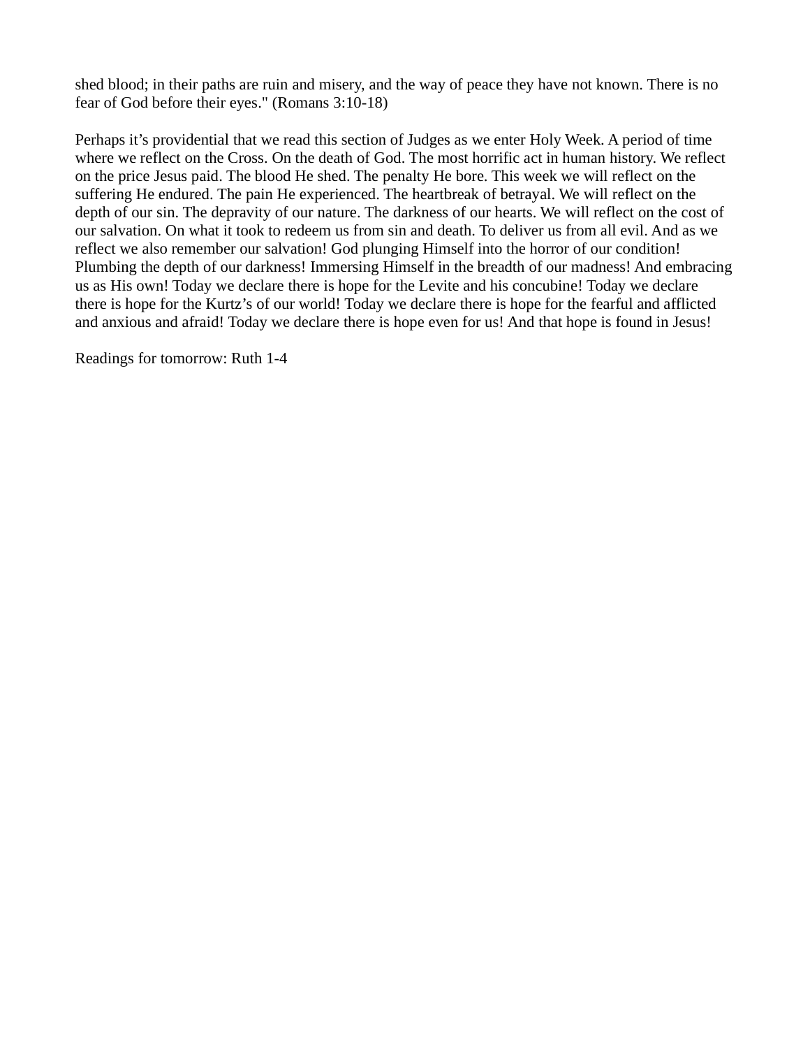shed blood; in their paths are ruin and misery, and the way of peace they have not known. There is no fear of God before their eyes." (Romans 3:10-18)

Perhaps it's providential that we read this section of Judges as we enter Holy Week. A period of time where we reflect on the Cross. On the death of God. The most horrific act in human history. We reflect on the price Jesus paid. The blood He shed. The penalty He bore. This week we will reflect on the suffering He endured. The pain He experienced. The heartbreak of betrayal. We will reflect on the depth of our sin. The depravity of our nature. The darkness of our hearts. We will reflect on the cost of our salvation. On what it took to redeem us from sin and death. To deliver us from all evil. And as we reflect we also remember our salvation! God plunging Himself into the horror of our condition! Plumbing the depth of our darkness! Immersing Himself in the breadth of our madness! And embracing us as His own! Today we declare there is hope for the Levite and his concubine! Today we declare there is hope for the Kurtz's of our world! Today we declare there is hope for the fearful and afflicted and anxious and afraid! Today we declare there is hope even for us! And that hope is found in Jesus!

Readings for tomorrow: Ruth 1-4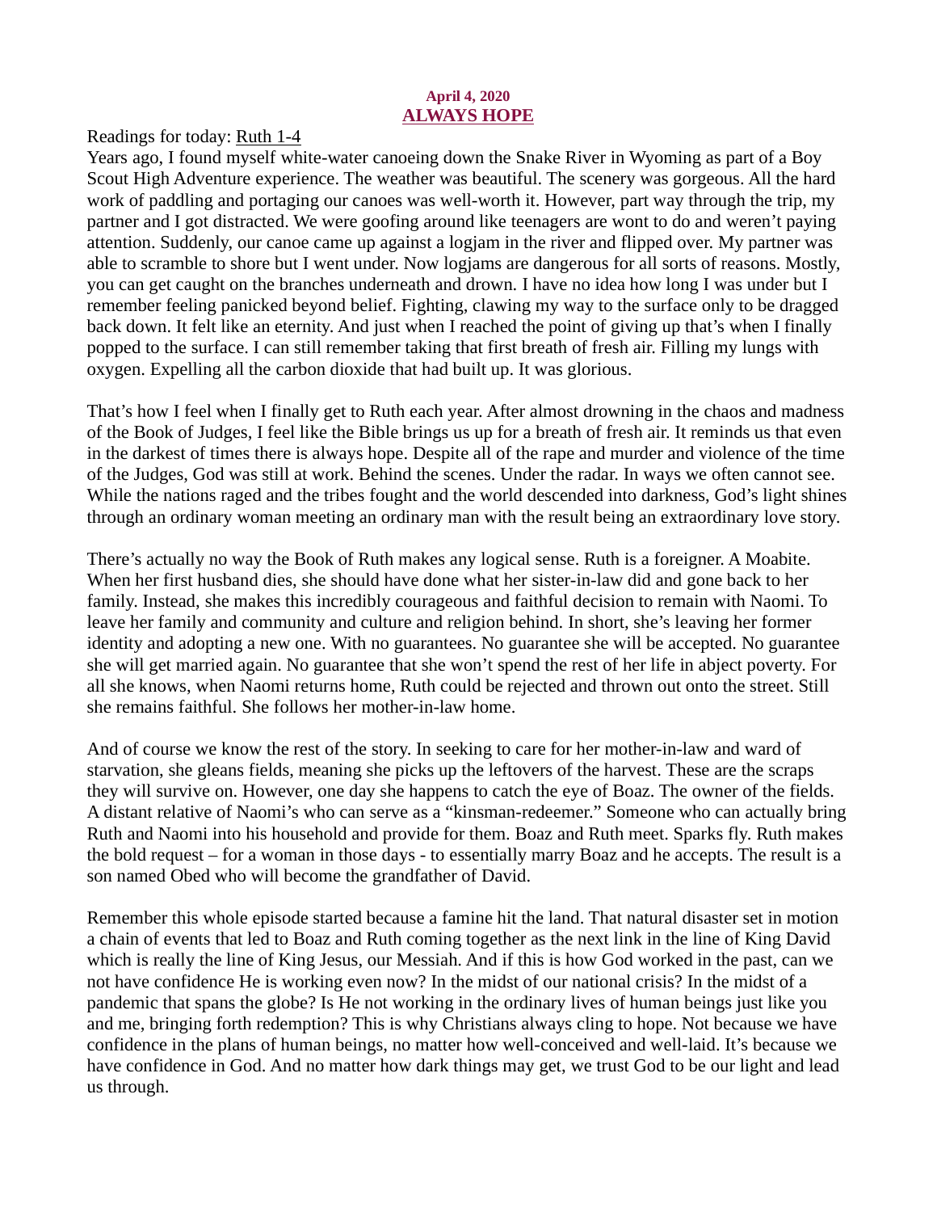**April 4, 2020**

## ALWAYS HOPE

Readings for today: Ruth 1-4

Years ago, I found myself white-water canoeing down the Snake River in Wyoming as part of a Boy Scout High Adventure experience. The weather was beautiful. The scenery was gorgeous. All the hard work of paddling and portaging our canoes was well-worth it. However, part way through the trip, my partner and I got distracted. We were goofing around like teenagers are wont to do and weren't paying attention. Suddenly, our canoe came up against a logjam in the river and flipped over. My partner was able to scramble to shore but I went under. Now logjams are dangerous for all sorts of reasons. Mostly, you can get caught on the branches underneath and drown. I have no idea how long I was under but I remember feeling panicked beyond belief. Fighting, clawing my way to the surface only to be dragged back down. It felt like an eternity. And just when I reached the point of giving up that's when I finally popped to the surface. I can still remember taking that first breath of fresh air. Filling my lungs with oxygen. Expelling all the carbon dioxide that had built up. It was glorious.

That's how I feel when I finally get to Ruth each year. After almost drowning in the chaos and madness of the Book of Judges, I feel like the Bible brings us up for a breath of fresh air. It reminds us that even in the darkest of times there is always hope. Despite all of the rape and murder and violence of the time of the Judges, God was still at work. Behind the scenes. Under the radar. In ways we often cannot see. While the nations raged and the tribes fought and the world descended into darkness, God's light shines through an ordinary woman meeting an ordinary man with the result being an extraordinary love story.

There's actually no way the Book of Ruth makes any logical sense. Ruth is a foreigner. A Moabite. When her first husband dies, she should have done what her sister-in-law did and gone back to her family. Instead, she makes this incredibly courageous and faithful decision to remain with Naomi. To leave her family and community and culture and religion behind. In short, she's leaving her former identity and adopting a new one. With no guarantees. No guarantee she will be accepted. No guarantee she will get married again. No guarantee that she won't spend the rest of her life in abject poverty. For all she knows, when Naomi returns home, Ruth could be rejected and thrown out onto the street. Still she remains faithful. She follows her mother-in-law home.

And of course we know the rest of the story. In seeking to care for her mother-in-law and ward of starvation, she gleans fields, meaning she picks up the leftovers of the harvest. These are the scraps they will survive on. However, one day she happens to catch the eye of Boaz. The owner of the fields. A distant relative of Naomi's who can serve as a "kinsman-redeemer." Someone who can actually bring Ruth and Naomi into his household and provide for them. Boaz and Ruth meet. Sparks fly. Ruth makes the bold request – for a woman in those days - to essentially marry Boaz and he accepts. The result is a son named Obed who will become the grandfather of David.

Remember this whole episode started because a famine hit the land. That natural disaster set in motion a chain of events that led to Boaz and Ruth coming together as the next link in the line of King David which is really the line of King Jesus, our Messiah. And if this is how God worked in the past, can we not have confidence He is working even now? In the midst of our national crisis? In the midst of a pandemic that spans the globe? Is He not working in the ordinary lives of human beings just like you and me, bringing forth redemption? This is why Christians always cling to hope. Not because we have confidence in the plans of human beings, no matter how well-conceived and well-laid. It's because we have confidence in God. And no matter how dark things may get, we trust God to be our light and lead us through.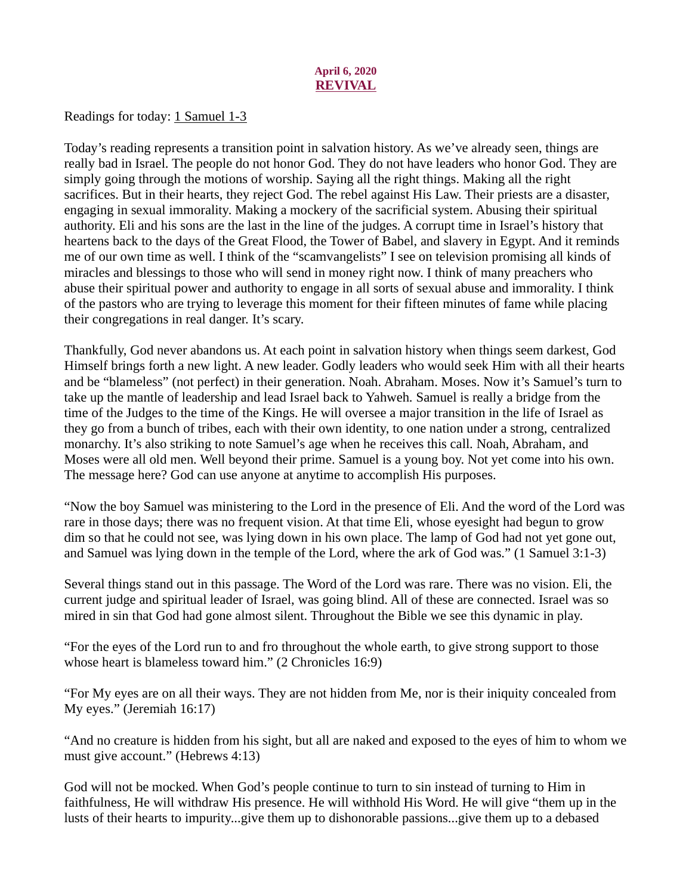April 6, 2020

## REVIVAL

Readings for today: 1 Samuel 1-3

Today's reading represents a transition point in salvation history. As we've already seen, things are really bad in Israel. The people do not honor God. They do not have leaders who honor God. They are simply going through the motions of worship. Saying all the right things. Making all the right sacrifices. But in their hearts, they reject God. The rebel against His Law. Their priests are a disaster, engaging in sexual immorality. Making a mockery of the sacrificial system. Abusing their spiritual authority. Eli and his sons are the last in the line of the judges. A corrupt time in Israel's history that heartens back to the days of the Great Flood, the Tower of Babel, and slavery in Egypt. And it reminds me of our own time as well. I think of the "scamvangelists" I see on television promising all kinds of miracles and blessings to those who will send in money right now. I think of many preachers who abuse their spiritual power and authority to engage in all sorts of sexual abuse and immorality. I think of the pastors who are trying to leverage this moment for their fifteen minutes of fame while placing their congregations in real danger. It's scary.

Thankfully, God never abandons us. At each point in salvation history when things seem darkest, God Himself brings forth a new light. A new leader. Godly leaders who would seek Him with all their hearts and be "blameless" (not perfect) in their generation. Noah. Abraham. Moses. Now it's Samuel's turn to take up the mantle of leadership and lead Israel back to Yahweh. Samuel is really a bridge from the time of the Judges to the time of the Kings. He will oversee a major transition in the life of Israel as they go from a bunch of tribes, each with their own identity, to one nation under a strong, centralized monarchy. It's also striking to note Samuel's age when he receives this call. Noah, Abraham, and Moses were all old men. Well beyond their prime. Samuel is a young boy. Not yet come into his own. The message here? God can use anyone at anytime to accomplish His purposes.

"Now the boy Samuel was ministering to the Lord in the presence of Eli. And the word of the Lord was rare in those days; there was no frequent vision. At that time Eli, whose eyesight had begun to grow dim so that he could not see, was lying down in his own place. The lamp of God had not yet gone out, and Samuel was lying down in the temple of the Lord, where the ark of God was." (1 Samuel 3:1-3)

Several things stand out in this passage. The Word of the Lord was rare. There was no vision. Eli, the current judge and spiritual leader of Israel, was going blind. All of these are connected. Israel was so mired in sin that God had gone almost silent. Throughout the Bible we see this dynamic in play.

"For the eyes of the Lord run to and fro throughout the whole earth, to give strong support to those whose heart is blameless toward him." (2 Chronicles 16:9)

"For My eyes are on all their ways. They are not hidden from Me, nor is their iniquity concealed from My eyes." (Jeremiah 16:17)

"And no creature is hidden from his sight, but all are naked and exposed to the eyes of him to whom we must give account." (Hebrews 4:13)

God will not be mocked. When God's people continue to turn to sin instead of turning to Him in faithfulness, He will withdraw His presence. He will withhold His Word. He will give "them up in the lusts of their hearts to impurity...give them up to dishonorable passions...give them up to a debased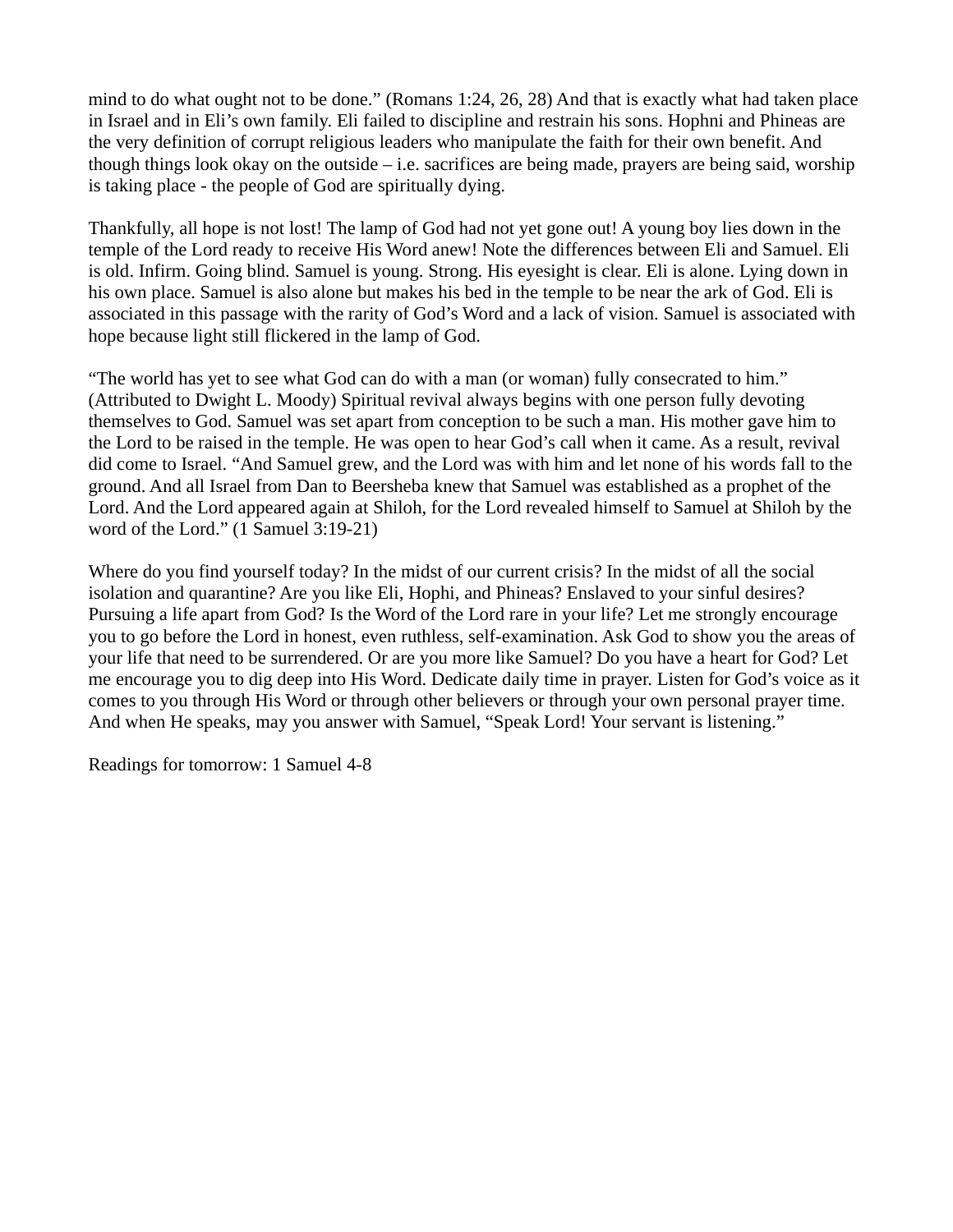mind to do what ought not to be done." (Romans 1:24, 26, 28) And that is exactly what had taken place in Israel and in Eli's own family. Eli failed to discipline and restrain his sons. Hophni and Phineas are the very definition of corrupt religious leaders who manipulate the faith for their own benefit. And though things look okay on the outside – i.e. sacrifices are being made, prayers are being said, worship is taking place - the people of God are spiritually dying.

Thankfully, all hope is not lost! The lamp of God had not yet gone out! A young boy lies down in the temple of the Lord ready to receive His Word anew! Note the differences between Eli and Samuel. Eli is old. Infirm. Going blind. Samuel is young. Strong. His eyesight is clear. Eli is alone. Lying down in his own place. Samuel is also alone but makes his bed in the temple to be near the ark of God. Eli is associated in this passage with the rarity of God's Word and a lack of vision. Samuel is associated with hope because light still flickered in the lamp of God.

"The world has yet to see what God can do with a man (or woman) fully consecrated to him." (Attributed to Dwight L. Moody) Spiritual revival always begins with one person fully devoting themselves to God. Samuel was set apart from conception to be such a man. His mother gave him to the Lord to be raised in the temple. He was open to hear God's call when it came. As a result, revival did come to Israel. "And Samuel grew, and the Lord was with him and let none of his words fall to the ground. And all Israel from Dan to Beersheba knew that Samuel was established as a prophet of the Lord. And the Lord appeared again at Shiloh, for the Lord revealed himself to Samuel at Shiloh by the word of the Lord." (1 Samuel 3:19-21)

Where do you find yourself today? In the midst of our current crisis? In the midst of all the social isolation and quarantine? Are you like Eli, Hophi, and Phineas? Enslaved to your sinful desires? Pursuing a life apart from God? Is the Word of the Lord rare in your life? Let me strongly encourage you to go before the Lord in honest, even ruthless, self-examination. Ask God to show you the areas of your life that need to be surrendered. Or are you more like Samuel? Do you have a heart for God? Let me encourage you to dig deep into His Word. Dedicate daily time in prayer. Listen for God's voice as it comes to you through His Word or through other believers or through your own personal prayer time. And when He speaks, may you answer with Samuel, "Speak Lord! Your servant is listening."

Readings for tomorrow: 1 Samuel 4-8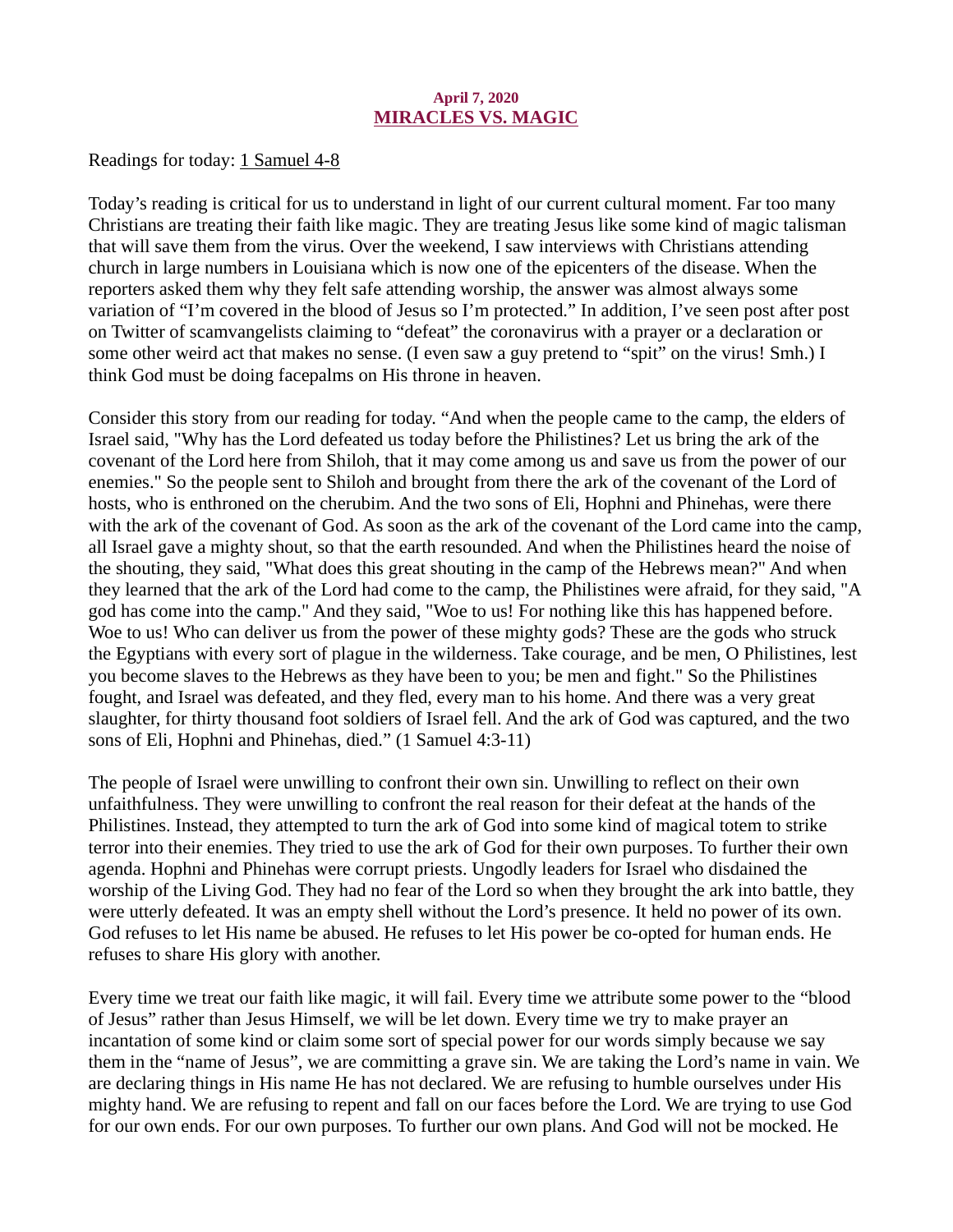**April 7, 2020**

## MIRACLES VS. MAGIC

Readings for today: 1 Samuel 4-8

Today's reading is critical for us to understand in light of our current cultural moment. Far too many Christians are treating their faith like magic. They are treating Jesus like some kind of magic talisman that will save them from the virus. Over the weekend, I saw interviews with Christians attending church in large numbers in Louisiana which is now one of the epicenters of the disease. When the reporters asked them why they felt safe attending worship, the answer was almost always some variation of "I'm covered in the blood of Jesus so I'm protected." In addition, I've seen post after post on Twitter of scamvangelists claiming to "defeat" the coronavirus with a prayer or a declaration or some other weird act that makes no sense. (I even saw a guy pretend to "spit" on the virus! Smh.) I think God must be doing facepalms on His throne in heaven.

Consider this story from our reading for today. "And when the people came to the camp, the elders of Israel said, "Why has the Lord defeated us today before the Philistines? Let us bring the ark of the covenant of the Lord here from Shiloh, that it may come among us and save us from the power of our enemies." So the people sent to Shiloh and brought from there the ark of the covenant of the Lord of hosts, who is enthroned on the cherubim. And the two sons of Eli, Hophni and Phinehas, were there with the ark of the covenant of God. As soon as the ark of the covenant of the Lord came into the camp, all Israel gave a mighty shout, so that the earth resounded. And when the Philistines heard the noise of the shouting, they said, "What does this great shouting in the camp of the Hebrews mean?" And when they learned that the ark of the Lord had come to the camp, the Philistines were afraid, for they said, "A god has come into the camp." And they said, "Woe to us! For nothing like this has happened before. Woe to us! Who can deliver us from the power of these mighty gods? These are the gods who struck the Egyptians with every sort of plague in the wilderness. Take courage, and be men, O Philistines, lest you become slaves to the Hebrews as they have been to you; be men and fight." So the Philistines fought, and Israel was defeated, and they fled, every man to his home. And there was a very great slaughter, for thirty thousand foot soldiers of Israel fell. And the ark of God was captured, and the two sons of Eli, Hophni and Phinehas, died." (1 Samuel 4:3-11)

The people of Israel were unwilling to confront their own sin. Unwilling to reflect on their own unfaithfulness. They were unwilling to confront the real reason for their defeat at the hands of the Philistines. Instead, they attempted to turn the ark of God into some kind of magical totem to strike terror into their enemies. They tried to use the ark of God for their own purposes. To further their own agenda. Hophni and Phinehas were corrupt priests. Ungodly leaders for Israel who disdained the worship of the Living God. They had no fear of the Lord so when they brought the ark into battle, they were utterly defeated. It was an empty shell without the Lord's presence. It held no power of its own. God refuses to let His name be abused. He refuses to let His power be co-opted for human ends. He refuses to share His glory with another.

Every time we treat our faith like magic, it will fail. Every time we attribute some power to the "blood of Jesus" rather than Jesus Himself, we will be let down. Every time we try to make prayer an incantation of some kind or claim some sort of special power for our words simply because we say them in the "name of Jesus", we are committing a grave sin. We are taking the Lord's name in vain. We are declaring things in His name He has not declared. We are refusing to humble ourselves under His mighty hand. We are refusing to repent and fall on our faces before the Lord. We are trying to use God for our own ends. For our own purposes. To further our own plans. And God will not be mocked. He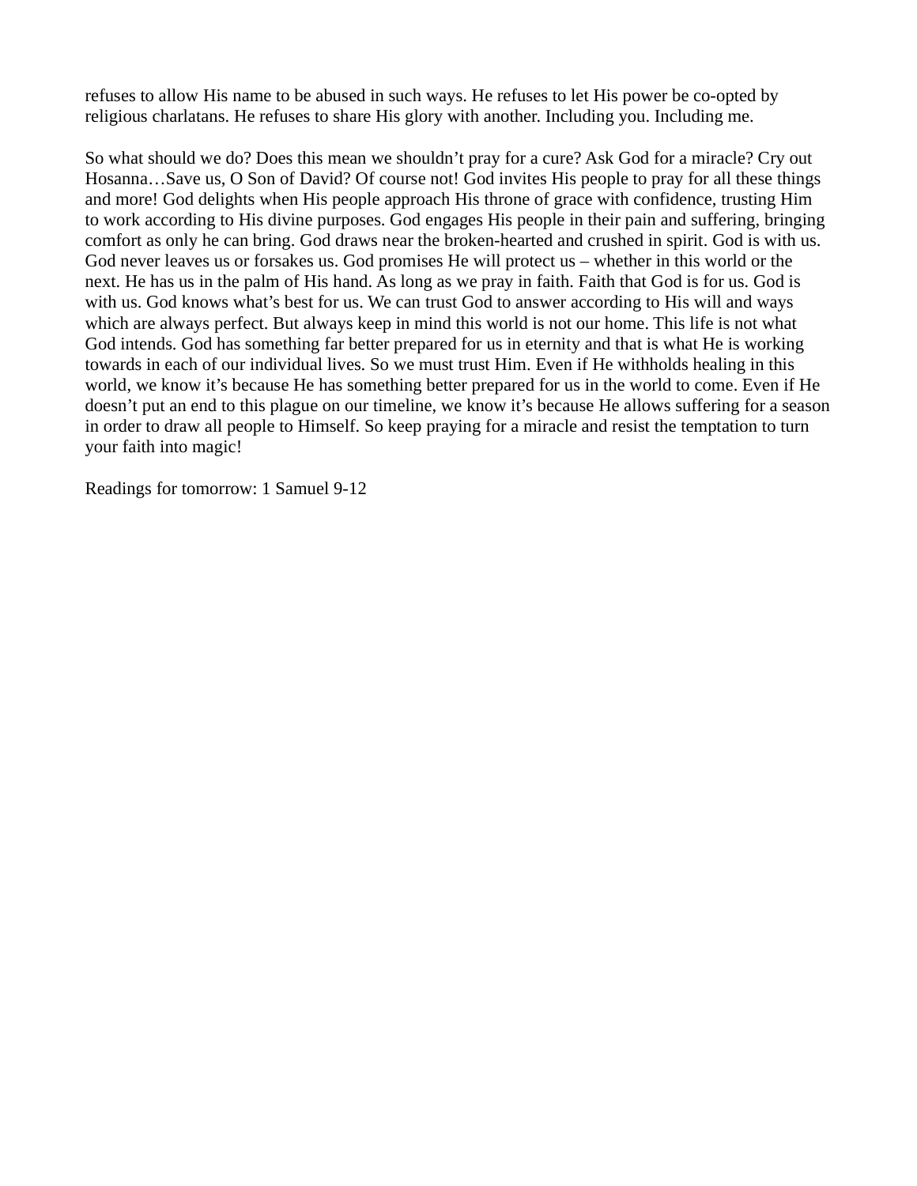refuses to allow His name to be abused in such ways. He refuses to let His power be co-opted by religious charlatans. He refuses to share His glory with another. Including you. Including me.

So what should we do? Does this mean we shouldn't pray for a cure? Ask God for a miracle? Cry out Hosanna…Save us, O Son of David? Of course not! God invites His people to pray for all these things and more! God delights when His people approach His throne of grace with confidence, trusting Him to work according to His divine purposes. God engages His people in their pain and suffering, bringing comfort as only he can bring. God draws near the broken-hearted and crushed in spirit. God is with us. God never leaves us or forsakes us. God promises He will protect us – whether in this world or the next. He has us in the palm of His hand. As long as we pray in faith. Faith that God is for us. God is with us. God knows what's best for us. We can trust God to answer according to His will and ways which are always perfect. But always keep in mind this world is not our home. This life is not what God intends. God has something far better prepared for us in eternity and that is what He is working towards in each of our individual lives. So we must trust Him. Even if He withholds healing in this world, we know it's because He has something better prepared for us in the world to come. Even if He doesn't put an end to this plague on our timeline, we know it's because He allows suffering for a season in order to draw all people to Himself. So keep praying for a miracle and resist the temptation to turn your faith into magic!

Readings for tomorrow: 1 Samuel 9-12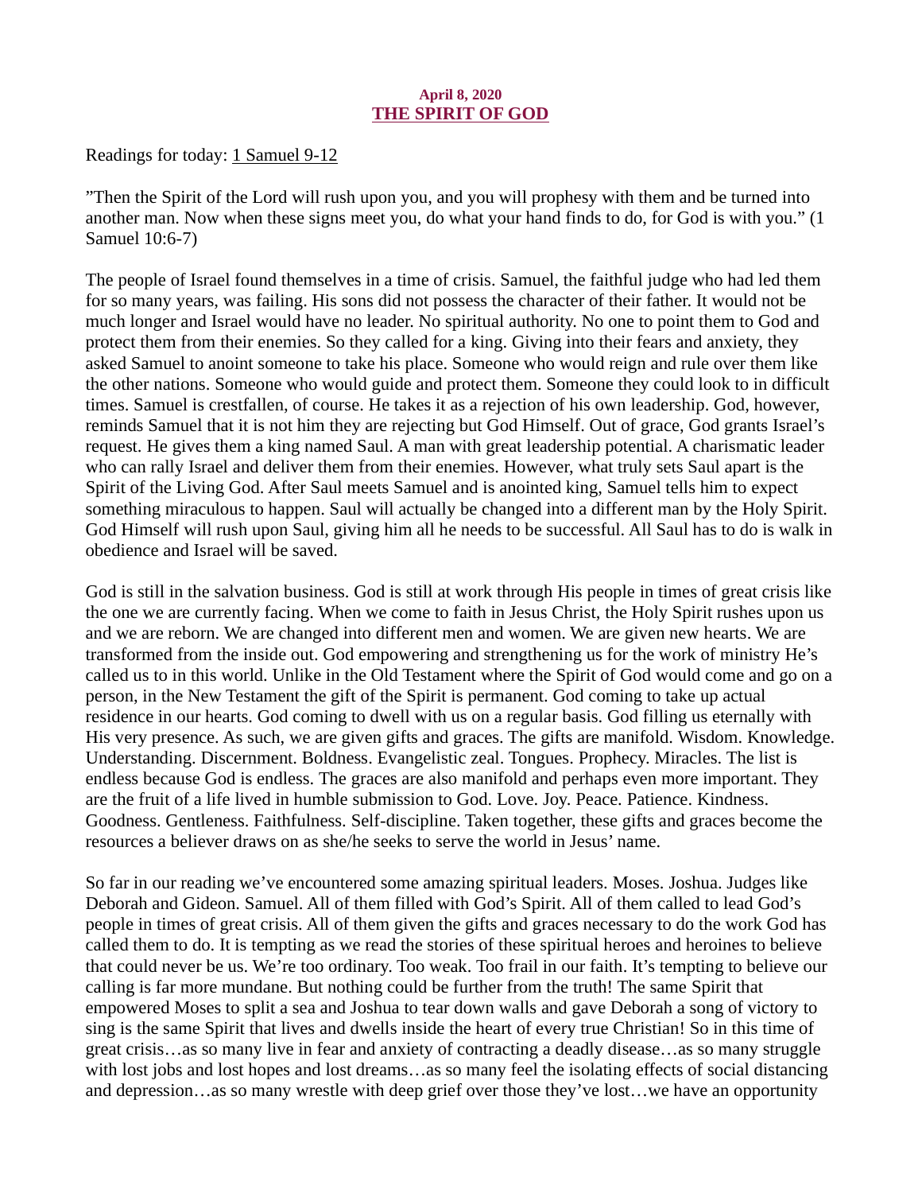**April 8, 2020**

## THE SPIRIT OF GOD

Readings for today: 1 Samuel 9-12

"Then the Spirit of the Lord will rush upon you, and you will prophesy with them and be turned into another man. Now when these signs meet you, do what your hand finds to do, for God is with you." (1 Samuel 10:6-7)

The people of Israel found themselves in a time of crisis. Samuel, the faithful judge who had led them for so many years, was failing. His sons did not possess the character of their father. It would not be much longer and Israel would have no leader. No spiritual authority. No one to point them to God and protect them from their enemies. So they called for a king. Giving into their fears and anxiety, they asked Samuel to anoint someone to take his place. Someone who would reign and rule over them like the other nations. Someone who would guide and protect them. Someone they could look to in difficult times. Samuel is crestfallen, of course. He takes it as a rejection of his own leadership. God, however, reminds Samuel that it is not him they are rejecting but God Himself. Out of grace, God grants Israel's request. He gives them a king named Saul. A man with great leadership potential. A charismatic leader who can rally Israel and deliver them from their enemies. However, what truly sets Saul apart is the Spirit of the Living God. After Saul meets Samuel and is anointed king, Samuel tells him to expect something miraculous to happen. Saul will actually be changed into a different man by the Holy Spirit. God Himself will rush upon Saul, giving him all he needs to be successful. All Saul has to do is walk in obedience and Israel will be saved.

God is still in the salvation business. God is still at work through His people in times of great crisis like the one we are currently facing. When we come to faith in Jesus Christ, the Holy Spirit rushes upon us and we are reborn. We are changed into different men and women. We are given new hearts. We are transformed from the inside out. God empowering and strengthening us for the work of ministry He's called us to in this world. Unlike in the Old Testament where the Spirit of God would come and go on a person, in the New Testament the gift of the Spirit is permanent. God coming to take up actual residence in our hearts. God coming to dwell with us on a regular basis. God filling us eternally with His very presence. As such, we are given gifts and graces. The gifts are manifold. Wisdom. Knowledge. Understanding. Discernment. Boldness. Evangelistic zeal. Tongues. Prophecy. Miracles. The list is endless because God is endless. The graces are also manifold and perhaps even more important. They are the fruit of a life lived in humble submission to God. Love. Joy. Peace. Patience. Kindness. Goodness. Gentleness. Faithfulness. Self-discipline. Taken together, these gifts and graces become the resources a believer draws on as she/he seeks to serve the world in Jesus' name.

So far in our reading we've encountered some amazing spiritual leaders. Moses. Joshua. Judges like Deborah and Gideon. Samuel. All of them filled with God's Spirit. All of them called to lead God's people in times of great crisis. All of them given the gifts and graces necessary to do the work God has called them to do. It is tempting as we read the stories of these spiritual heroes and heroines to believe that could never be us. We're too ordinary. Too weak. Too frail in our faith. It's tempting to believe our calling is far more mundane. But nothing could be further from the truth! The same Spirit that empowered Moses to split a sea and Joshua to tear down walls and gave Deborah a song of victory to sing is the same Spirit that lives and dwells inside the heart of every true Christian! So in this time of great crisis…as so many live in fear and anxiety of contracting a deadly disease…as so many struggle with lost jobs and lost hopes and lost dreams…as so many feel the isolating effects of social distancing and depression…as so many wrestle with deep grief over those they've lost…we have an opportunity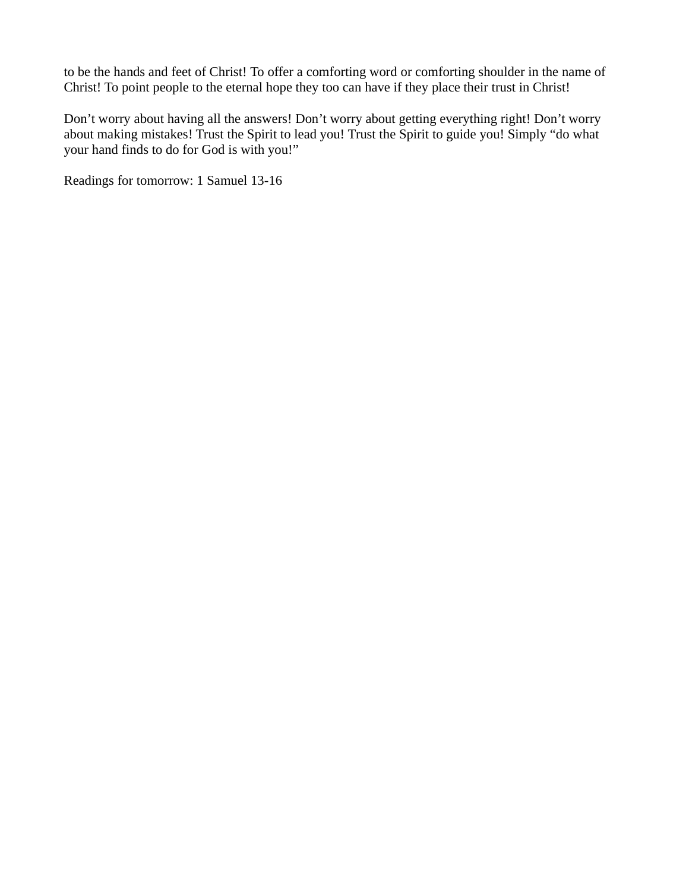to be the hands and feet of Christ! To offer a comforting word or comforting shoulder in the name of Christ! To point people to the eternal hope they too can have if they place their trust in Christ!

Don’t worry about having all the answers! Don’t worry about getting everything right! Don’t worry about making mistakes! Trust the Spirit to lead you! Trust the Spirit to guide you! Simply “do what your hand finds to do for God is with you!”

Readings for tomorrow: 1 Samuel 13-16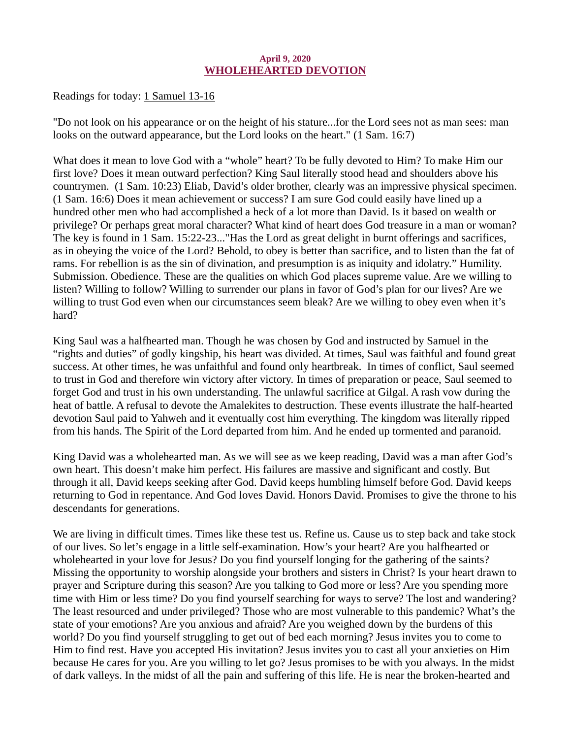**April 9, 2020**

## WHOLEHEARTED DEVOTION

Readings for today: 1 Samuel 13-16

"Do not look on his appearance or on the height of his stature...for the Lord sees not as man sees: man looks on the outward appearance, but the Lord looks on the heart." (1 Sam. 16:7)

What does it mean to love God with a "whole" heart? To be fully devoted to Him? To make Him our first love? Does it mean outward perfection? King Saul literally stood head and shoulders above his countrymen. (1 Sam. 10:23) Eliab, David's older brother, clearly was an impressive physical specimen. (1 Sam. 16:6) Does it mean achievement or success? I am sure God could easily have lined up a hundred other men who had accomplished a heck of a lot more than David. Is it based on wealth or privilege? Or perhaps great moral character? What kind of heart does God treasure in a man or woman? The key is found in 1 Sam. 15:22-23..."Has the Lord as great delight in burnt offerings and sacrifices, as in obeying the voice of the Lord? Behold, to obey is better than sacrifice, and to listen than the fat of rams. For rebellion is as the sin of divination, and presumption is as iniquity and idolatry." Humility. Submission. Obedience. These are the qualities on which God places supreme value. Are we willing to listen? Willing to follow? Willing to surrender our plans in favor of God's plan for our lives? Are we willing to trust God even when our circumstances seem bleak? Are we willing to obey even when it's hard?

King Saul was a halfhearted man. Though he was chosen by God and instructed by Samuel in the "rights and duties" of godly kingship, his heart was divided. At times, Saul was faithful and found great success. At other times, he was unfaithful and found only heartbreak. In times of conflict, Saul seemed to trust in God and therefore win victory after victory. In times of preparation or peace, Saul seemed to forget God and trust in his own understanding. The unlawful sacrifice at Gilgal. A rash vow during the heat of battle. A refusal to devote the Amalekites to destruction. These events illustrate the half-hearted devotion Saul paid to Yahweh and it eventually cost him everything. The kingdom was literally ripped from his hands. The Spirit of the Lord departed from him. And he ended up tormented and paranoid.

King David was a wholehearted man. As we will see as we keep reading, David was a man after God's own heart. This doesn't make him perfect. His failures are massive and significant and costly. But through it all, David keeps seeking after God. David keeps humbling himself before God. David keeps returning to God in repentance. And God loves David. Honors David. Promises to give the throne to his descendants for generations.

We are living in difficult times. Times like these test us. Refine us. Cause us to step back and take stock of our lives. So let's engage in a little self-examination. How's your heart? Are you halfhearted or wholehearted in your love for Jesus? Do you find yourself longing for the gathering of the saints? Missing the opportunity to worship alongside your brothers and sisters in Christ? Is your heart drawn to prayer and Scripture during this season? Are you talking to God more or less? Are you spending more time with Him or less time? Do you find yourself searching for ways to serve? The lost and wandering? The least resourced and under privileged? Those who are most vulnerable to this pandemic? What's the state of your emotions? Are you anxious and afraid? Are you weighed down by the burdens of this world? Do you find yourself struggling to get out of bed each morning? Jesus invites you to come to Him to find rest. Have you accepted His invitation? Jesus invites you to cast all your anxieties on Him because He cares for you. Are you willing to let go? Jesus promises to be with you always. In the midst of dark valleys. In the midst of all the pain and suffering of this life. He is near the broken-hearted and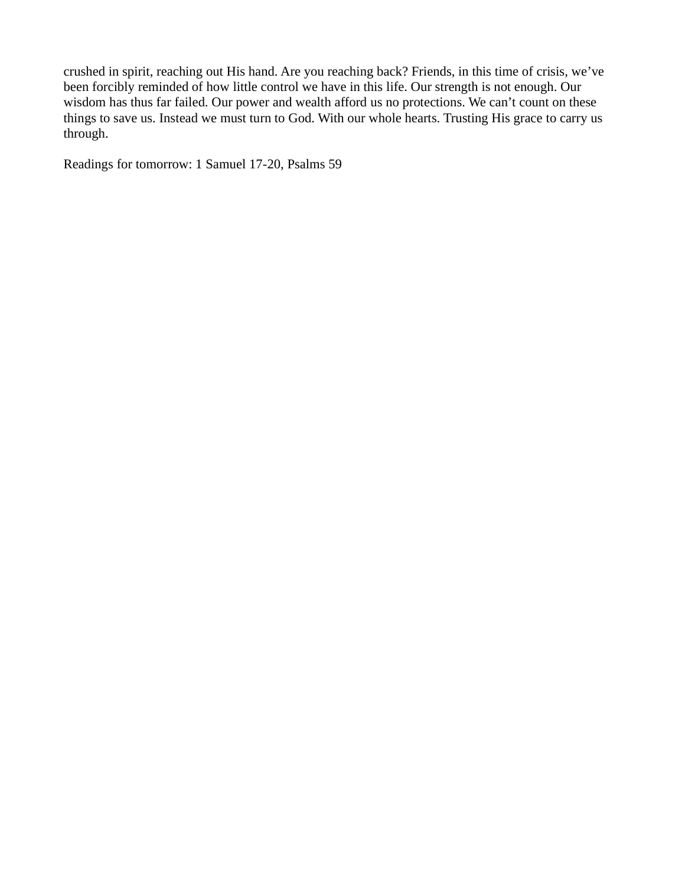crushed in spirit, reaching out His hand. Are you reaching back? Friends, in this time of crisis, we've been forcibly reminded of how little control we have in this life. Our strength is not enough. Our wisdom has thus far failed. Our power and wealth afford us no protections. We can't count on these things to save us. Instead we must turn to God. With our whole hearts. Trusting His grace to carry us through.

Readings for tomorrow: 1 Samuel 17-20, Psalms 59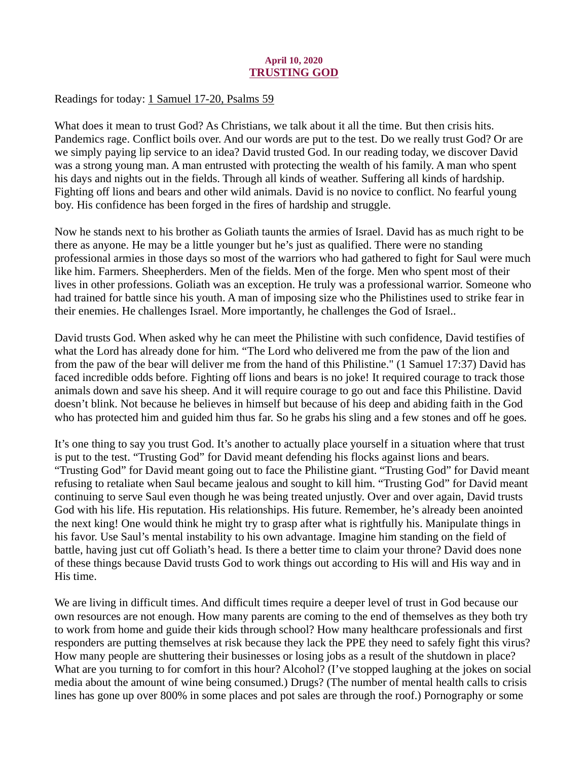**April 10, 2020**

## TRUSTING GOD

Readings for today: 1 Samuel 17-20, Psalms 59

What does it mean to trust God? As Christians, we talk about it all the time. But then crisis hits. Pandemics rage. Conflict boils over. And our words are put to the test. Do we really trust God? Or are we simply paying lip service to an idea? David trusted God. In our reading today, we discover David was a strong young man. A man entrusted with protecting the wealth of his family. A man who spent his days and nights out in the fields. Through all kinds of weather. Suffering all kinds of hardship. Fighting off lions and bears and other wild animals. David is no novice to conflict. No fearful young boy. His confidence has been forged in the fires of hardship and struggle.

Now he stands next to his brother as Goliath taunts the armies of Israel. David has as much right to be there as anyone. He may be a little younger but he's just as qualified. There were no standing professional armies in those days so most of the warriors who had gathered to fight for Saul were much like him. Farmers. Sheepherders. Men of the fields. Men of the forge. Men who spent most of their lives in other professions. Goliath was an exception. He truly was a professional warrior. Someone who had trained for battle since his youth. A man of imposing size who the Philistines used to strike fear in their enemies. He challenges Israel. More importantly, he challenges the God of Israel..

David trusts God. When asked why he can meet the Philistine with such confidence, David testifies of what the Lord has already done for him. "The Lord who delivered me from the paw of the lion and from the paw of the bear will deliver me from the hand of this Philistine." (1 Samuel 17:37) David has faced incredible odds before. Fighting off lions and bears is no joke! It required courage to track those animals down and save his sheep. And it will require courage to go out and face this Philistine. David doesn't blink. Not because he believes in himself but because of his deep and abiding faith in the God who has protected him and guided him thus far. So he grabs his sling and a few stones and off he goes.

It's one thing to say you trust God. It's another to actually place yourself in a situation where that trust is put to the test. "Trusting God" for David meant defending his flocks against lions and bears. "Trusting God" for David meant going out to face the Philistine giant. "Trusting God" for David meant refusing to retaliate when Saul became jealous and sought to kill him. "Trusting God" for David meant continuing to serve Saul even though he was being treated unjustly. Over and over again, David trusts God with his life. His reputation. His relationships. His future. Remember, he's already been anointed the next king! One would think he might try to grasp after what is rightfully his. Manipulate things in his favor. Use Saul's mental instability to his own advantage. Imagine him standing on the field of battle, having just cut off Goliath's head. Is there a better time to claim your throne? David does none of these things because David trusts God to work things out according to His will and His way and in His time.

We are living in difficult times. And difficult times require a deeper level of trust in God because our own resources are not enough. How many parents are coming to the end of themselves as they both try to work from home and guide their kids through school? How many healthcare professionals and first responders are putting themselves at risk because they lack the PPE they need to safely fight this virus? How many people are shuttering their businesses or losing jobs as a result of the shutdown in place? What are you turning to for comfort in this hour? Alcohol? (I've stopped laughing at the jokes on social media about the amount of wine being consumed.) Drugs? (The number of mental health calls to crisis lines has gone up over 800% in some places and pot sales are through the roof.) Pornography or some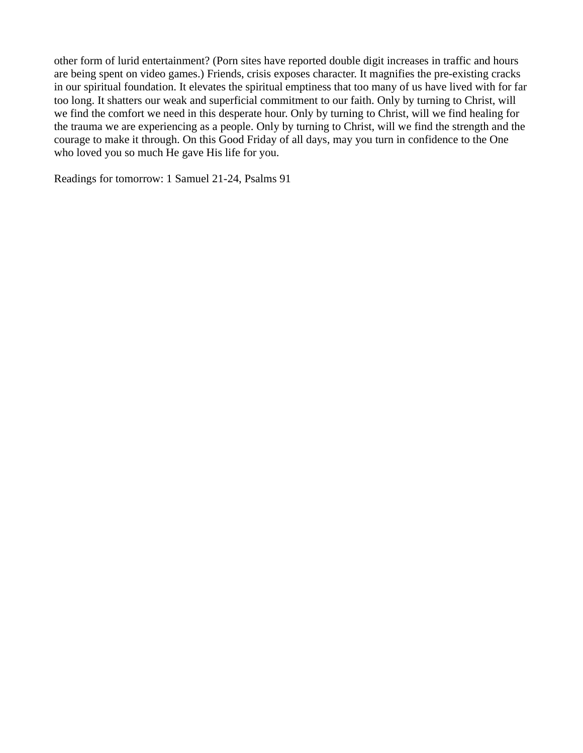other form of lurid entertainment? (Porn sites have reported double digit increases in traffic and hours are being spent on video games.) Friends, crisis exposes character. It magnifies the pre-existing cracks in our spiritual foundation. It elevates the spiritual emptiness that too many of us have lived with for far too long. It shatters our weak and superficial commitment to our faith. Only by turning to Christ, will we find the comfort we need in this desperate hour. Only by turning to Christ, will we find healing for the trauma we are experiencing as a people. Only by turning to Christ, will we find the strength and the courage to make it through. On this Good Friday of all days, may you turn in confidence to the One who loved you so much He gave His life for you.

Readings for tomorrow: 1 Samuel 21-24, Psalms 91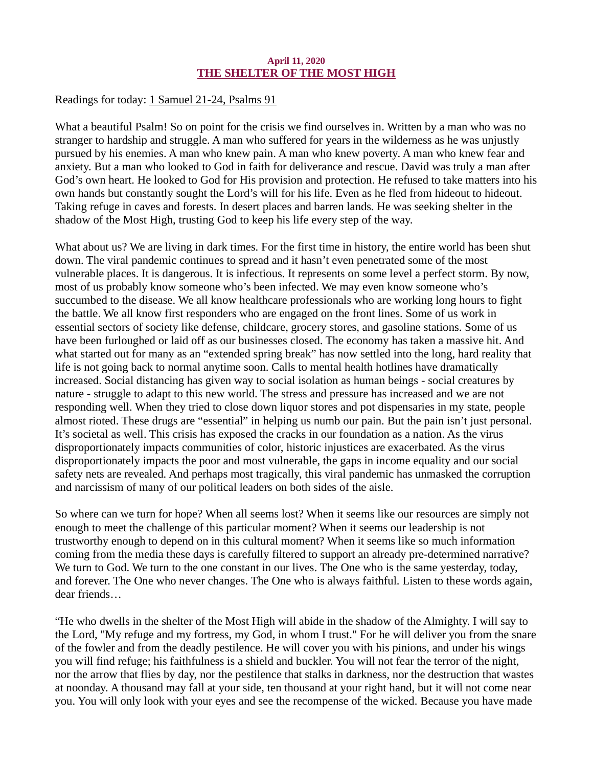**April 11, 2020**

## THE SHELTER OF THE MOST HIGH

Readings for today: 1 Samuel 21-24, Psalms 91

What a beautiful Psalm! So on point for the crisis we find ourselves in. Written by a man who was no stranger to hardship and struggle. A man who suffered for years in the wilderness as he was unjustly pursued by his enemies. A man who knew pain. A man who knew poverty. A man who knew fear and anxiety. But a man who looked to God in faith for deliverance and rescue. David was truly a man after God's own heart. He looked to God for His provision and protection. He refused to take matters into his own hands but constantly sought the Lord's will for his life. Even as he fled from hideout to hideout. Taking refuge in caves and forests. In desert places and barren lands. He was seeking shelter in the shadow of the Most High, trusting God to keep his life every step of the way.

What about us? We are living in dark times. For the first time in history, the entire world has been shut down. The viral pandemic continues to spread and it hasn't even penetrated some of the most vulnerable places. It is dangerous. It is infectious. It represents on some level a perfect storm. By now, most of us probably know someone who's been infected. We may even know someone who's succumbed to the disease. We all know healthcare professionals who are working long hours to fight the battle. We all know first responders who are engaged on the front lines. Some of us work in essential sectors of society like defense, childcare, grocery stores, and gasoline stations. Some of us have been furloughed or laid off as our businesses closed. The economy has taken a massive hit. And what started out for many as an "extended spring break" has now settled into the long, hard reality that life is not going back to normal anytime soon. Calls to mental health hotlines have dramatically increased. Social distancing has given way to social isolation as human beings - social creatures by nature - struggle to adapt to this new world. The stress and pressure has increased and we are not responding well. When they tried to close down liquor stores and pot dispensaries in my state, people almost rioted. These drugs are "essential" in helping us numb our pain. But the pain isn't just personal. It's societal as well. This crisis has exposed the cracks in our foundation as a nation. As the virus disproportionately impacts communities of color, historic injustices are exacerbated. As the virus disproportionately impacts the poor and most vulnerable, the gaps in income equality and our social safety nets are revealed. And perhaps most tragically, this viral pandemic has unmasked the corruption and narcissism of many of our political leaders on both sides of the aisle.

So where can we turn for hope? When all seems lost? When it seems like our resources are simply not enough to meet the challenge of this particular moment? When it seems our leadership is not trustworthy enough to depend on in this cultural moment? When it seems like so much information coming from the media these days is carefully filtered to support an already pre-determined narrative? We turn to God. We turn to the one constant in our lives. The One who is the same yesterday, today, and forever. The One who never changes. The One who is always faithful. Listen to these words again, dear friends…

"He who dwells in the shelter of the Most High will abide in the shadow of the Almighty. I will say to the Lord, "My refuge and my fortress, my God, in whom I trust." For he will deliver you from the snare of the fowler and from the deadly pestilence. He will cover you with his pinions, and under his wings you will find refuge; his faithfulness is a shield and buckler. You will not fear the terror of the night, nor the arrow that flies by day, nor the pestilence that stalks in darkness, nor the destruction that wastes at noonday. A thousand may fall at your side, ten thousand at your right hand, but it will not come near you. You will only look with your eyes and see the recompense of the wicked. Because you have made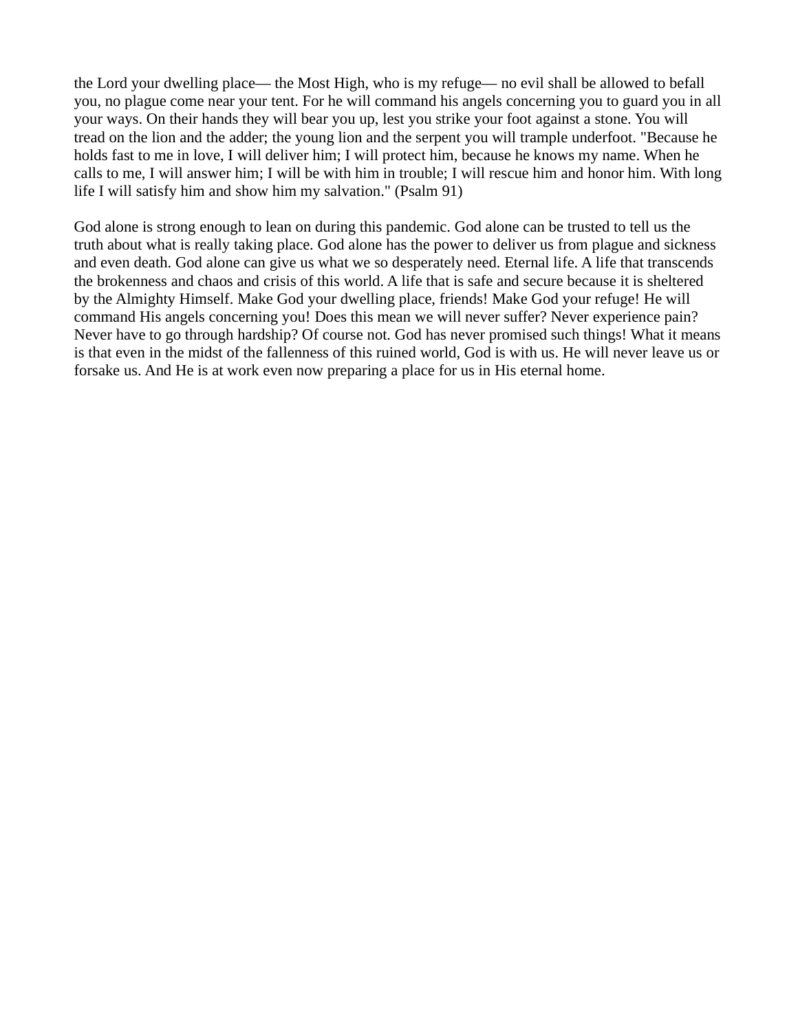the Lord your dwelling place— the Most High, who is my refuge— no evil shall be allowed to befall you, no plague come near your tent. For he will command his angels concerning you to guard you in all your ways. On their hands they will bear you up, lest you strike your foot against a stone. You will tread on the lion and the adder; the young lion and the serpent you will trample underfoot. "Because he holds fast to me in love, I will deliver him; I will protect him, because he knows my name. When he calls to me, I will answer him; I will be with him in trouble; I will rescue him and honor him. With long life I will satisfy him and show him my salvation." (Psalm 91)

God alone is strong enough to lean on during this pandemic. God alone can be trusted to tell us the truth about what is really taking place. God alone has the power to deliver us from plague and sickness and even death. God alone can give us what we so desperately need. Eternal life. A life that transcends the brokenness and chaos and crisis of this world. A life that is safe and secure because it is sheltered by the Almighty Himself. Make God your dwelling place, friends! Make God your refuge! He will command His angels concerning you! Does this mean we will never suffer? Never experience pain? Never have to go through hardship? Of course not. God has never promised such things! What it means is that even in the midst of the fallenness of this ruined world, God is with us. He will never leave us or forsake us. And He is at work even now preparing a place for us in His eternal home.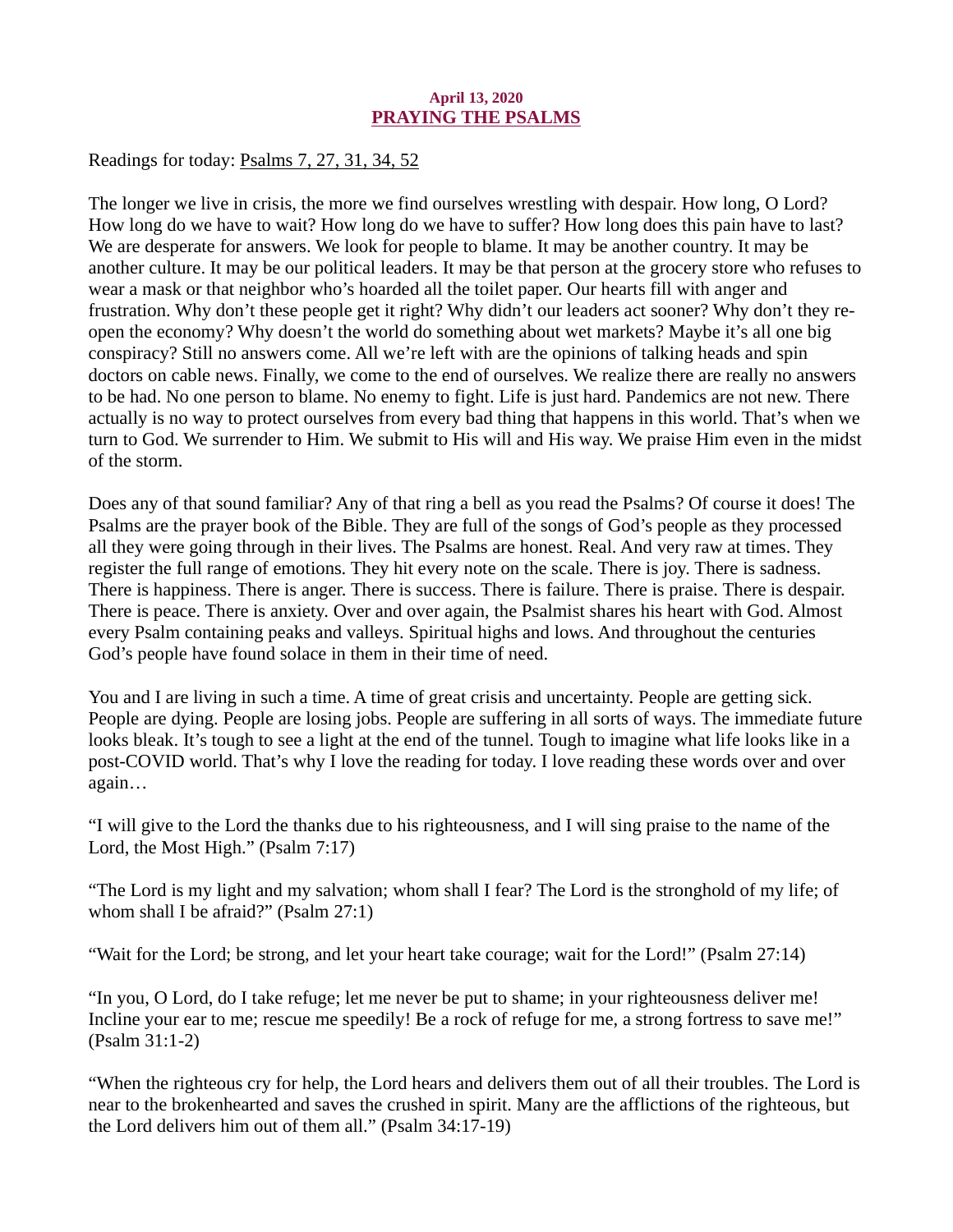**April 13, 2020**

# PRAYING THE PSALMS

Readings for today: Psalms 7, 27, 31, 34, 52

The longer we live in crisis, the more we find ourselves wrestling with despair. How long, O Lord? How long do we have to wait? How long do we have to suffer? How long does this pain have to last? We are desperate for answers. We look for people to blame. It may be another country. It may be another culture. It may be our political leaders. It may be that person at the grocery store who refuses to wear a mask or that neighbor who's hoarded all the toilet paper. Our hearts fill with anger and frustration. Why don't these people get it right? Why didn't our leaders act sooner? Why don't they re-open the economy? Why doesn't the world do something about wet markets? Maybe it's all one big conspiracy? Still no answers come. All we're left with are the opinions of talking heads and spin doctors on cable news. Finally, we come to the end of ourselves. We realize there are really no answers to be had. No one person to blame. No enemy to fight. Life is just hard. Pandemics are not new. There actually is no way to protect ourselves from every bad thing that happens in this world. That's when we turn to God. We surrender to Him. We submit to His will and His way. We praise Him even in the midst of the storm.

Does any of that sound familiar? Any of that ring a bell as you read the Psalms? Of course it does! The Psalms are the prayer book of the Bible. They are full of the songs of God's people as they processed all they were going through in their lives. The Psalms are honest. Real. And very raw at times. They register the full range of emotions. They hit every note on the scale. There is joy. There is sadness. There is happiness. There is anger. There is success. There is failure. There is praise. There is despair. There is peace. There is anxiety. Over and over again, the Psalmist shares his heart with God. Almost every Psalm containing peaks and valleys. Spiritual highs and lows. And throughout the centuries God's people have found solace in them in their time of need.

You and I are living in such a time. A time of great crisis and uncertainty. People are getting sick. People are dying. People are losing jobs. People are suffering in all sorts of ways. The immediate future looks bleak. It's tough to see a light at the end of the tunnel. Tough to imagine what life looks like in a post-COVID world. That's why I love the reading for today. I love reading these words over and over again…

"I will give to the Lord the thanks due to his righteousness, and I will sing praise to the name of the Lord, the Most High." (Psalm 7:17)

"The Lord is my light and my salvation; whom shall I fear? The Lord is the stronghold of my life; of whom shall I be afraid?" (Psalm 27:1)

"Wait for the Lord; be strong, and let your heart take courage; wait for the Lord!" (Psalm 27:14)

"In you, O Lord, do I take refuge; let me never be put to shame; in your righteousness deliver me! Incline your ear to me; rescue me speedily! Be a rock of refuge for me, a strong fortress to save me!" (Psalm 31:1-2)

"When the righteous cry for help, the Lord hears and delivers them out of all their troubles. The Lord is near to the brokenhearted and saves the crushed in spirit. Many are the afflictions of the righteous, but the Lord delivers him out of them all." (Psalm 34:17-19)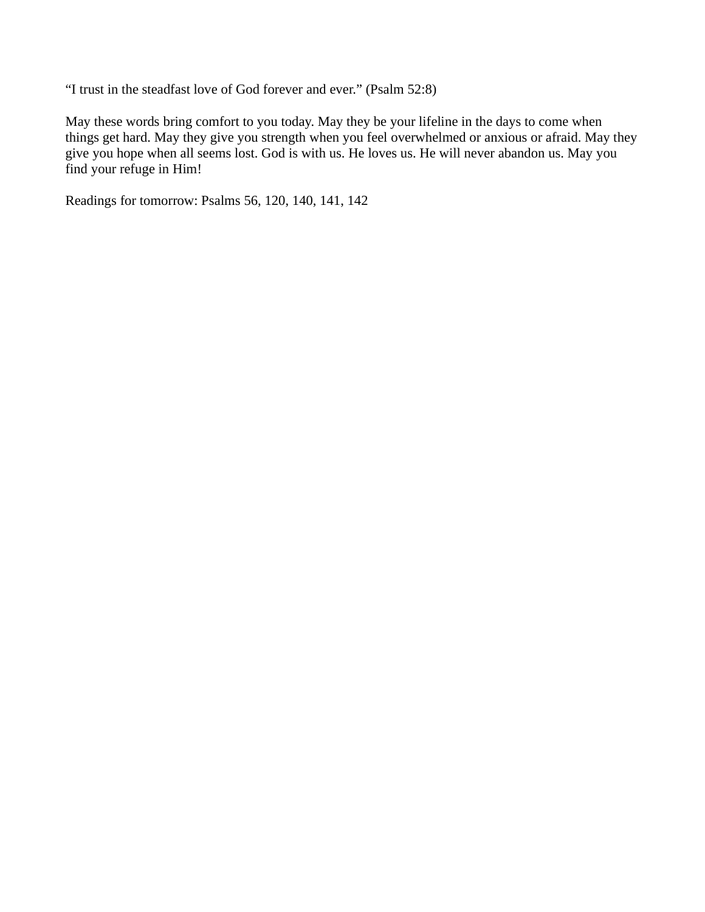"I trust in the steadfast love of God forever and ever." (Psalm 52:8)

May these words bring comfort to you today. May they be your lifeline in the days to come when things get hard. May they give you strength when you feel overwhelmed or anxious or afraid. May they give you hope when all seems lost. God is with us. He loves us. He will never abandon us. May you find your refuge in Him!

Readings for tomorrow: Psalms 56, 120, 140, 141, 142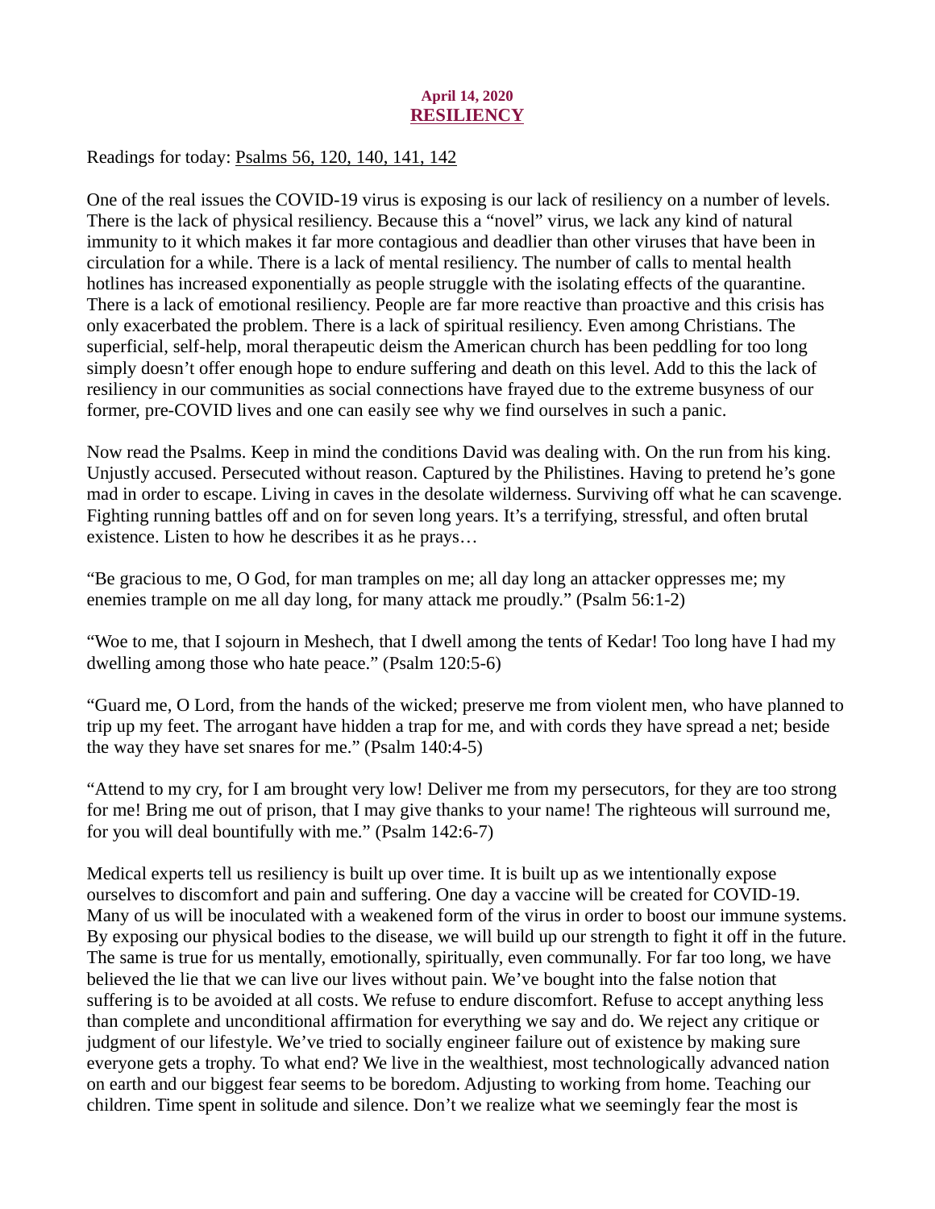**April 14, 2020**
## RESILIENCY

Readings for today: Psalms 56, 120, 140, 141, 142

One of the real issues the COVID-19 virus is exposing is our lack of resiliency on a number of levels. There is the lack of physical resiliency. Because this a "novel" virus, we lack any kind of natural immunity to it which makes it far more contagious and deadlier than other viruses that have been in circulation for a while. There is a lack of mental resiliency. The number of calls to mental health hotlines has increased exponentially as people struggle with the isolating effects of the quarantine. There is a lack of emotional resiliency. People are far more reactive than proactive and this crisis has only exacerbated the problem. There is a lack of spiritual resiliency. Even among Christians. The superficial, self-help, moral therapeutic deism the American church has been peddling for too long simply doesn't offer enough hope to endure suffering and death on this level. Add to this the lack of resiliency in our communities as social connections have frayed due to the extreme busyness of our former, pre-COVID lives and one can easily see why we find ourselves in such a panic.

Now read the Psalms. Keep in mind the conditions David was dealing with. On the run from his king. Unjustly accused. Persecuted without reason. Captured by the Philistines. Having to pretend he's gone mad in order to escape. Living in caves in the desolate wilderness. Surviving off what he can scavenge. Fighting running battles off and on for seven long years. It's a terrifying, stressful, and often brutal existence. Listen to how he describes it as he prays…

"Be gracious to me, O God, for man tramples on me; all day long an attacker oppresses me; my enemies trample on me all day long, for many attack me proudly." (Psalm 56:1-2)

"Woe to me, that I sojourn in Meshech, that I dwell among the tents of Kedar! Too long have I had my dwelling among those who hate peace." (Psalm 120:5-6)

"Guard me, O Lord, from the hands of the wicked; preserve me from violent men, who have planned to trip up my feet. The arrogant have hidden a trap for me, and with cords they have spread a net; beside the way they have set snares for me." (Psalm 140:4-5)

"Attend to my cry, for I am brought very low! Deliver me from my persecutors, for they are too strong for me! Bring me out of prison, that I may give thanks to your name! The righteous will surround me, for you will deal bountifully with me." (Psalm 142:6-7)

Medical experts tell us resiliency is built up over time. It is built up as we intentionally expose ourselves to discomfort and pain and suffering. One day a vaccine will be created for COVID-19. Many of us will be inoculated with a weakened form of the virus in order to boost our immune systems. By exposing our physical bodies to the disease, we will build up our strength to fight it off in the future. The same is true for us mentally, emotionally, spiritually, even communally. For far too long, we have believed the lie that we can live our lives without pain. We've bought into the false notion that suffering is to be avoided at all costs. We refuse to endure discomfort. Refuse to accept anything less than complete and unconditional affirmation for everything we say and do. We reject any critique or judgment of our lifestyle. We've tried to socially engineer failure out of existence by making sure everyone gets a trophy. To what end? We live in the wealthiest, most technologically advanced nation on earth and our biggest fear seems to be boredom. Adjusting to working from home. Teaching our children. Time spent in solitude and silence. Don't we realize what we seemingly fear the most is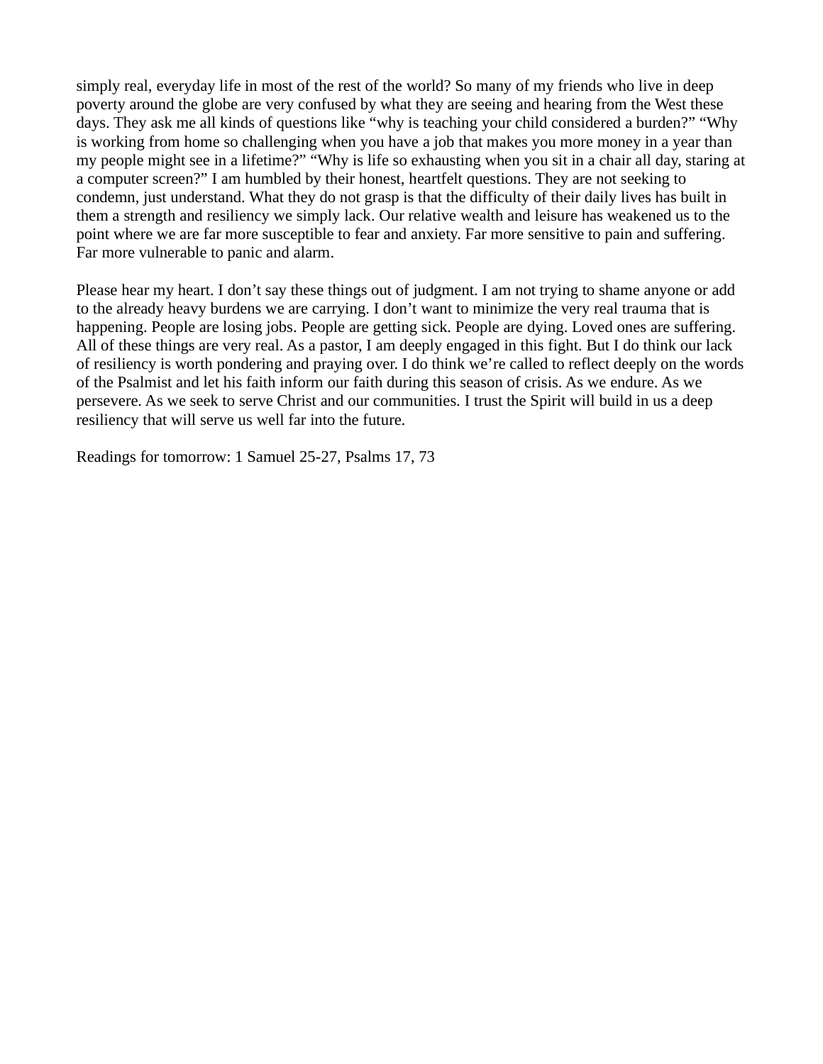simply real, everyday life in most of the rest of the world? So many of my friends who live in deep poverty around the globe are very confused by what they are seeing and hearing from the West these days. They ask me all kinds of questions like "why is teaching your child considered a burden?" "Why is working from home so challenging when you have a job that makes you more money in a year than my people might see in a lifetime?" "Why is life so exhausting when you sit in a chair all day, staring at a computer screen?" I am humbled by their honest, heartfelt questions. They are not seeking to condemn, just understand. What they do not grasp is that the difficulty of their daily lives has built in them a strength and resiliency we simply lack. Our relative wealth and leisure has weakened us to the point where we are far more susceptible to fear and anxiety. Far more sensitive to pain and suffering. Far more vulnerable to panic and alarm.

Please hear my heart. I don't say these things out of judgment. I am not trying to shame anyone or add to the already heavy burdens we are carrying. I don't want to minimize the very real trauma that is happening. People are losing jobs. People are getting sick. People are dying. Loved ones are suffering. All of these things are very real. As a pastor, I am deeply engaged in this fight. But I do think our lack of resiliency is worth pondering and praying over. I do think we're called to reflect deeply on the words of the Psalmist and let his faith inform our faith during this season of crisis. As we endure. As we persevere. As we seek to serve Christ and our communities. I trust the Spirit will build in us a deep resiliency that will serve us well far into the future.

Readings for tomorrow: 1 Samuel 25-27, Psalms 17, 73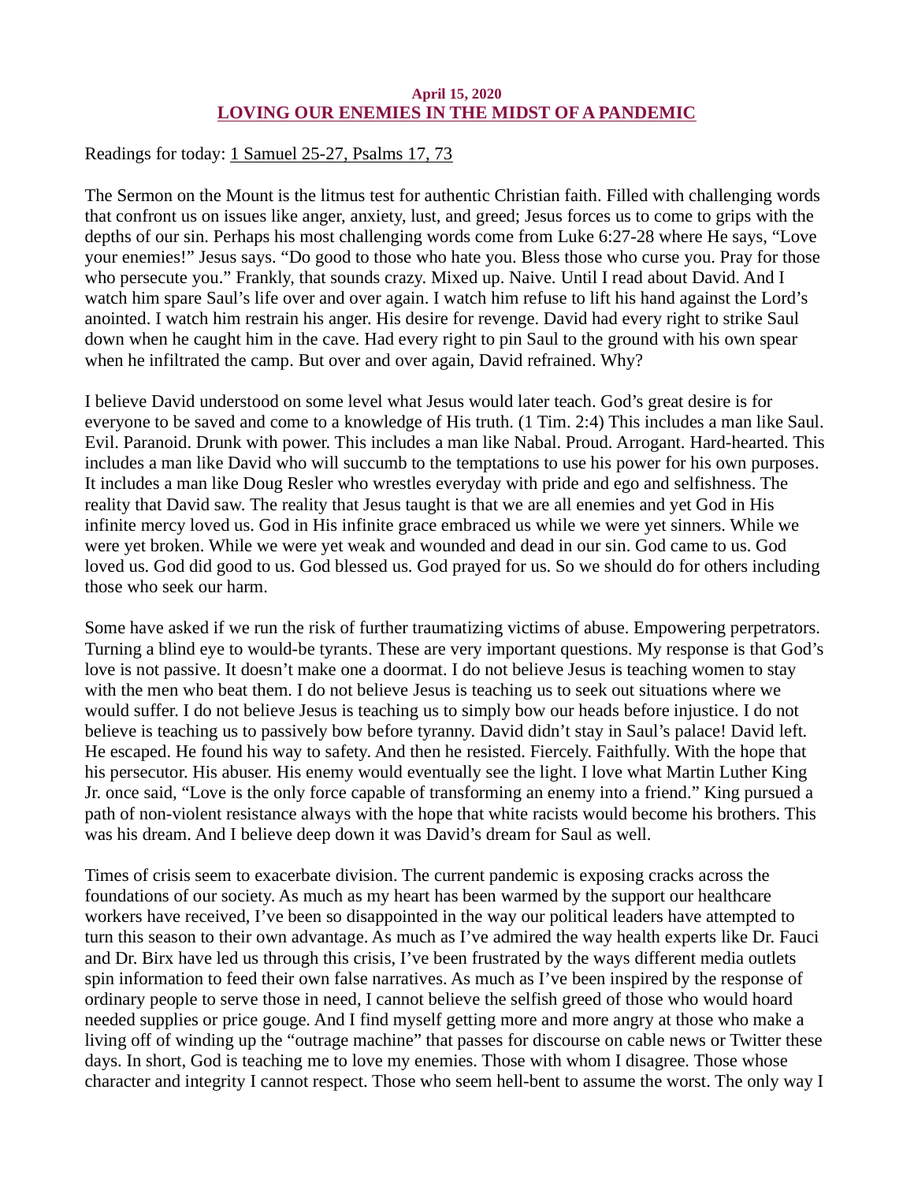**April 15, 2020**

## LOVING OUR ENEMIES IN THE MIDST OF A PANDEMIC

Readings for today: 1 Samuel 25-27, Psalms 17, 73

The Sermon on the Mount is the litmus test for authentic Christian faith. Filled with challenging words that confront us on issues like anger, anxiety, lust, and greed; Jesus forces us to come to grips with the depths of our sin. Perhaps his most challenging words come from Luke 6:27-28 where He says, "Love your enemies!" Jesus says. "Do good to those who hate you. Bless those who curse you. Pray for those who persecute you." Frankly, that sounds crazy. Mixed up. Naive. Until I read about David. And I watch him spare Saul's life over and over again. I watch him refuse to lift his hand against the Lord's anointed. I watch him restrain his anger. His desire for revenge. David had every right to strike Saul down when he caught him in the cave. Had every right to pin Saul to the ground with his own spear when he infiltrated the camp. But over and over again, David refrained. Why?

I believe David understood on some level what Jesus would later teach. God's great desire is for everyone to be saved and come to a knowledge of His truth. (1 Tim. 2:4) This includes a man like Saul. Evil. Paranoid. Drunk with power. This includes a man like Nabal. Proud. Arrogant. Hard-hearted. This includes a man like David who will succumb to the temptations to use his power for his own purposes. It includes a man like Doug Resler who wrestles everyday with pride and ego and selfishness. The reality that David saw. The reality that Jesus taught is that we are all enemies and yet God in His infinite mercy loved us. God in His infinite grace embraced us while we were yet sinners. While we were yet broken. While we were yet weak and wounded and dead in our sin. God came to us. God loved us. God did good to us. God blessed us. God prayed for us. So we should do for others including those who seek our harm.

Some have asked if we run the risk of further traumatizing victims of abuse. Empowering perpetrators. Turning a blind eye to would-be tyrants. These are very important questions. My response is that God's love is not passive. It doesn't make one a doormat. I do not believe Jesus is teaching women to stay with the men who beat them. I do not believe Jesus is teaching us to seek out situations where we would suffer. I do not believe Jesus is teaching us to simply bow our heads before injustice. I do not believe is teaching us to passively bow before tyranny. David didn't stay in Saul's palace! David left. He escaped. He found his way to safety. And then he resisted. Fiercely. Faithfully. With the hope that his persecutor. His abuser. His enemy would eventually see the light. I love what Martin Luther King Jr. once said, "Love is the only force capable of transforming an enemy into a friend." King pursued a path of non-violent resistance always with the hope that white racists would become his brothers. This was his dream. And I believe deep down it was David's dream for Saul as well.

Times of crisis seem to exacerbate division. The current pandemic is exposing cracks across the foundations of our society. As much as my heart has been warmed by the support our healthcare workers have received, I've been so disappointed in the way our political leaders have attempted to turn this season to their own advantage. As much as I've admired the way health experts like Dr. Fauci and Dr. Birx have led us through this crisis, I've been frustrated by the ways different media outlets spin information to feed their own false narratives. As much as I've been inspired by the response of ordinary people to serve those in need, I cannot believe the selfish greed of those who would hoard needed supplies or price gouge. And I find myself getting more and more angry at those who make a living off of winding up the "outrage machine" that passes for discourse on cable news or Twitter these days. In short, God is teaching me to love my enemies. Those with whom I disagree. Those whose character and integrity I cannot respect. Those who seem hell-bent to assume the worst. The only way I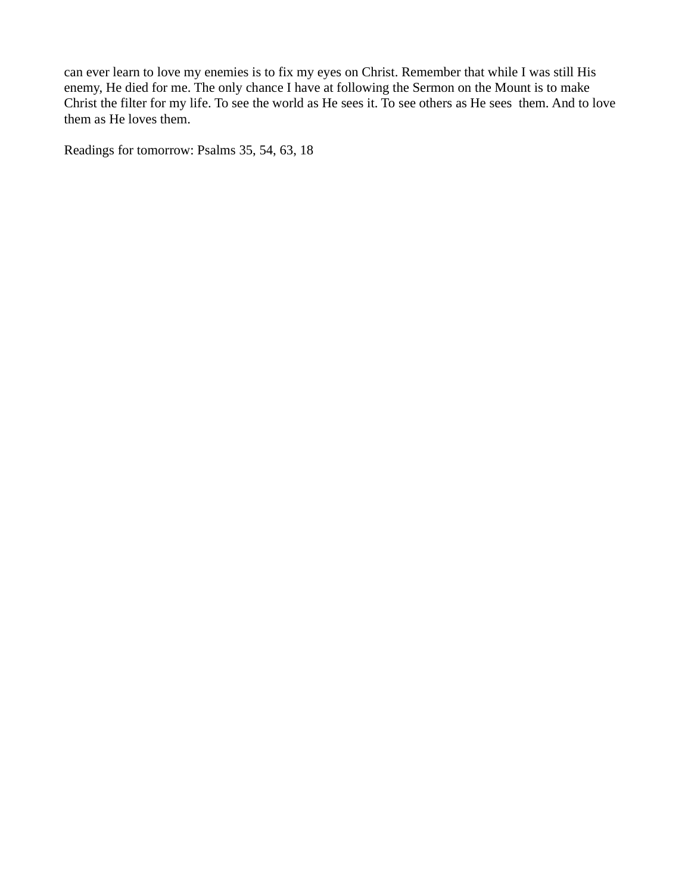can ever learn to love my enemies is to fix my eyes on Christ. Remember that while I was still His enemy, He died for me. The only chance I have at following the Sermon on the Mount is to make Christ the filter for my life. To see the world as He sees it. To see others as He sees them. And to love them as He loves them.

Readings for tomorrow: Psalms 35, 54, 63, 18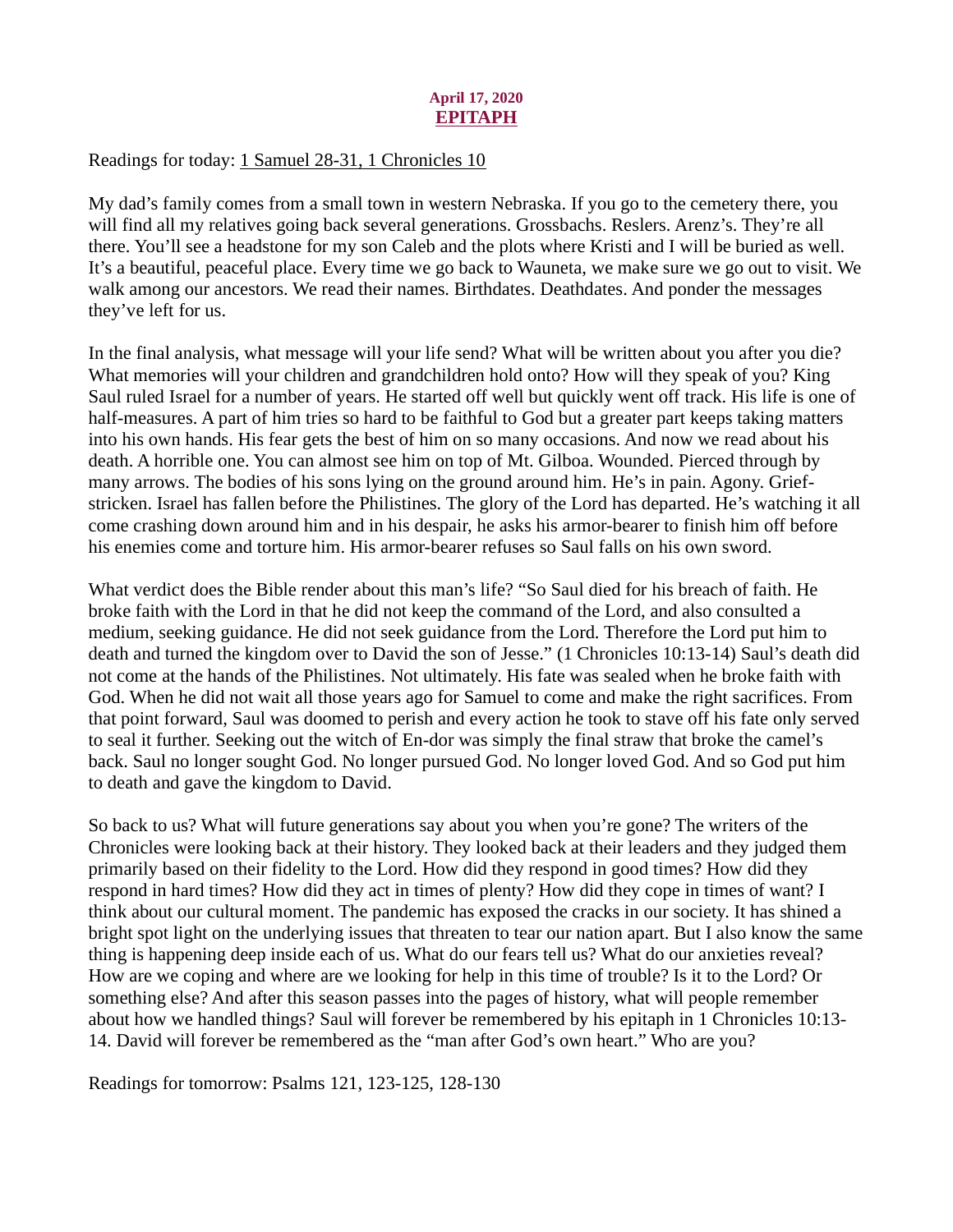**April 17, 2020**

# EPITAPH

Readings for today: 1 Samuel 28-31, 1 Chronicles 10

My dad's family comes from a small town in western Nebraska. If you go to the cemetery there, you will find all my relatives going back several generations. Grossbachs. Reslers. Arenz's. They're all there. You'll see a headstone for my son Caleb and the plots where Kristi and I will be buried as well. It's a beautiful, peaceful place. Every time we go back to Wauneta, we make sure we go out to visit. We walk among our ancestors. We read their names. Birthdates. Deathdates. And ponder the messages they've left for us.

In the final analysis, what message will your life send? What will be written about you after you die? What memories will your children and grandchildren hold onto? How will they speak of you? King Saul ruled Israel for a number of years. He started off well but quickly went off track. His life is one of half-measures. A part of him tries so hard to be faithful to God but a greater part keeps taking matters into his own hands. His fear gets the best of him on so many occasions. And now we read about his death. A horrible one. You can almost see him on top of Mt. Gilboa. Wounded. Pierced through by many arrows. The bodies of his sons lying on the ground around him. He's in pain. Agony. Grief-stricken. Israel has fallen before the Philistines. The glory of the Lord has departed. He's watching it all come crashing down around him and in his despair, he asks his armor-bearer to finish him off before his enemies come and torture him. His armor-bearer refuses so Saul falls on his own sword.

What verdict does the Bible render about this man's life? "So Saul died for his breach of faith. He broke faith with the Lord in that he did not keep the command of the Lord, and also consulted a medium, seeking guidance. He did not seek guidance from the Lord. Therefore the Lord put him to death and turned the kingdom over to David the son of Jesse." (1 Chronicles 10:13-14) Saul's death did not come at the hands of the Philistines. Not ultimately. His fate was sealed when he broke faith with God. When he did not wait all those years ago for Samuel to come and make the right sacrifices. From that point forward, Saul was doomed to perish and every action he took to stave off his fate only served to seal it further. Seeking out the witch of En-dor was simply the final straw that broke the camel's back. Saul no longer sought God. No longer pursued God. No longer loved God. And so God put him to death and gave the kingdom to David.

So back to us? What will future generations say about you when you're gone? The writers of the Chronicles were looking back at their history. They looked back at their leaders and they judged them primarily based on their fidelity to the Lord. How did they respond in good times? How did they respond in hard times? How did they act in times of plenty? How did they cope in times of want? I think about our cultural moment. The pandemic has exposed the cracks in our society. It has shined a bright spot light on the underlying issues that threaten to tear our nation apart. But I also know the same thing is happening deep inside each of us. What do our fears tell us? What do our anxieties reveal? How are we coping and where are we looking for help in this time of trouble? Is it to the Lord? Or something else? And after this season passes into the pages of history, what will people remember about how we handled things? Saul will forever be remembered by his epitaph in 1 Chronicles 10:13-14. David will forever be remembered as the "man after God's own heart." Who are you?

Readings for tomorrow: Psalms 121, 123-125, 128-130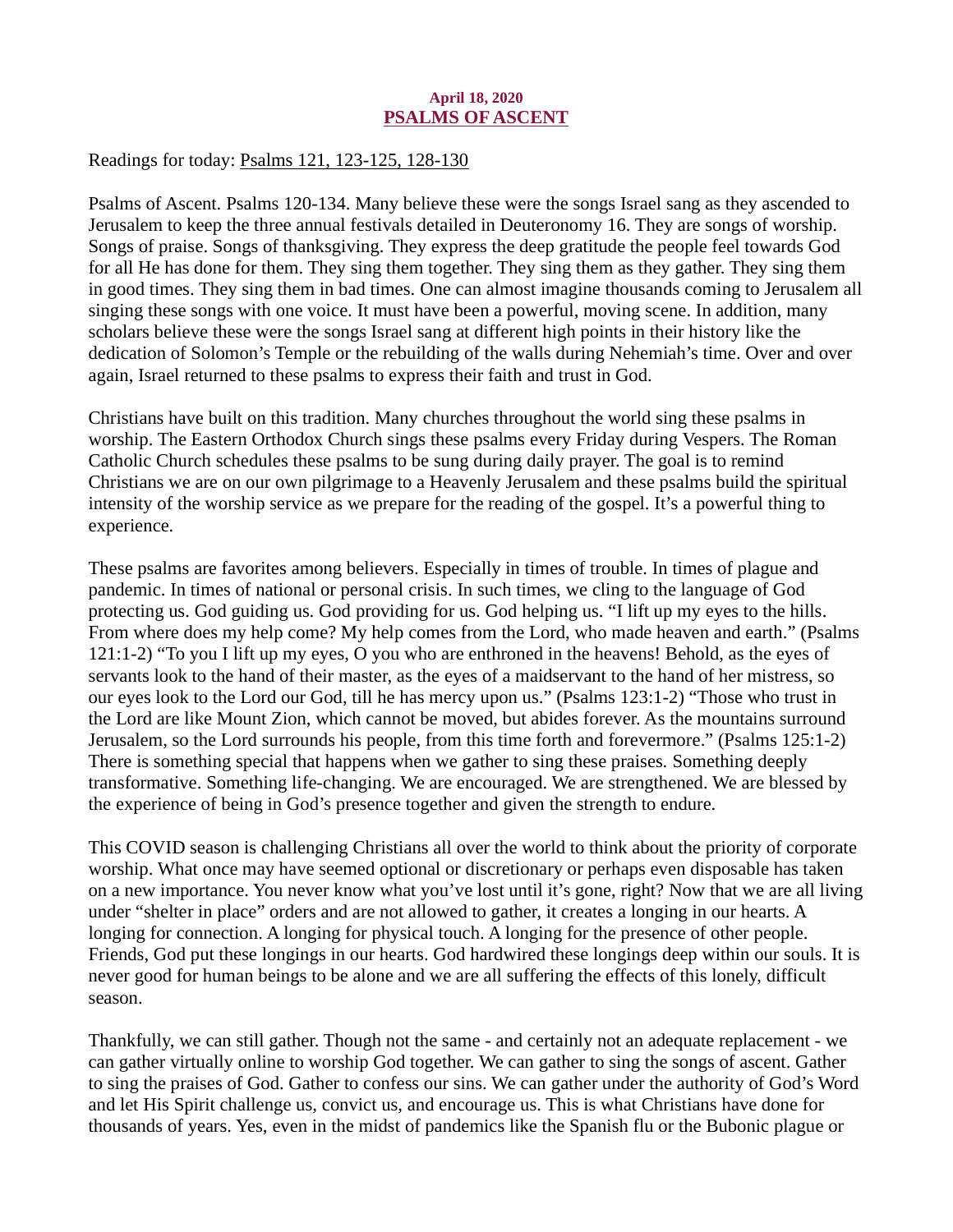**April 18, 2020**

## PSALMS OF ASCENT

Readings for today: Psalms 121, 123-125, 128-130

Psalms of Ascent. Psalms 120-134. Many believe these were the songs Israel sang as they ascended to Jerusalem to keep the three annual festivals detailed in Deuteronomy 16. They are songs of worship. Songs of praise. Songs of thanksgiving. They express the deep gratitude the people feel towards God for all He has done for them. They sing them together. They sing them as they gather. They sing them in good times. They sing them in bad times. One can almost imagine thousands coming to Jerusalem all singing these songs with one voice. It must have been a powerful, moving scene. In addition, many scholars believe these were the songs Israel sang at different high points in their history like the dedication of Solomon's Temple or the rebuilding of the walls during Nehemiah's time. Over and over again, Israel returned to these psalms to express their faith and trust in God.

Christians have built on this tradition. Many churches throughout the world sing these psalms in worship. The Eastern Orthodox Church sings these psalms every Friday during Vespers. The Roman Catholic Church schedules these psalms to be sung during daily prayer. The goal is to remind Christians we are on our own pilgrimage to a Heavenly Jerusalem and these psalms build the spiritual intensity of the worship service as we prepare for the reading of the gospel. It's a powerful thing to experience.

These psalms are favorites among believers. Especially in times of trouble. In times of plague and pandemic. In times of national or personal crisis. In such times, we cling to the language of God protecting us. God guiding us. God providing for us. God helping us. "I lift up my eyes to the hills. From where does my help come? My help comes from the Lord, who made heaven and earth." (Psalms 121:1-2) "To you I lift up my eyes, O you who are enthroned in the heavens! Behold, as the eyes of servants look to the hand of their master, as the eyes of a maidservant to the hand of her mistress, so our eyes look to the Lord our God, till he has mercy upon us." (Psalms 123:1-2) "Those who trust in the Lord are like Mount Zion, which cannot be moved, but abides forever. As the mountains surround Jerusalem, so the Lord surrounds his people, from this time forth and forevermore." (Psalms 125:1-2) There is something special that happens when we gather to sing these praises. Something deeply transformative. Something life-changing. We are encouraged. We are strengthened. We are blessed by the experience of being in God's presence together and given the strength to endure.

This COVID season is challenging Christians all over the world to think about the priority of corporate worship. What once may have seemed optional or discretionary or perhaps even disposable has taken on a new importance. You never know what you've lost until it's gone, right? Now that we are all living under "shelter in place" orders and are not allowed to gather, it creates a longing in our hearts. A longing for connection. A longing for physical touch. A longing for the presence of other people. Friends, God put these longings in our hearts. God hardwired these longings deep within our souls. It is never good for human beings to be alone and we are all suffering the effects of this lonely, difficult season.

Thankfully, we can still gather. Though not the same - and certainly not an adequate replacement - we can gather virtually online to worship God together. We can gather to sing the songs of ascent. Gather to sing the praises of God. Gather to confess our sins. We can gather under the authority of God's Word and let His Spirit challenge us, convict us, and encourage us. This is what Christians have done for thousands of years. Yes, even in the midst of pandemics like the Spanish flu or the Bubonic plague or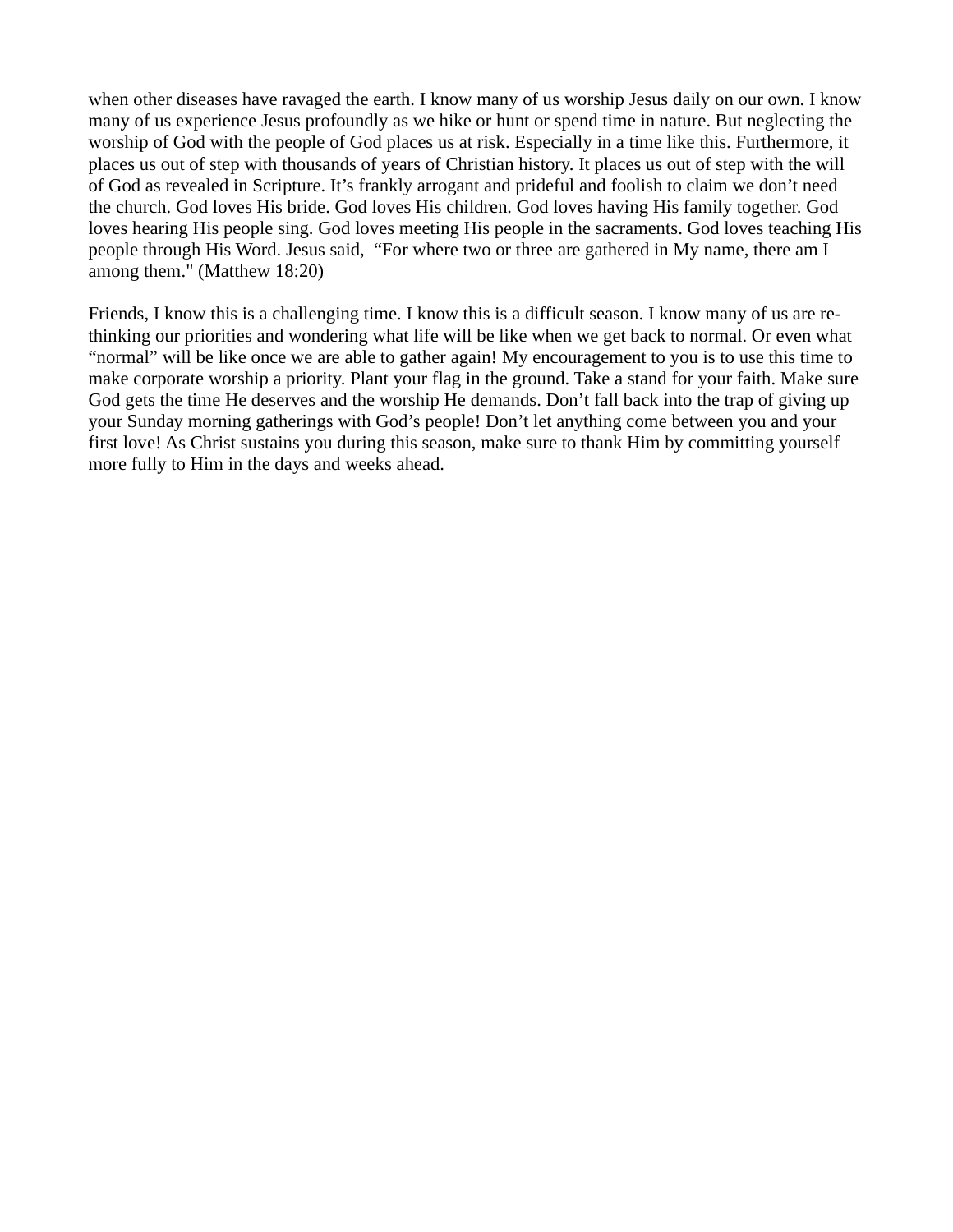when other diseases have ravaged the earth. I know many of us worship Jesus daily on our own. I know many of us experience Jesus profoundly as we hike or hunt or spend time in nature. But neglecting the worship of God with the people of God places us at risk. Especially in a time like this. Furthermore, it places us out of step with thousands of years of Christian history. It places us out of step with the will of God as revealed in Scripture. It's frankly arrogant and prideful and foolish to claim we don't need the church. God loves His bride. God loves His children. God loves having His family together. God loves hearing His people sing. God loves meeting His people in the sacraments. God loves teaching His people through His Word. Jesus said, "For where two or three are gathered in My name, there am I among them." (Matthew 18:20)

Friends, I know this is a challenging time. I know this is a difficult season. I know many of us are re-thinking our priorities and wondering what life will be like when we get back to normal. Or even what "normal" will be like once we are able to gather again! My encouragement to you is to use this time to make corporate worship a priority. Plant your flag in the ground. Take a stand for your faith. Make sure God gets the time He deserves and the worship He demands. Don't fall back into the trap of giving up your Sunday morning gatherings with God's people! Don't let anything come between you and your first love! As Christ sustains you during this season, make sure to thank Him by committing yourself more fully to Him in the days and weeks ahead.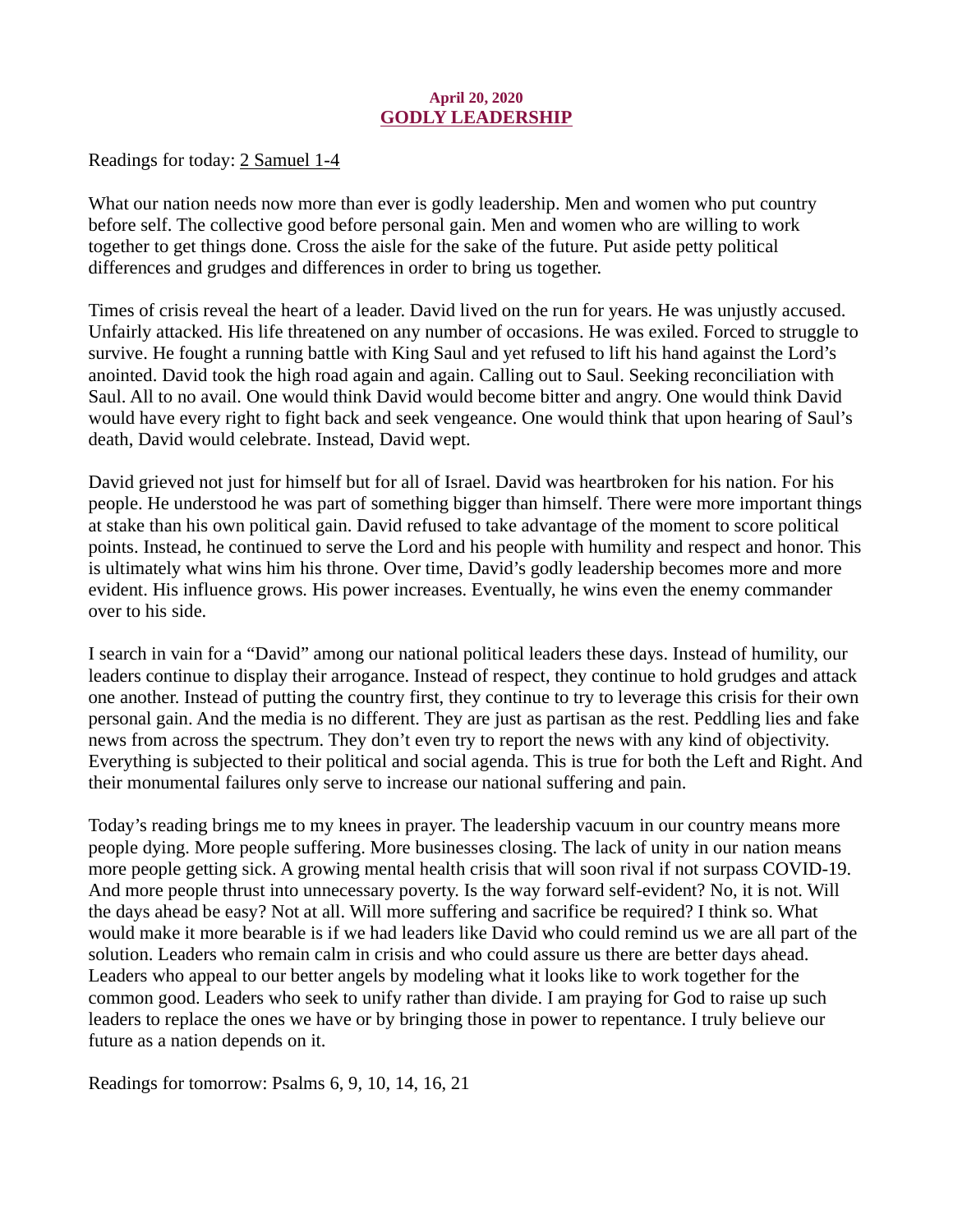**April 20, 2020**

# GODLY LEADERSHIP

Readings for today: 2 Samuel 1-4

What our nation needs now more than ever is godly leadership. Men and women who put country before self. The collective good before personal gain. Men and women who are willing to work together to get things done. Cross the aisle for the sake of the future. Put aside petty political differences and grudges and differences in order to bring us together.

Times of crisis reveal the heart of a leader. David lived on the run for years. He was unjustly accused. Unfairly attacked. His life threatened on any number of occasions. He was exiled. Forced to struggle to survive. He fought a running battle with King Saul and yet refused to lift his hand against the Lord's anointed. David took the high road again and again. Calling out to Saul. Seeking reconciliation with Saul. All to no avail. One would think David would become bitter and angry. One would think David would have every right to fight back and seek vengeance. One would think that upon hearing of Saul's death, David would celebrate. Instead, David wept.

David grieved not just for himself but for all of Israel. David was heartbroken for his nation. For his people. He understood he was part of something bigger than himself. There were more important things at stake than his own political gain. David refused to take advantage of the moment to score political points. Instead, he continued to serve the Lord and his people with humility and respect and honor. This is ultimately what wins him his throne. Over time, David's godly leadership becomes more and more evident. His influence grows. His power increases. Eventually, he wins even the enemy commander over to his side.

I search in vain for a "David" among our national political leaders these days. Instead of humility, our leaders continue to display their arrogance. Instead of respect, they continue to hold grudges and attack one another. Instead of putting the country first, they continue to try to leverage this crisis for their own personal gain. And the media is no different. They are just as partisan as the rest. Peddling lies and fake news from across the spectrum. They don't even try to report the news with any kind of objectivity. Everything is subjected to their political and social agenda. This is true for both the Left and Right. And their monumental failures only serve to increase our national suffering and pain.

Today's reading brings me to my knees in prayer. The leadership vacuum in our country means more people dying. More people suffering. More businesses closing. The lack of unity in our nation means more people getting sick. A growing mental health crisis that will soon rival if not surpass COVID-19. And more people thrust into unnecessary poverty. Is the way forward self-evident? No, it is not. Will the days ahead be easy? Not at all. Will more suffering and sacrifice be required? I think so. What would make it more bearable is if we had leaders like David who could remind us we are all part of the solution. Leaders who remain calm in crisis and who could assure us there are better days ahead. Leaders who appeal to our better angels by modeling what it looks like to work together for the common good. Leaders who seek to unify rather than divide. I am praying for God to raise up such leaders to replace the ones we have or by bringing those in power to repentance. I truly believe our future as a nation depends on it.

Readings for tomorrow: Psalms 6, 9, 10, 14, 16, 21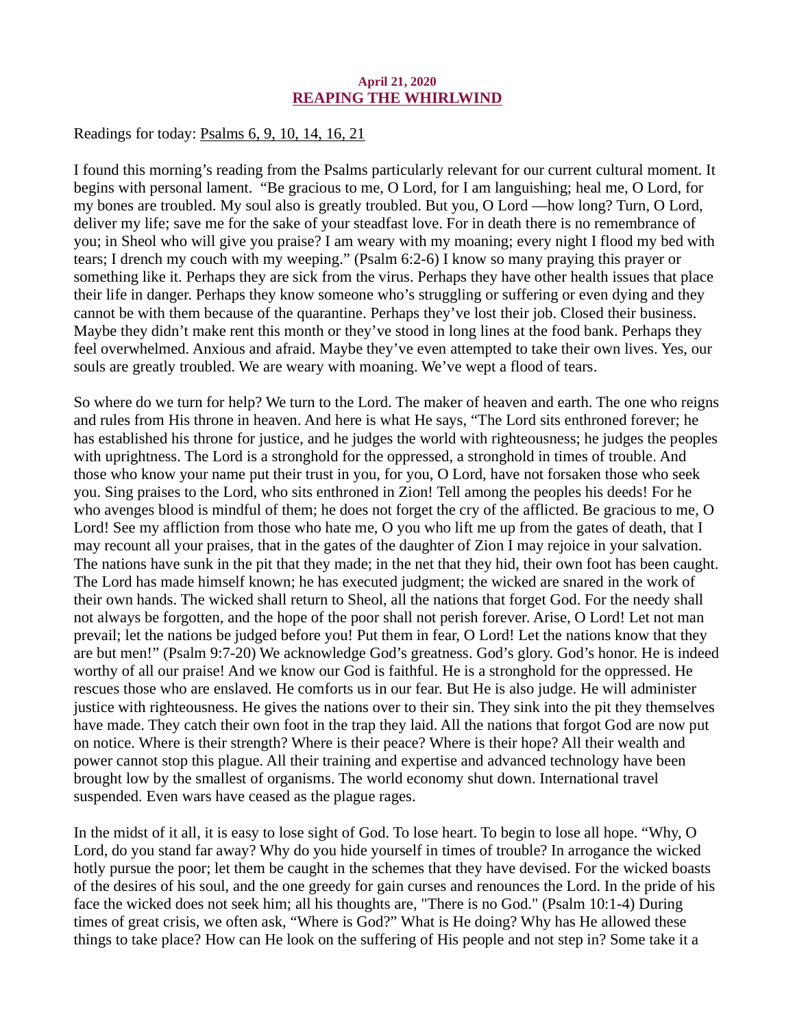April 21, 2020

## [REAPING THE WHIRLWIND]

Readings for today: Psalms 6, 9, 10, 14, 16, 21

I found this morning's reading from the Psalms particularly relevant for our current cultural moment. It begins with personal lament. "Be gracious to me, O Lord, for I am languishing; heal me, O Lord, for my bones are troubled. My soul also is greatly troubled. But you, O Lord —how long? Turn, O Lord, deliver my life; save me for the sake of your steadfast love. For in death there is no remembrance of you; in Sheol who will give you praise? I am weary with my moaning; every night I flood my bed with tears; I drench my couch with my weeping." (Psalm 6:2-6) I know so many praying this prayer or something like it. Perhaps they are sick from the virus. Perhaps they have other health issues that place their life in danger. Perhaps they know someone who's struggling or suffering or even dying and they cannot be with them because of the quarantine. Perhaps they've lost their job. Closed their business. Maybe they didn't make rent this month or they've stood in long lines at the food bank. Perhaps they feel overwhelmed. Anxious and afraid. Maybe they've even attempted to take their own lives. Yes, our souls are greatly troubled. We are weary with moaning. We've wept a flood of tears.

So where do we turn for help? We turn to the Lord. The maker of heaven and earth. The one who reigns and rules from His throne in heaven. And here is what He says, "The Lord sits enthroned forever; he has established his throne for justice, and he judges the world with righteousness; he judges the peoples with uprightness. The Lord is a stronghold for the oppressed, a stronghold in times of trouble. And those who know your name put their trust in you, for you, O Lord, have not forsaken those who seek you. Sing praises to the Lord, who sits enthroned in Zion! Tell among the peoples his deeds! For he who avenges blood is mindful of them; he does not forget the cry of the afflicted. Be gracious to me, O Lord! See my affliction from those who hate me, O you who lift me up from the gates of death, that I may recount all your praises, that in the gates of the daughter of Zion I may rejoice in your salvation. The nations have sunk in the pit that they made; in the net that they hid, their own foot has been caught. The Lord has made himself known; he has executed judgment; the wicked are snared in the work of their own hands. The wicked shall return to Sheol, all the nations that forget God. For the needy shall not always be forgotten, and the hope of the poor shall not perish forever. Arise, O Lord! Let not man prevail; let the nations be judged before you! Put them in fear, O Lord! Let the nations know that they are but men!" (Psalm 9:7-20) We acknowledge God's greatness. God's glory. God's honor. He is indeed worthy of all our praise! And we know our God is faithful. He is a stronghold for the oppressed. He rescues those who are enslaved. He comforts us in our fear. But He is also judge. He will administer justice with righteousness. He gives the nations over to their sin. They sink into the pit they themselves have made. They catch their own foot in the trap they laid. All the nations that forgot God are now put on notice. Where is their strength? Where is their peace? Where is their hope? All their wealth and power cannot stop this plague. All their training and expertise and advanced technology have been brought low by the smallest of organisms. The world economy shut down. International travel suspended. Even wars have ceased as the plague rages.

In the midst of it all, it is easy to lose sight of God. To lose heart. To begin to lose all hope. "Why, O Lord, do you stand far away? Why do you hide yourself in times of trouble? In arrogance the wicked hotly pursue the poor; let them be caught in the schemes that they have devised. For the wicked boasts of the desires of his soul, and the one greedy for gain curses and renounces the Lord. In the pride of his face the wicked does not seek him; all his thoughts are, "There is no God." (Psalm 10:1-4) During times of great crisis, we often ask, "Where is God?" What is He doing? Why has He allowed these things to take place? How can He look on the suffering of His people and not step in? Some take it a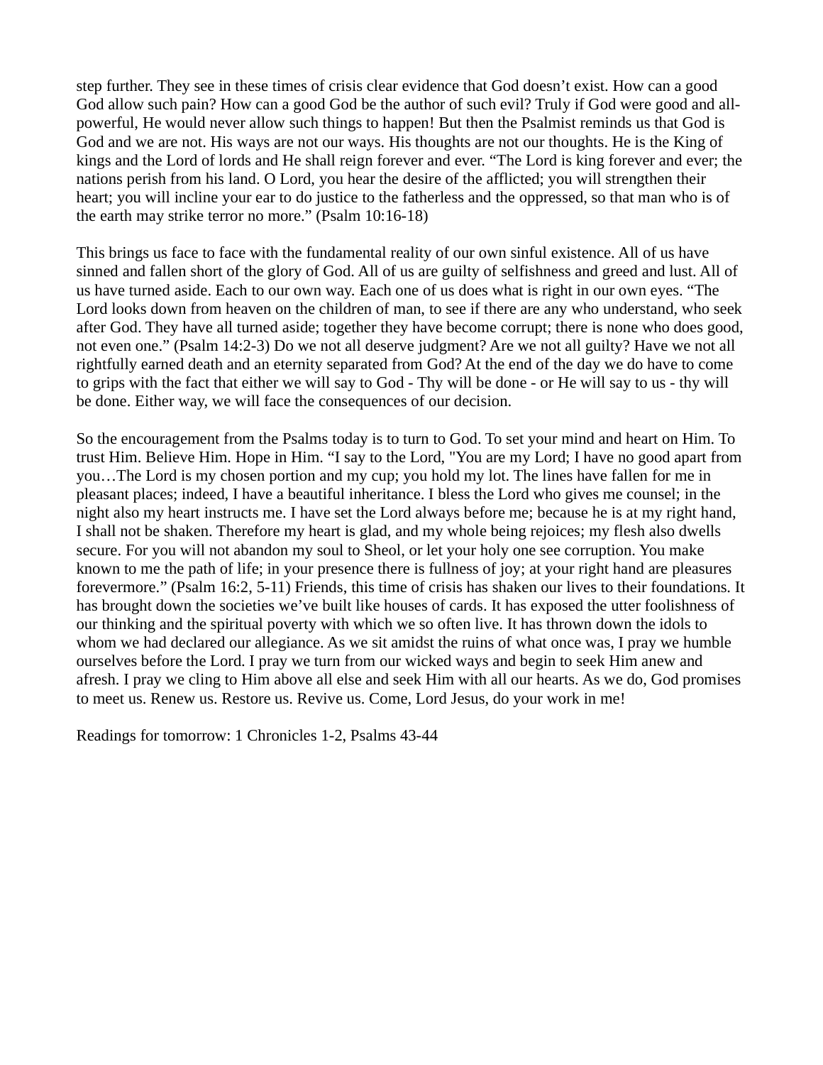step further. They see in these times of crisis clear evidence that God doesn't exist. How can a good God allow such pain? How can a good God be the author of such evil? Truly if God were good and all-powerful, He would never allow such things to happen! But then the Psalmist reminds us that God is God and we are not. His ways are not our ways. His thoughts are not our thoughts. He is the King of kings and the Lord of lords and He shall reign forever and ever. "The Lord is king forever and ever; the nations perish from his land. O Lord, you hear the desire of the afflicted; you will strengthen their heart; you will incline your ear to do justice to the fatherless and the oppressed, so that man who is of the earth may strike terror no more." (Psalm 10:16-18)

This brings us face to face with the fundamental reality of our own sinful existence. All of us have sinned and fallen short of the glory of God. All of us are guilty of selfishness and greed and lust. All of us have turned aside. Each to our own way. Each one of us does what is right in our own eyes. "The Lord looks down from heaven on the children of man, to see if there are any who understand, who seek after God. They have all turned aside; together they have become corrupt; there is none who does good, not even one." (Psalm 14:2-3) Do we not all deserve judgment? Are we not all guilty? Have we not all rightfully earned death and an eternity separated from God? At the end of the day we do have to come to grips with the fact that either we will say to God - Thy will be done - or He will say to us - thy will be done. Either way, we will face the consequences of our decision.

So the encouragement from the Psalms today is to turn to God. To set your mind and heart on Him. To trust Him. Believe Him. Hope in Him. "I say to the Lord, "You are my Lord; I have no good apart from you…The Lord is my chosen portion and my cup; you hold my lot. The lines have fallen for me in pleasant places; indeed, I have a beautiful inheritance. I bless the Lord who gives me counsel; in the night also my heart instructs me. I have set the Lord always before me; because he is at my right hand, I shall not be shaken. Therefore my heart is glad, and my whole being rejoices; my flesh also dwells secure. For you will not abandon my soul to Sheol, or let your holy one see corruption. You make known to me the path of life; in your presence there is fullness of joy; at your right hand are pleasures forevermore." (Psalm 16:2, 5-11) Friends, this time of crisis has shaken our lives to their foundations. It has brought down the societies we've built like houses of cards. It has exposed the utter foolishness of our thinking and the spiritual poverty with which we so often live. It has thrown down the idols to whom we had declared our allegiance. As we sit amidst the ruins of what once was, I pray we humble ourselves before the Lord. I pray we turn from our wicked ways and begin to seek Him anew and afresh. I pray we cling to Him above all else and seek Him with all our hearts. As we do, God promises to meet us. Renew us. Restore us. Revive us. Come, Lord Jesus, do your work in me!

Readings for tomorrow: 1 Chronicles 1-2, Psalms 43-44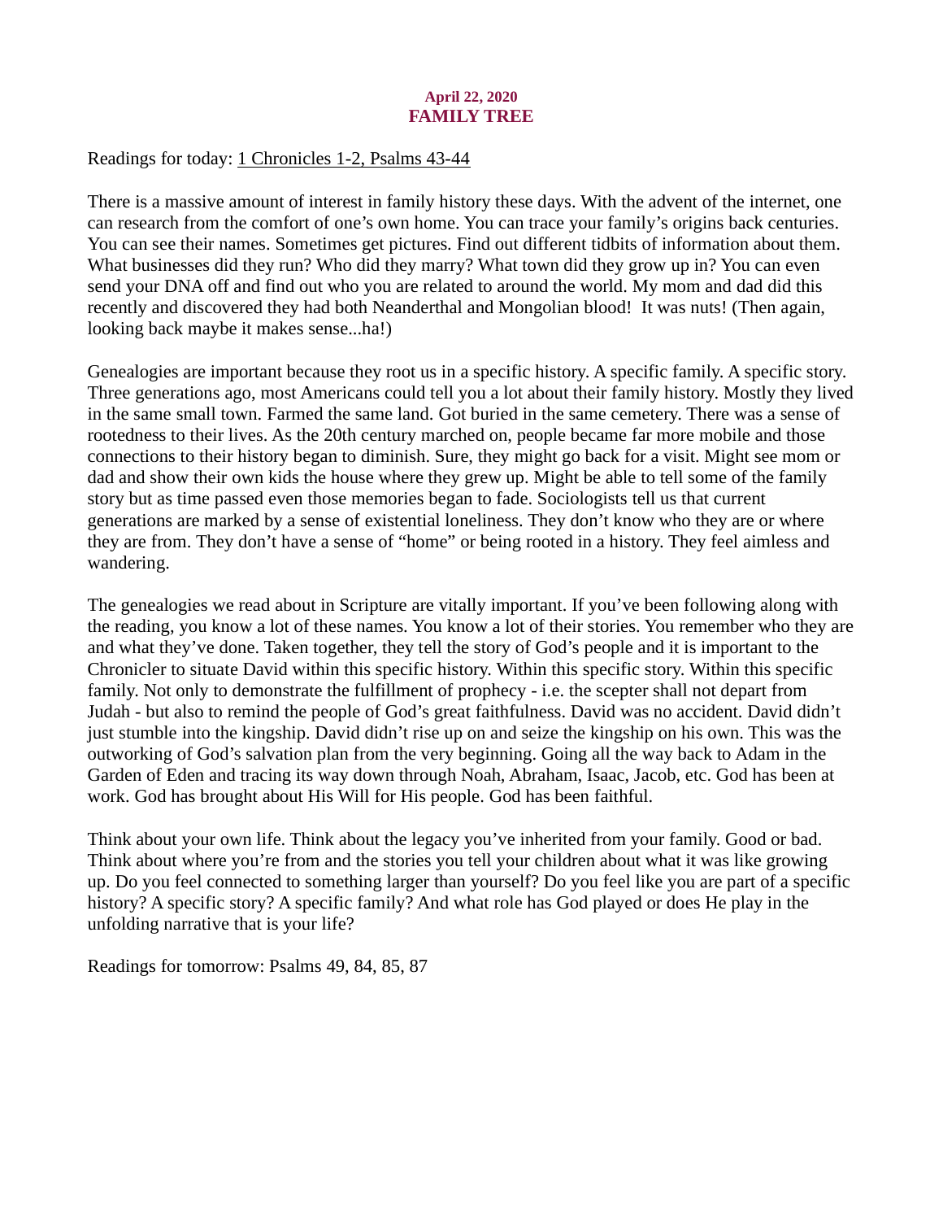**April 22, 2020**

# FAMILY TREE

Readings for today: 1 Chronicles 1-2, Psalms 43-44

There is a massive amount of interest in family history these days. With the advent of the internet, one can research from the comfort of one's own home. You can trace your family's origins back centuries. You can see their names. Sometimes get pictures. Find out different tidbits of information about them. What businesses did they run? Who did they marry? What town did they grow up in? You can even send your DNA off and find out who you are related to around the world. My mom and dad did this recently and discovered they had both Neanderthal and Mongolian blood! It was nuts! (Then again, looking back maybe it makes sense...ha!)

Genealogies are important because they root us in a specific history. A specific family. A specific story. Three generations ago, most Americans could tell you a lot about their family history. Mostly they lived in the same small town. Farmed the same land. Got buried in the same cemetery. There was a sense of rootedness to their lives. As the 20th century marched on, people became far more mobile and those connections to their history began to diminish. Sure, they might go back for a visit. Might see mom or dad and show their own kids the house where they grew up. Might be able to tell some of the family story but as time passed even those memories began to fade. Sociologists tell us that current generations are marked by a sense of existential loneliness. They don't know who they are or where they are from. They don't have a sense of "home" or being rooted in a history. They feel aimless and wandering.

The genealogies we read about in Scripture are vitally important. If you've been following along with the reading, you know a lot of these names. You know a lot of their stories. You remember who they are and what they've done. Taken together, they tell the story of God's people and it is important to the Chronicler to situate David within this specific history. Within this specific story. Within this specific family. Not only to demonstrate the fulfillment of prophecy - i.e. the scepter shall not depart from Judah - but also to remind the people of God's great faithfulness. David was no accident. David didn't just stumble into the kingship. David didn't rise up on and seize the kingship on his own. This was the outworking of God's salvation plan from the very beginning. Going all the way back to Adam in the Garden of Eden and tracing its way down through Noah, Abraham, Isaac, Jacob, etc. God has been at work. God has brought about His Will for His people. God has been faithful.

Think about your own life. Think about the legacy you've inherited from your family. Good or bad. Think about where you're from and the stories you tell your children about what it was like growing up. Do you feel connected to something larger than yourself? Do you feel like you are part of a specific history? A specific story? A specific family? And what role has God played or does He play in the unfolding narrative that is your life?

Readings for tomorrow: Psalms 49, 84, 85, 87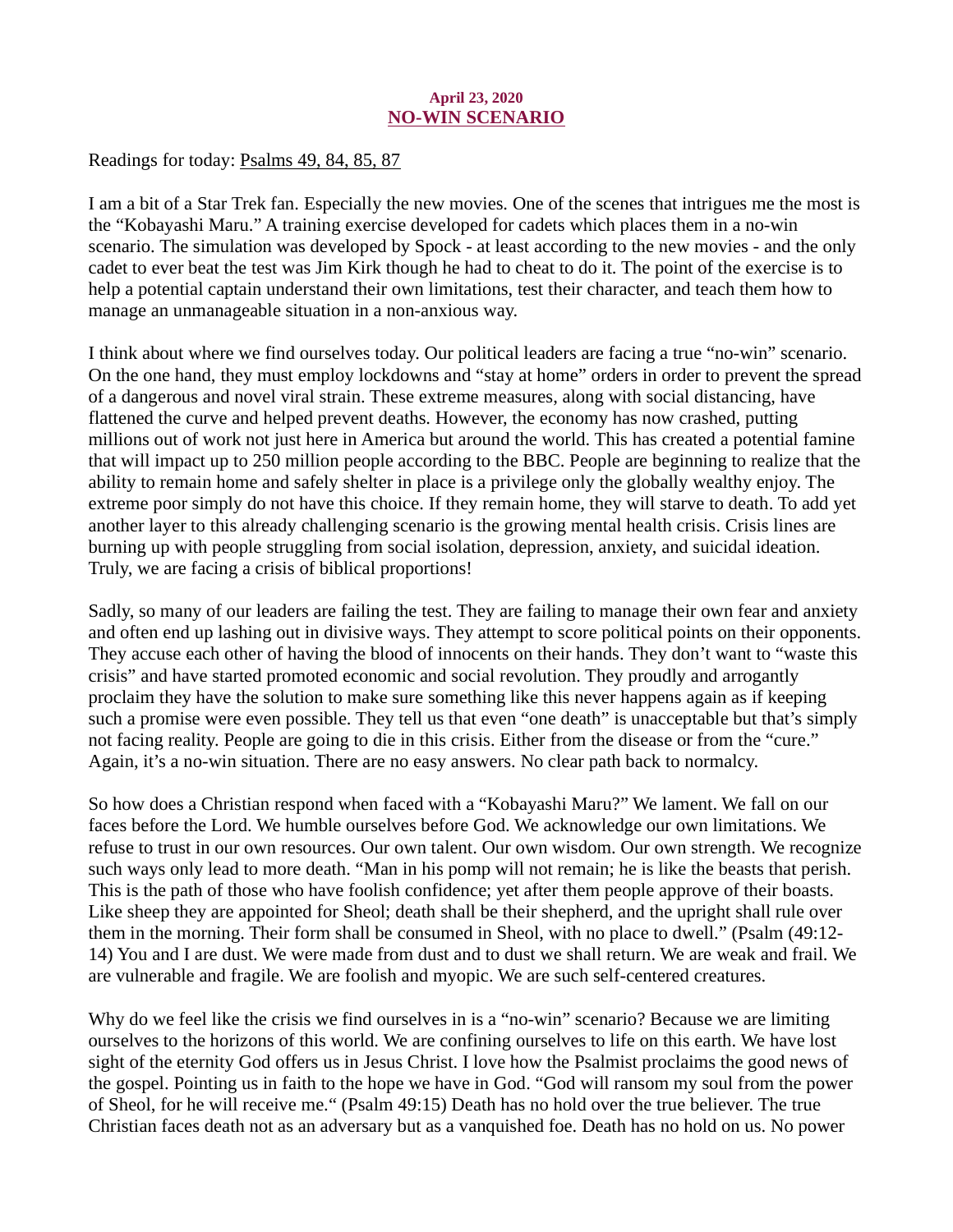**April 23, 2020**

## NO-WIN SCENARIO

Readings for today: Psalms 49, 84, 85, 87

I am a bit of a Star Trek fan. Especially the new movies. One of the scenes that intrigues me the most is the "Kobayashi Maru." A training exercise developed for cadets which places them in a no-win scenario. The simulation was developed by Spock - at least according to the new movies - and the only cadet to ever beat the test was Jim Kirk though he had to cheat to do it. The point of the exercise is to help a potential captain understand their own limitations, test their character, and teach them how to manage an unmanageable situation in a non-anxious way.

I think about where we find ourselves today. Our political leaders are facing a true "no-win" scenario. On the one hand, they must employ lockdowns and "stay at home" orders in order to prevent the spread of a dangerous and novel viral strain. These extreme measures, along with social distancing, have flattened the curve and helped prevent deaths. However, the economy has now crashed, putting millions out of work not just here in America but around the world. This has created a potential famine that will impact up to 250 million people according to the BBC. People are beginning to realize that the ability to remain home and safely shelter in place is a privilege only the globally wealthy enjoy. The extreme poor simply do not have this choice. If they remain home, they will starve to death. To add yet another layer to this already challenging scenario is the growing mental health crisis. Crisis lines are burning up with people struggling from social isolation, depression, anxiety, and suicidal ideation. Truly, we are facing a crisis of biblical proportions!

Sadly, so many of our leaders are failing the test. They are failing to manage their own fear and anxiety and often end up lashing out in divisive ways. They attempt to score political points on their opponents. They accuse each other of having the blood of innocents on their hands. They don't want to "waste this crisis" and have started promoted economic and social revolution. They proudly and arrogantly proclaim they have the solution to make sure something like this never happens again as if keeping such a promise were even possible. They tell us that even "one death" is unacceptable but that's simply not facing reality. People are going to die in this crisis. Either from the disease or from the "cure." Again, it's a no-win situation. There are no easy answers. No clear path back to normalcy.

So how does a Christian respond when faced with a "Kobayashi Maru?" We lament. We fall on our faces before the Lord. We humble ourselves before God. We acknowledge our own limitations. We refuse to trust in our own resources. Our own talent. Our own wisdom. Our own strength. We recognize such ways only lead to more death. "Man in his pomp will not remain; he is like the beasts that perish. This is the path of those who have foolish confidence; yet after them people approve of their boasts. Like sheep they are appointed for Sheol; death shall be their shepherd, and the upright shall rule over them in the morning. Their form shall be consumed in Sheol, with no place to dwell." (Psalm (49:12-14) You and I are dust. We were made from dust and to dust we shall return. We are weak and frail. We are vulnerable and fragile. We are foolish and myopic. We are such self-centered creatures.

Why do we feel like the crisis we find ourselves in is a "no-win" scenario? Because we are limiting ourselves to the horizons of this world. We are confining ourselves to life on this earth. We have lost sight of the eternity God offers us in Jesus Christ. I love how the Psalmist proclaims the good news of the gospel. Pointing us in faith to the hope we have in God. "God will ransom my soul from the power of Sheol, for he will receive me." (Psalm 49:15) Death has no hold over the true believer. The true Christian faces death not as an adversary but as a vanquished foe. Death has no hold on us. No power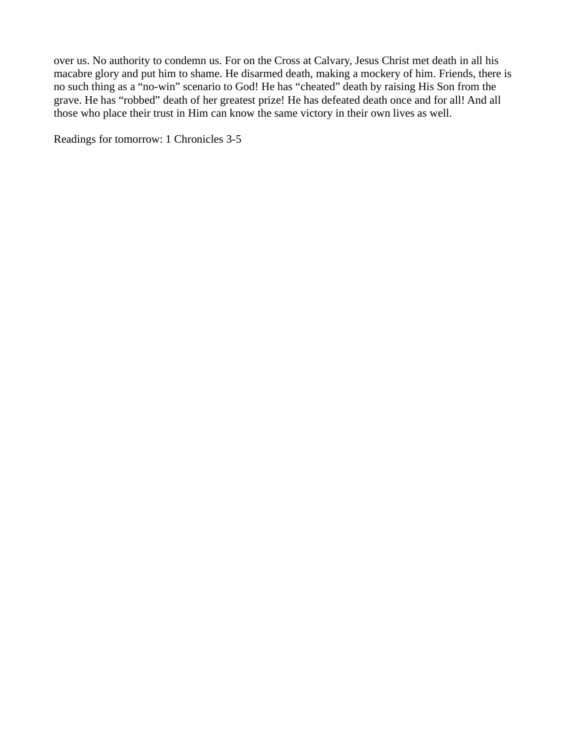over us. No authority to condemn us. For on the Cross at Calvary, Jesus Christ met death in all his macabre glory and put him to shame. He disarmed death, making a mockery of him. Friends, there is no such thing as a “no-win” scenario to God! He has “cheated” death by raising His Son from the grave. He has “robbed” death of her greatest prize! He has defeated death once and for all! And all those who place their trust in Him can know the same victory in their own lives as well.

Readings for tomorrow: 1 Chronicles 3-5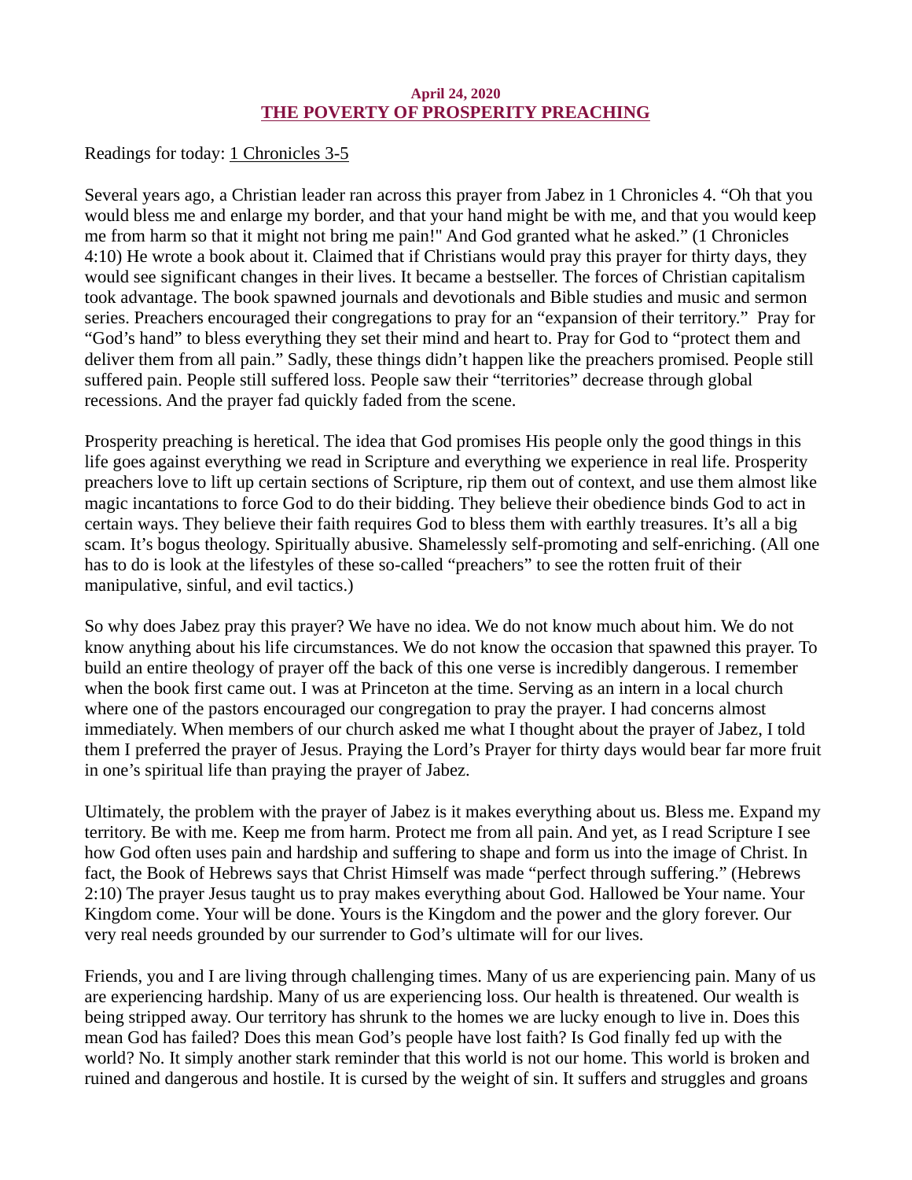**April 24, 2020**

## THE POVERTY OF PROSPERITY PREACHING

Readings for today: 1 Chronicles 3-5

Several years ago, a Christian leader ran across this prayer from Jabez in 1 Chronicles 4. "Oh that you would bless me and enlarge my border, and that your hand might be with me, and that you would keep me from harm so that it might not bring me pain!" And God granted what he asked." (1 Chronicles 4:10) He wrote a book about it. Claimed that if Christians would pray this prayer for thirty days, they would see significant changes in their lives. It became a bestseller. The forces of Christian capitalism took advantage. The book spawned journals and devotionals and Bible studies and music and sermon series. Preachers encouraged their congregations to pray for an "expansion of their territory." Pray for "God's hand" to bless everything they set their mind and heart to. Pray for God to "protect them and deliver them from all pain." Sadly, these things didn't happen like the preachers promised. People still suffered pain. People still suffered loss. People saw their "territories" decrease through global recessions. And the prayer fad quickly faded from the scene.

Prosperity preaching is heretical. The idea that God promises His people only the good things in this life goes against everything we read in Scripture and everything we experience in real life. Prosperity preachers love to lift up certain sections of Scripture, rip them out of context, and use them almost like magic incantations to force God to do their bidding. They believe their obedience binds God to act in certain ways. They believe their faith requires God to bless them with earthly treasures. It's all a big scam. It's bogus theology. Spiritually abusive. Shamelessly self-promoting and self-enriching. (All one has to do is look at the lifestyles of these so-called "preachers" to see the rotten fruit of their manipulative, sinful, and evil tactics.)

So why does Jabez pray this prayer? We have no idea. We do not know much about him. We do not know anything about his life circumstances. We do not know the occasion that spawned this prayer. To build an entire theology of prayer off the back of this one verse is incredibly dangerous. I remember when the book first came out. I was at Princeton at the time. Serving as an intern in a local church where one of the pastors encouraged our congregation to pray the prayer. I had concerns almost immediately. When members of our church asked me what I thought about the prayer of Jabez, I told them I preferred the prayer of Jesus. Praying the Lord's Prayer for thirty days would bear far more fruit in one's spiritual life than praying the prayer of Jabez.

Ultimately, the problem with the prayer of Jabez is it makes everything about us. Bless me. Expand my territory. Be with me. Keep me from harm. Protect me from all pain. And yet, as I read Scripture I see how God often uses pain and hardship and suffering to shape and form us into the image of Christ. In fact, the Book of Hebrews says that Christ Himself was made "perfect through suffering." (Hebrews 2:10) The prayer Jesus taught us to pray makes everything about God. Hallowed be Your name. Your Kingdom come. Your will be done. Yours is the Kingdom and the power and the glory forever. Our very real needs grounded by our surrender to God's ultimate will for our lives.

Friends, you and I are living through challenging times. Many of us are experiencing pain. Many of us are experiencing hardship. Many of us are experiencing loss. Our health is threatened. Our wealth is being stripped away. Our territory has shrunk to the homes we are lucky enough to live in. Does this mean God has failed? Does this mean God's people have lost faith? Is God finally fed up with the world? No. It simply another stark reminder that this world is not our home. This world is broken and ruined and dangerous and hostile. It is cursed by the weight of sin. It suffers and struggles and groans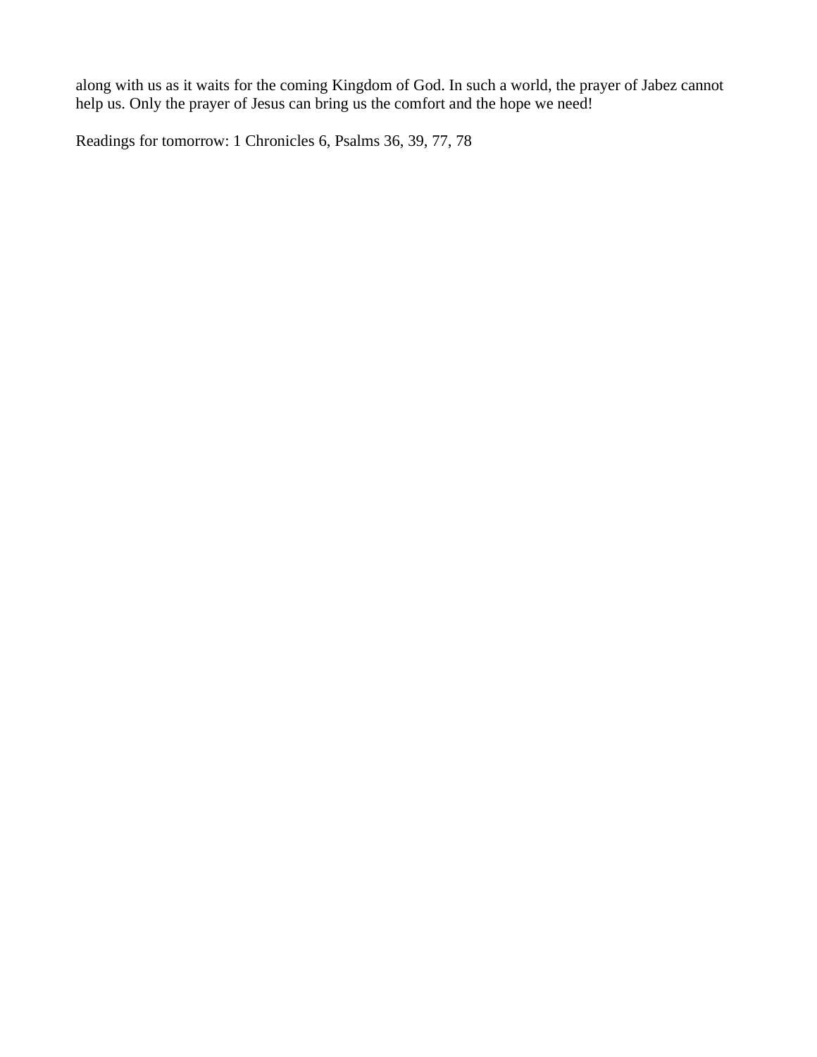along with us as it waits for the coming Kingdom of God. In such a world, the prayer of Jabez cannot help us. Only the prayer of Jesus can bring us the comfort and the hope we need!

Readings for tomorrow: 1 Chronicles 6, Psalms 36, 39, 77, 78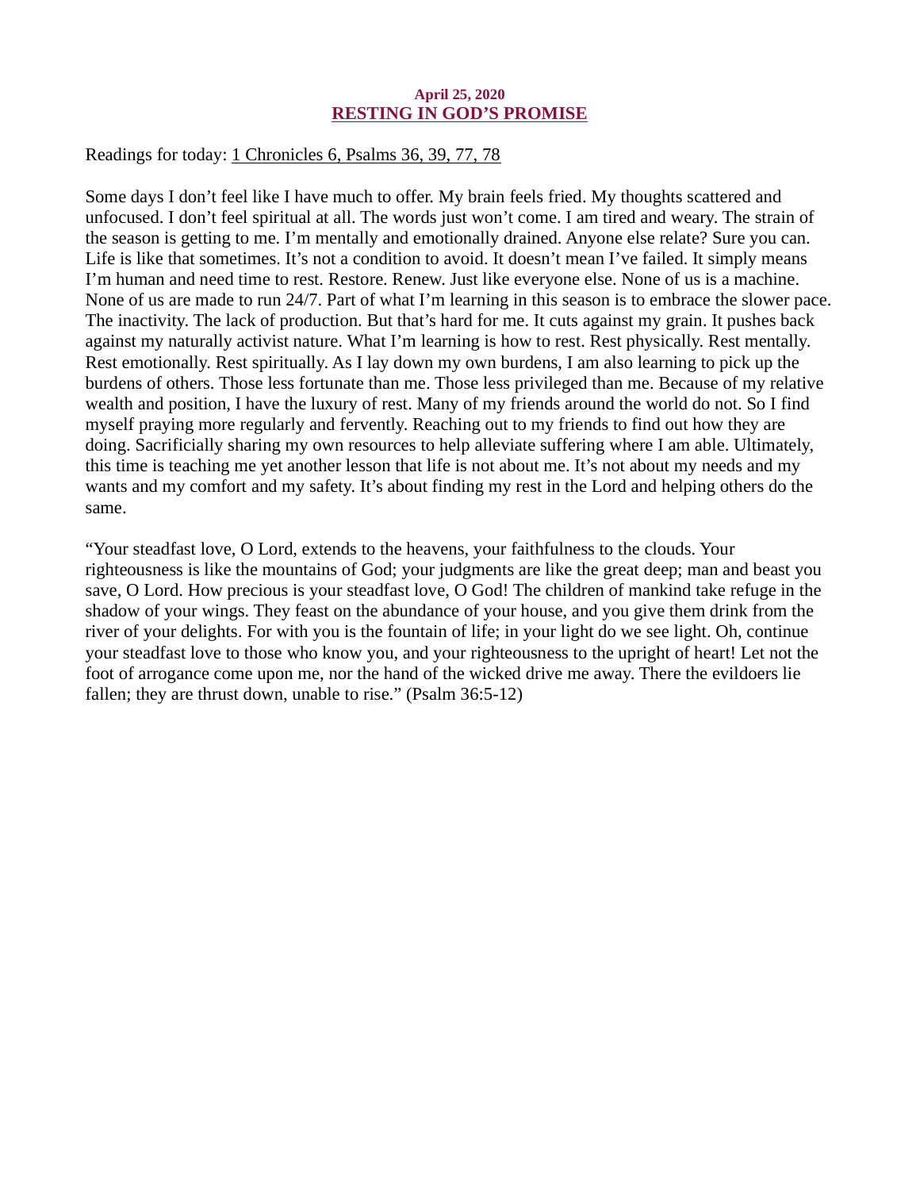**April 25, 2020**

## RESTING IN GOD'S PROMISE

Readings for today: 1 Chronicles 6, Psalms 36, 39, 77, 78

Some days I don't feel like I have much to offer. My brain feels fried. My thoughts scattered and unfocused. I don't feel spiritual at all. The words just won't come. I am tired and weary. The strain of the season is getting to me. I'm mentally and emotionally drained. Anyone else relate? Sure you can. Life is like that sometimes. It's not a condition to avoid. It doesn't mean I've failed. It simply means I'm human and need time to rest. Restore. Renew. Just like everyone else. None of us is a machine. None of us are made to run 24/7. Part of what I'm learning in this season is to embrace the slower pace. The inactivity. The lack of production. But that's hard for me. It cuts against my grain. It pushes back against my naturally activist nature. What I'm learning is how to rest. Rest physically. Rest mentally. Rest emotionally. Rest spiritually. As I lay down my own burdens, I am also learning to pick up the burdens of others. Those less fortunate than me. Those less privileged than me. Because of my relative wealth and position, I have the luxury of rest. Many of my friends around the world do not. So I find myself praying more regularly and fervently. Reaching out to my friends to find out how they are doing. Sacrificially sharing my own resources to help alleviate suffering where I am able. Ultimately, this time is teaching me yet another lesson that life is not about me. It's not about my needs and my wants and my comfort and my safety. It's about finding my rest in the Lord and helping others do the same.

"Your steadfast love, O Lord, extends to the heavens, your faithfulness to the clouds. Your righteousness is like the mountains of God; your judgments are like the great deep; man and beast you save, O Lord. How precious is your steadfast love, O God! The children of mankind take refuge in the shadow of your wings. They feast on the abundance of your house, and you give them drink from the river of your delights. For with you is the fountain of life; in your light do we see light. Oh, continue your steadfast love to those who know you, and your righteousness to the upright of heart! Let not the foot of arrogance come upon me, nor the hand of the wicked drive me away. There the evildoers lie fallen; they are thrust down, unable to rise." (Psalm 36:5-12)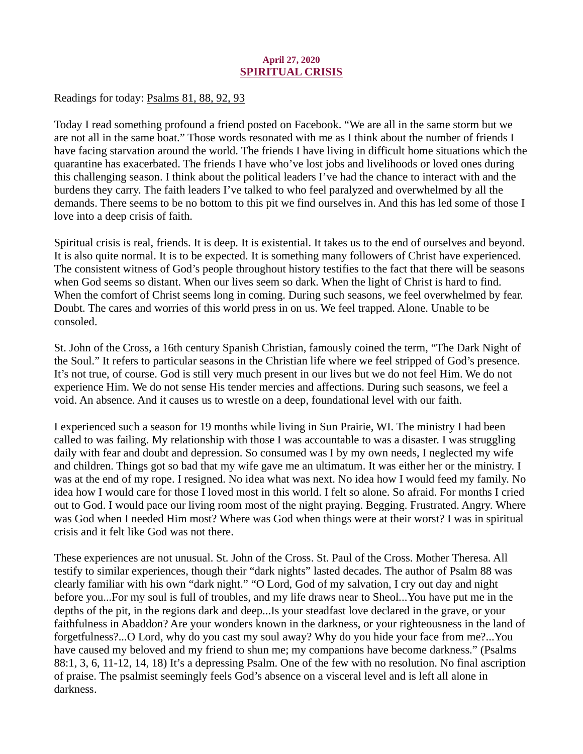**April 27, 2020**

## SPIRITUAL CRISIS

Readings for today: Psalms 81, 88, 92, 93

Today I read something profound a friend posted on Facebook. “We are all in the same storm but we are not all in the same boat.” Those words resonated with me as I think about the number of friends I have facing starvation around the world. The friends I have living in difficult home situations which the quarantine has exacerbated. The friends I have who’ve lost jobs and livelihoods or loved ones during this challenging season. I think about the political leaders I’ve had the chance to interact with and the burdens they carry. The faith leaders I’ve talked to who feel paralyzed and overwhelmed by all the demands. There seems to be no bottom to this pit we find ourselves in. And this has led some of those I love into a deep crisis of faith.

Spiritual crisis is real, friends. It is deep. It is existential. It takes us to the end of ourselves and beyond. It is also quite normal. It is to be expected. It is something many followers of Christ have experienced. The consistent witness of God’s people throughout history testifies to the fact that there will be seasons when God seems so distant. When our lives seem so dark. When the light of Christ is hard to find. When the comfort of Christ seems long in coming. During such seasons, we feel overwhelmed by fear. Doubt. The cares and worries of this world press in on us. We feel trapped. Alone. Unable to be consoled.

St. John of the Cross, a 16th century Spanish Christian, famously coined the term, “The Dark Night of the Soul.” It refers to particular seasons in the Christian life where we feel stripped of God’s presence. It’s not true, of course. God is still very much present in our lives but we do not feel Him. We do not experience Him. We do not sense His tender mercies and affections. During such seasons, we feel a void. An absence. And it causes us to wrestle on a deep, foundational level with our faith.

I experienced such a season for 19 months while living in Sun Prairie, WI. The ministry I had been called to was failing. My relationship with those I was accountable to was a disaster. I was struggling daily with fear and doubt and depression. So consumed was I by my own needs, I neglected my wife and children. Things got so bad that my wife gave me an ultimatum. It was either her or the ministry. I was at the end of my rope. I resigned. No idea what was next. No idea how I would feed my family. No idea how I would care for those I loved most in this world. I felt so alone. So afraid. For months I cried out to God. I would pace our living room most of the night praying. Begging. Frustrated. Angry. Where was God when I needed Him most? Where was God when things were at their worst? I was in spiritual crisis and it felt like God was not there.

These experiences are not unusual. St. John of the Cross. St. Paul of the Cross. Mother Theresa. All testify to similar experiences, though their “dark nights” lasted decades. The author of Psalm 88 was clearly familiar with his own “dark night.” “O Lord, God of my salvation, I cry out day and night before you...For my soul is full of troubles, and my life draws near to Sheol...You have put me in the depths of the pit, in the regions dark and deep...Is your steadfast love declared in the grave, or your faithfulness in Abaddon? Are your wonders known in the darkness, or your righteousness in the land of forgetfulness?...O Lord, why do you cast my soul away? Why do you hide your face from me?...You have caused my beloved and my friend to shun me; my companions have become darkness.” (Psalms 88:1, 3, 6, 11-12, 14, 18) It’s a depressing Psalm. One of the few with no resolution. No final ascription of praise. The psalmist seemingly feels God’s absence on a visceral level and is left all alone in darkness.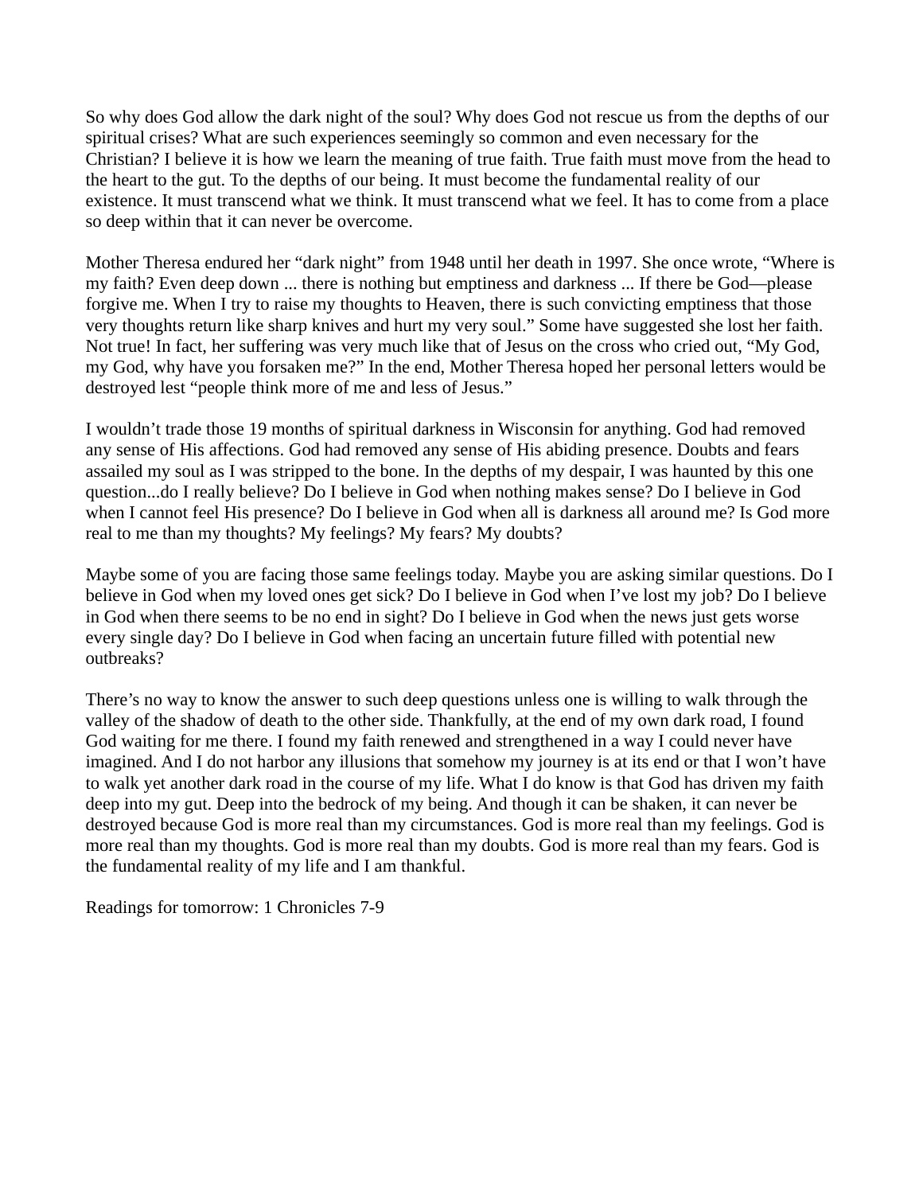So why does God allow the dark night of the soul? Why does God not rescue us from the depths of our spiritual crises? What are such experiences seemingly so common and even necessary for the Christian? I believe it is how we learn the meaning of true faith. True faith must move from the head to the heart to the gut. To the depths of our being. It must become the fundamental reality of our existence. It must transcend what we think. It must transcend what we feel. It has to come from a place so deep within that it can never be overcome.

Mother Theresa endured her "dark night" from 1948 until her death in 1997. She once wrote, "Where is my faith? Even deep down ... there is nothing but emptiness and darkness ... If there be God—please forgive me. When I try to raise my thoughts to Heaven, there is such convicting emptiness that those very thoughts return like sharp knives and hurt my very soul." Some have suggested she lost her faith. Not true! In fact, her suffering was very much like that of Jesus on the cross who cried out, "My God, my God, why have you forsaken me?" In the end, Mother Theresa hoped her personal letters would be destroyed lest "people think more of me and less of Jesus."

I wouldn't trade those 19 months of spiritual darkness in Wisconsin for anything. God had removed any sense of His affections. God had removed any sense of His abiding presence. Doubts and fears assailed my soul as I was stripped to the bone. In the depths of my despair, I was haunted by this one question...do I really believe? Do I believe in God when nothing makes sense? Do I believe in God when I cannot feel His presence? Do I believe in God when all is darkness all around me? Is God more real to me than my thoughts? My feelings? My fears? My doubts?

Maybe some of you are facing those same feelings today. Maybe you are asking similar questions. Do I believe in God when my loved ones get sick? Do I believe in God when I've lost my job? Do I believe in God when there seems to be no end in sight? Do I believe in God when the news just gets worse every single day? Do I believe in God when facing an uncertain future filled with potential new outbreaks?

There's no way to know the answer to such deep questions unless one is willing to walk through the valley of the shadow of death to the other side. Thankfully, at the end of my own dark road, I found God waiting for me there. I found my faith renewed and strengthened in a way I could never have imagined. And I do not harbor any illusions that somehow my journey is at its end or that I won't have to walk yet another dark road in the course of my life. What I do know is that God has driven my faith deep into my gut. Deep into the bedrock of my being. And though it can be shaken, it can never be destroyed because God is more real than my circumstances. God is more real than my feelings. God is more real than my thoughts. God is more real than my doubts. God is more real than my fears. God is the fundamental reality of my life and I am thankful.

Readings for tomorrow: 1 Chronicles 7-9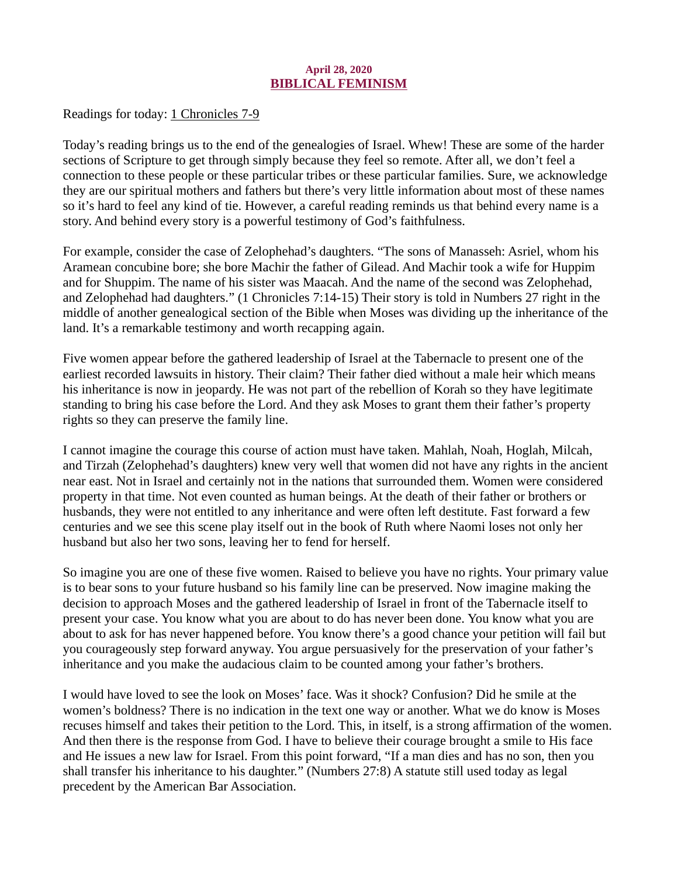**April 28, 2020**

# BIBLICAL FEMINISM

Readings for today: 1 Chronicles 7-9

Today's reading brings us to the end of the genealogies of Israel. Whew! These are some of the harder sections of Scripture to get through simply because they feel so remote. After all, we don't feel a connection to these people or these particular tribes or these particular families. Sure, we acknowledge they are our spiritual mothers and fathers but there's very little information about most of these names so it's hard to feel any kind of tie. However, a careful reading reminds us that behind every name is a story. And behind every story is a powerful testimony of God's faithfulness.

For example, consider the case of Zelophehad's daughters. "The sons of Manasseh: Asriel, whom his Aramean concubine bore; she bore Machir the father of Gilead. And Machir took a wife for Huppim and for Shuppim. The name of his sister was Maacah. And the name of the second was Zelophehad, and Zelophehad had daughters." (1 Chronicles 7:14-15) Their story is told in Numbers 27 right in the middle of another genealogical section of the Bible when Moses was dividing up the inheritance of the land. It's a remarkable testimony and worth recapping again.

Five women appear before the gathered leadership of Israel at the Tabernacle to present one of the earliest recorded lawsuits in history. Their claim? Their father died without a male heir which means his inheritance is now in jeopardy. He was not part of the rebellion of Korah so they have legitimate standing to bring his case before the Lord. And they ask Moses to grant them their father's property rights so they can preserve the family line.

I cannot imagine the courage this course of action must have taken. Mahlah, Noah, Hoglah, Milcah, and Tirzah (Zelophehad's daughters) knew very well that women did not have any rights in the ancient near east. Not in Israel and certainly not in the nations that surrounded them. Women were considered property in that time. Not even counted as human beings. At the death of their father or brothers or husbands, they were not entitled to any inheritance and were often left destitute. Fast forward a few centuries and we see this scene play itself out in the book of Ruth where Naomi loses not only her husband but also her two sons, leaving her to fend for herself.

So imagine you are one of these five women. Raised to believe you have no rights. Your primary value is to bear sons to your future husband so his family line can be preserved. Now imagine making the decision to approach Moses and the gathered leadership of Israel in front of the Tabernacle itself to present your case. You know what you are about to do has never been done. You know what you are about to ask for has never happened before. You know there's a good chance your petition will fail but you courageously step forward anyway. You argue persuasively for the preservation of your father's inheritance and you make the audacious claim to be counted among your father's brothers.

I would have loved to see the look on Moses' face. Was it shock? Confusion? Did he smile at the women's boldness? There is no indication in the text one way or another. What we do know is Moses recuses himself and takes their petition to the Lord. This, in itself, is a strong affirmation of the women. And then there is the response from God. I have to believe their courage brought a smile to His face and He issues a new law for Israel. From this point forward, "If a man dies and has no son, then you shall transfer his inheritance to his daughter." (Numbers 27:8) A statute still used today as legal precedent by the American Bar Association.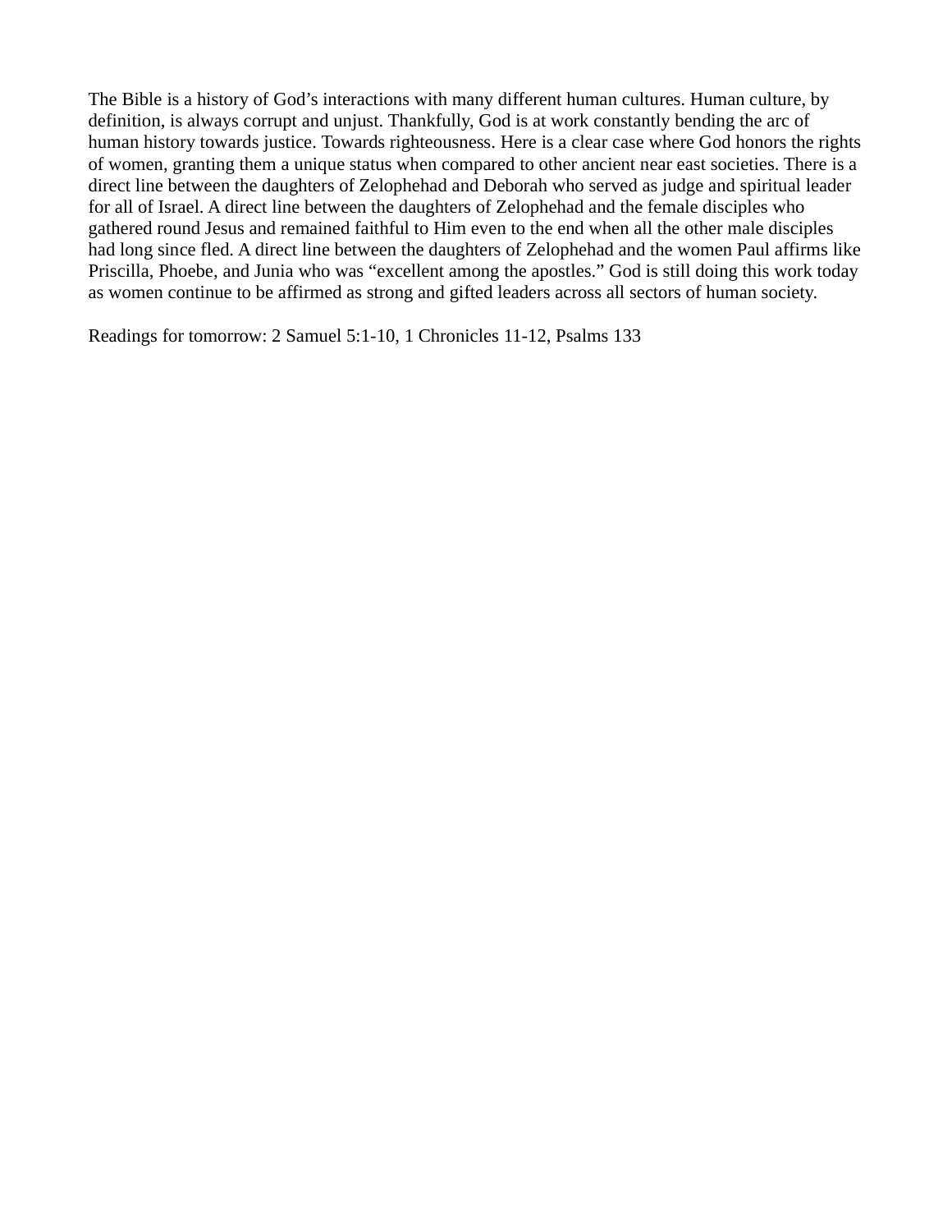The Bible is a history of God's interactions with many different human cultures. Human culture, by definition, is always corrupt and unjust. Thankfully, God is at work constantly bending the arc of human history towards justice. Towards righteousness. Here is a clear case where God honors the rights of women, granting them a unique status when compared to other ancient near east societies. There is a direct line between the daughters of Zelophehad and Deborah who served as judge and spiritual leader for all of Israel. A direct line between the daughters of Zelophehad and the female disciples who gathered round Jesus and remained faithful to Him even to the end when all the other male disciples had long since fled. A direct line between the daughters of Zelophehad and the women Paul affirms like Priscilla, Phoebe, and Junia who was "excellent among the apostles." God is still doing this work today as women continue to be affirmed as strong and gifted leaders across all sectors of human society.

Readings for tomorrow: 2 Samuel 5:1-10, 1 Chronicles 11-12, Psalms 133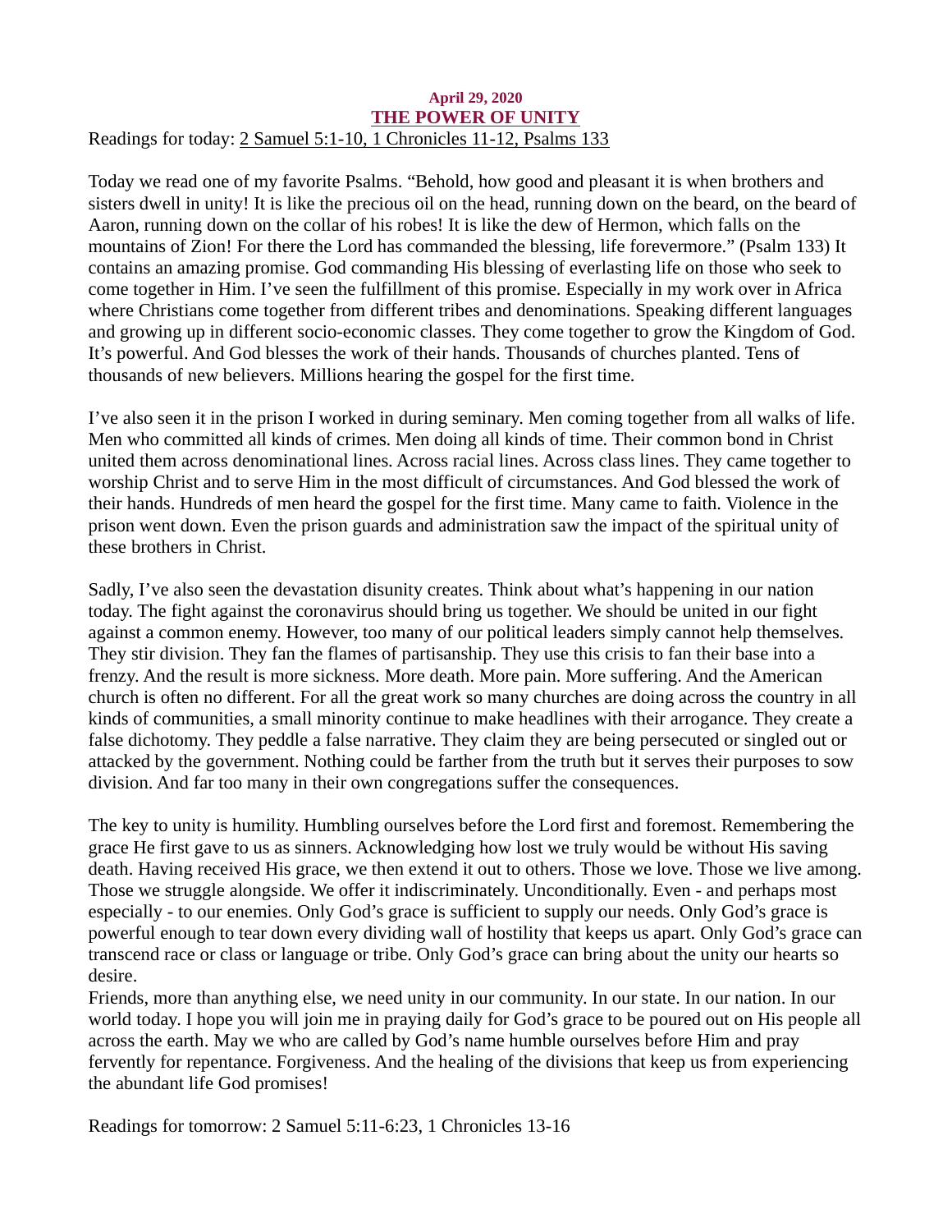**April 29, 2020**

## THE POWER OF UNITY

Readings for today: 2 Samuel 5:1-10, 1 Chronicles 11-12, Psalms 133

Today we read one of my favorite Psalms. "Behold, how good and pleasant it is when brothers and sisters dwell in unity! It is like the precious oil on the head, running down on the beard, on the beard of Aaron, running down on the collar of his robes! It is like the dew of Hermon, which falls on the mountains of Zion! For there the Lord has commanded the blessing, life forevermore." (Psalm 133) It contains an amazing promise. God commanding His blessing of everlasting life on those who seek to come together in Him. I've seen the fulfillment of this promise. Especially in my work over in Africa where Christians come together from different tribes and denominations. Speaking different languages and growing up in different socio-economic classes. They come together to grow the Kingdom of God. It's powerful. And God blesses the work of their hands. Thousands of churches planted. Tens of thousands of new believers. Millions hearing the gospel for the first time.

I've also seen it in the prison I worked in during seminary. Men coming together from all walks of life. Men who committed all kinds of crimes. Men doing all kinds of time. Their common bond in Christ united them across denominational lines. Across racial lines. Across class lines. They came together to worship Christ and to serve Him in the most difficult of circumstances. And God blessed the work of their hands. Hundreds of men heard the gospel for the first time. Many came to faith. Violence in the prison went down. Even the prison guards and administration saw the impact of the spiritual unity of these brothers in Christ.

Sadly, I've also seen the devastation disunity creates. Think about what's happening in our nation today. The fight against the coronavirus should bring us together. We should be united in our fight against a common enemy. However, too many of our political leaders simply cannot help themselves. They stir division. They fan the flames of partisanship. They use this crisis to fan their base into a frenzy. And the result is more sickness. More death. More pain. More suffering. And the American church is often no different. For all the great work so many churches are doing across the country in all kinds of communities, a small minority continue to make headlines with their arrogance. They create a false dichotomy. They peddle a false narrative. They claim they are being persecuted or singled out or attacked by the government. Nothing could be farther from the truth but it serves their purposes to sow division. And far too many in their own congregations suffer the consequences.

The key to unity is humility. Humbling ourselves before the Lord first and foremost. Remembering the grace He first gave to us as sinners. Acknowledging how lost we truly would be without His saving death. Having received His grace, we then extend it out to others. Those we love. Those we live among. Those we struggle alongside. We offer it indiscriminately. Unconditionally. Even - and perhaps most especially - to our enemies. Only God's grace is sufficient to supply our needs. Only God's grace is powerful enough to tear down every dividing wall of hostility that keeps us apart. Only God's grace can transcend race or class or language or tribe. Only God's grace can bring about the unity our hearts so desire.

Friends, more than anything else, we need unity in our community. In our state. In our nation. In our world today. I hope you will join me in praying daily for God's grace to be poured out on His people all across the earth. May we who are called by God's name humble ourselves before Him and pray fervently for repentance. Forgiveness. And the healing of the divisions that keep us from experiencing the abundant life God promises!

Readings for tomorrow: 2 Samuel 5:11-6:23, 1 Chronicles 13-16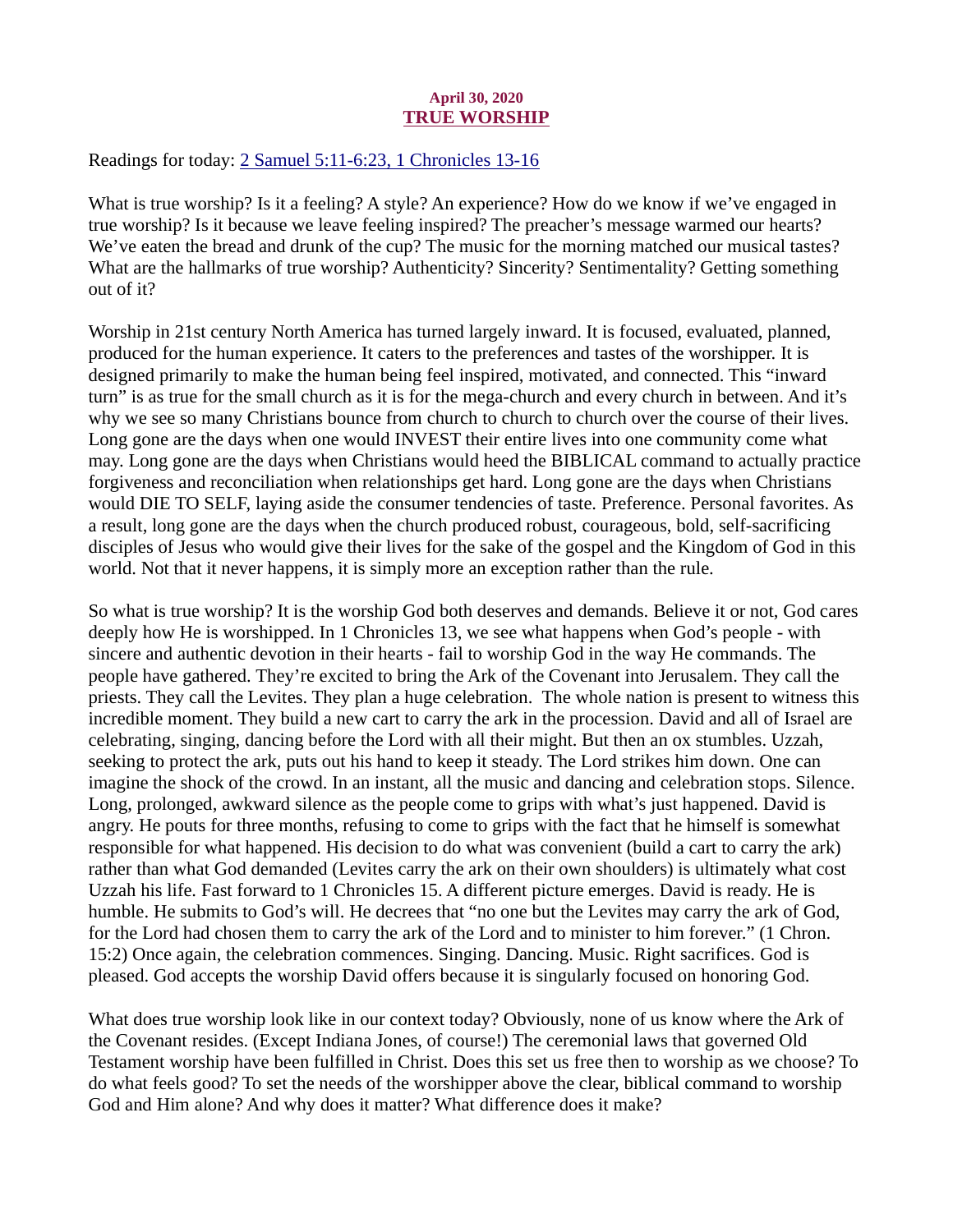April 30, 2020

# TRUE WORSHIP

Readings for today: 2 Samuel 5:11-6:23, 1 Chronicles 13-16

What is true worship? Is it a feeling? A style? An experience? How do we know if we've engaged in true worship? Is it because we leave feeling inspired? The preacher's message warmed our hearts? We've eaten the bread and drunk of the cup? The music for the morning matched our musical tastes? What are the hallmarks of true worship? Authenticity? Sincerity? Sentimentality? Getting something out of it?

Worship in 21st century North America has turned largely inward. It is focused, evaluated, planned, produced for the human experience. It caters to the preferences and tastes of the worshipper. It is designed primarily to make the human being feel inspired, motivated, and connected. This "inward turn" is as true for the small church as it is for the mega-church and every church in between. And it's why we see so many Christians bounce from church to church to church over the course of their lives. Long gone are the days when one would INVEST their entire lives into one community come what may. Long gone are the days when Christians would heed the BIBLICAL command to actually practice forgiveness and reconciliation when relationships get hard. Long gone are the days when Christians would DIE TO SELF, laying aside the consumer tendencies of taste. Preference. Personal favorites. As a result, long gone are the days when the church produced robust, courageous, bold, self-sacrificing disciples of Jesus who would give their lives for the sake of the gospel and the Kingdom of God in this world. Not that it never happens, it is simply more an exception rather than the rule.

So what is true worship? It is the worship God both deserves and demands. Believe it or not, God cares deeply how He is worshipped. In 1 Chronicles 13, we see what happens when God's people - with sincere and authentic devotion in their hearts - fail to worship God in the way He commands. The people have gathered. They're excited to bring the Ark of the Covenant into Jerusalem. They call the priests. They call the Levites. They plan a huge celebration. The whole nation is present to witness this incredible moment. They build a new cart to carry the ark in the procession. David and all of Israel are celebrating, singing, dancing before the Lord with all their might. But then an ox stumbles. Uzzah, seeking to protect the ark, puts out his hand to keep it steady. The Lord strikes him down. One can imagine the shock of the crowd. In an instant, all the music and dancing and celebration stops. Silence. Long, prolonged, awkward silence as the people come to grips with what's just happened. David is angry. He pouts for three months, refusing to come to grips with the fact that he himself is somewhat responsible for what happened. His decision to do what was convenient (build a cart to carry the ark) rather than what God demanded (Levites carry the ark on their own shoulders) is ultimately what cost Uzzah his life. Fast forward to 1 Chronicles 15. A different picture emerges. David is ready. He is humble. He submits to God's will. He decrees that "no one but the Levites may carry the ark of God, for the Lord had chosen them to carry the ark of the Lord and to minister to him forever." (1 Chron. 15:2) Once again, the celebration commences. Singing. Dancing. Music. Right sacrifices. God is pleased. God accepts the worship David offers because it is singularly focused on honoring God.

What does true worship look like in our context today? Obviously, none of us know where the Ark of the Covenant resides. (Except Indiana Jones, of course!) The ceremonial laws that governed Old Testament worship have been fulfilled in Christ. Does this set us free then to worship as we choose? To do what feels good? To set the needs of the worshipper above the clear, biblical command to worship God and Him alone? And why does it matter? What difference does it make?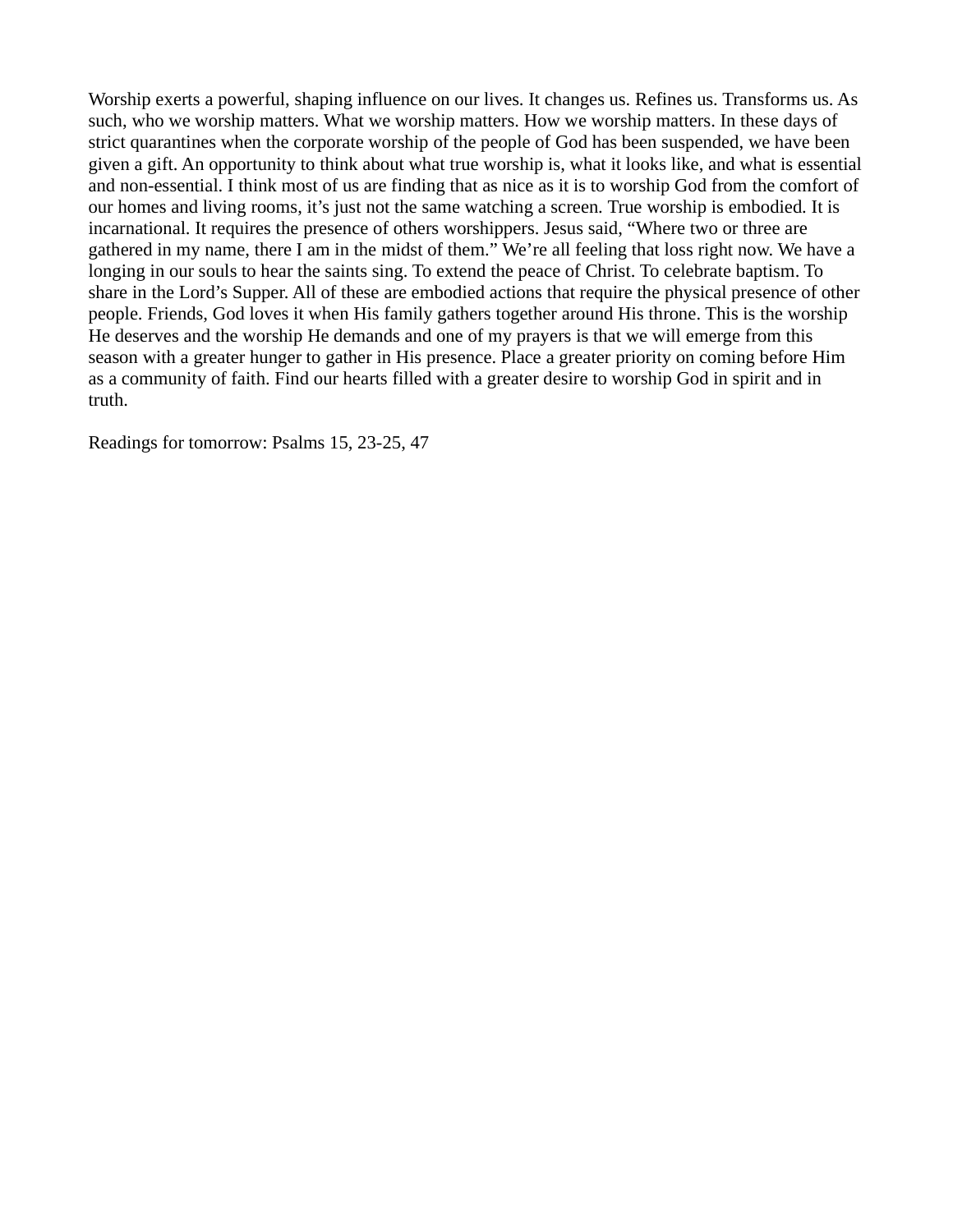Worship exerts a powerful, shaping influence on our lives. It changes us. Refines us. Transforms us. As such, who we worship matters. What we worship matters. How we worship matters. In these days of strict quarantines when the corporate worship of the people of God has been suspended, we have been given a gift. An opportunity to think about what true worship is, what it looks like, and what is essential and non-essential. I think most of us are finding that as nice as it is to worship God from the comfort of our homes and living rooms, it's just not the same watching a screen. True worship is embodied. It is incarnational. It requires the presence of others worshippers. Jesus said, "Where two or three are gathered in my name, there I am in the midst of them." We're all feeling that loss right now. We have a longing in our souls to hear the saints sing. To extend the peace of Christ. To celebrate baptism. To share in the Lord's Supper. All of these are embodied actions that require the physical presence of other people. Friends, God loves it when His family gathers together around His throne. This is the worship He deserves and the worship He demands and one of my prayers is that we will emerge from this season with a greater hunger to gather in His presence. Place a greater priority on coming before Him as a community of faith. Find our hearts filled with a greater desire to worship God in spirit and in truth.

Readings for tomorrow: Psalms 15, 23-25, 47